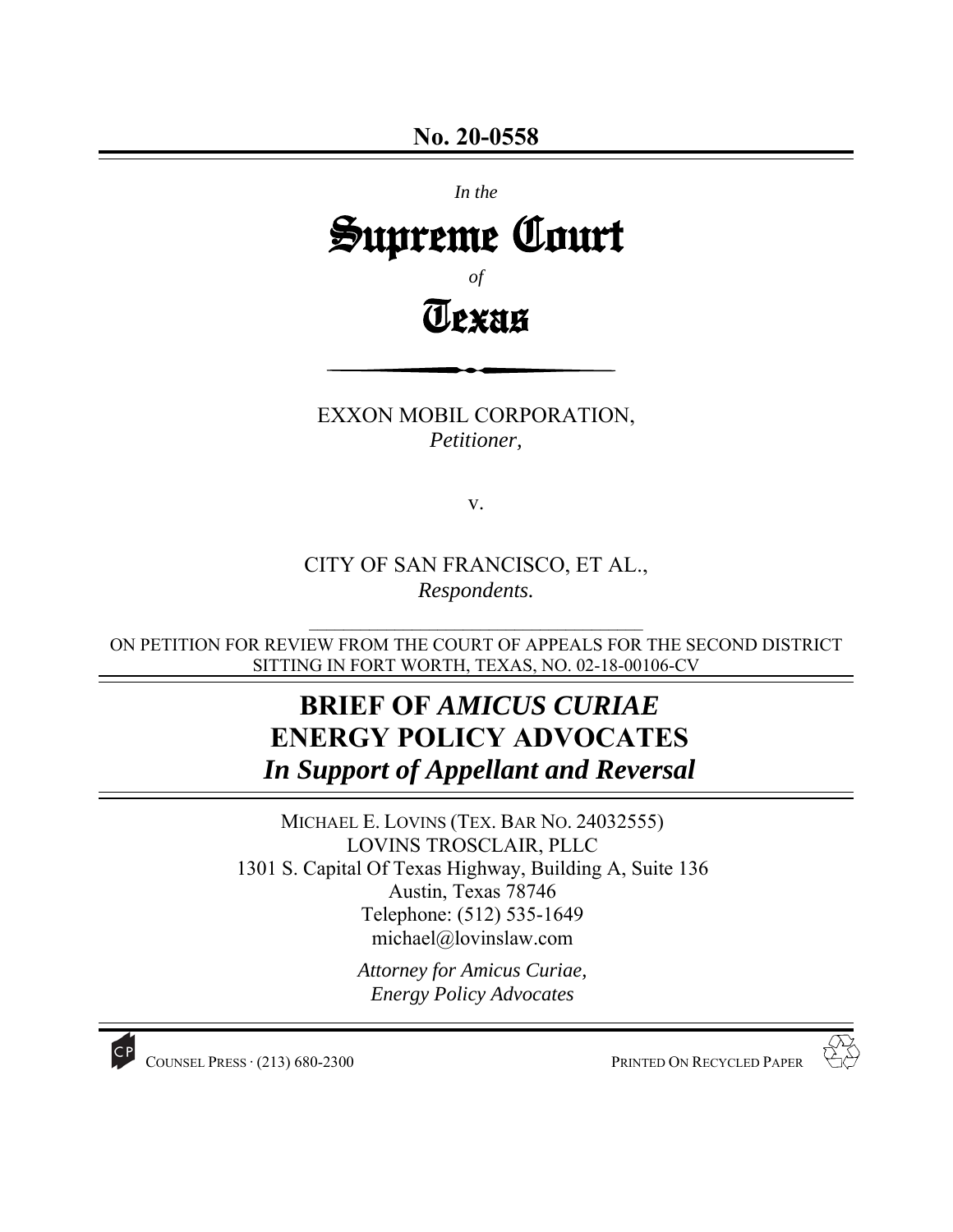**No. 20-0558**

*In the*

# Supreme Court

*of*

# Texas

EXXON MOBIL CORPORATION,
*Petitioner,*

v.

CITY OF SAN FRANCISCO, ET AL.,
*Respondents.*

ON PETITION FOR REVIEW FROM THE COURT OF APPEALS FOR THE SECOND DISTRICT SITTING IN FORT WORTH, TEXAS, NO. 02-18-00106-CV

## BRIEF OF *AMICUS CURIAE* ENERGY POLICY ADVOCATES *In Support of Appellant and Reversal*

MICHAEL E. LOVINS (TEX. BAR NO. 24032555)
LOVINS TROSCLAIR, PLLC
1301 S. Capital Of Texas Highway, Building A, Suite 136
Austin, Texas 78746
Telephone: (512) 535-1649
michael@lovinslaw.com

*Attorney for Amicus Curiae,*
*Energy Policy Advocates*

COUNSEL PRESS · (213) 680-2300 PRINTED ON RECYCLED PAPER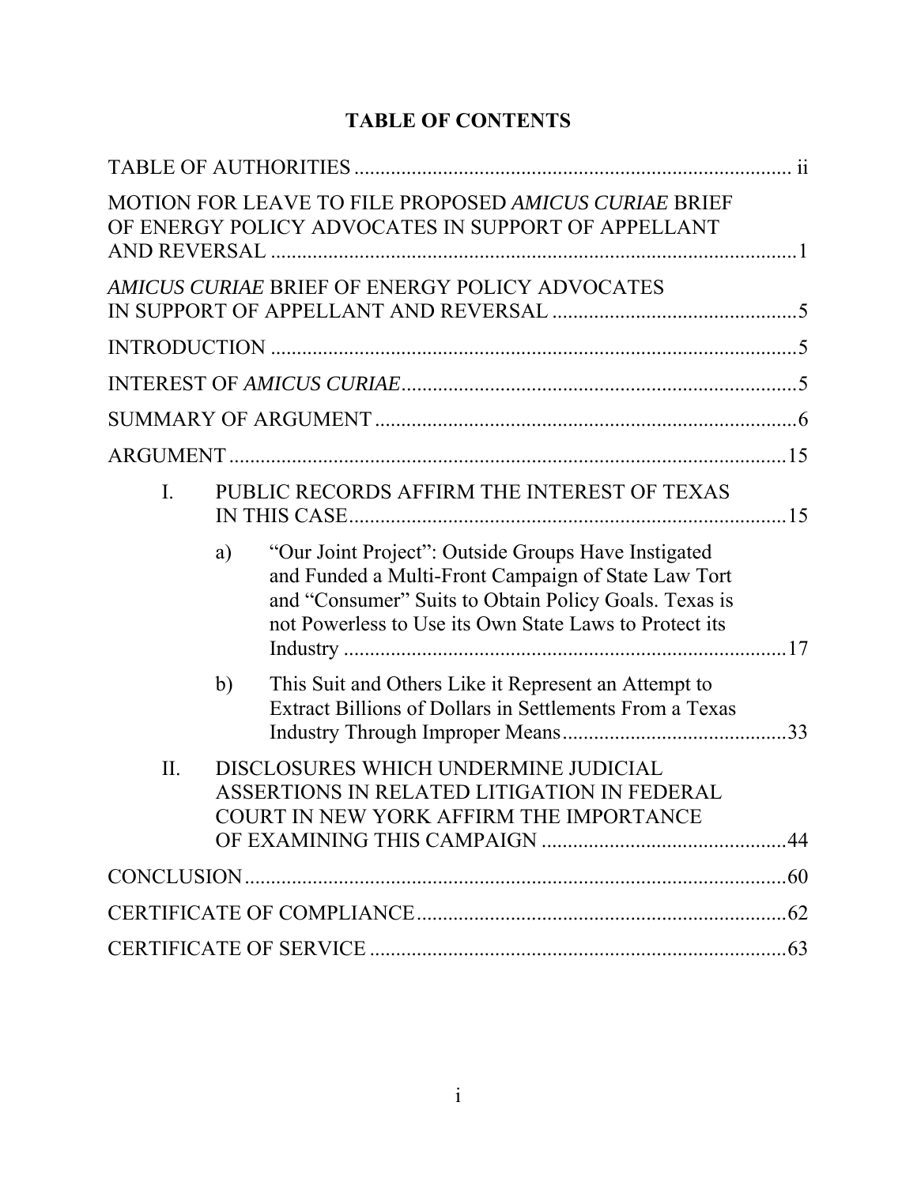# TABLE OF CONTENTS

| | |
|---|---|
| TABLE OF AUTHORITIES | ii |
| MOTION FOR LEAVE TO FILE PROPOSED *AMICUS CURIAE* BRIEF OF ENERGY POLICY ADVOCATES IN SUPPORT OF APPELLANT AND REVERSAL | 1 |
| *AMICUS CURIAE* BRIEF OF ENERGY POLICY ADVOCATES IN SUPPORT OF APPELLANT AND REVERSAL | 5 |
| INTRODUCTION | 5 |
| INTEREST OF *AMICUS CURIAE* | 5 |
| SUMMARY OF ARGUMENT | 6 |
| ARGUMENT | 15 |
| I. PUBLIC RECORDS AFFIRM THE INTEREST OF TEXAS IN THIS CASE | 15 |
| a) "Our Joint Project": Outside Groups Have Instigated and Funded a Multi-Front Campaign of State Law Tort and "Consumer" Suits to Obtain Policy Goals. Texas is not Powerless to Use its Own State Laws to Protect its Industry | 17 |
| b) This Suit and Others Like it Represent an Attempt to Extract Billions of Dollars in Settlements From a Texas Industry Through Improper Means | 33 |
| II. DISCLOSURES WHICH UNDERMINE JUDICIAL ASSERTIONS IN RELATED LITIGATION IN FEDERAL COURT IN NEW YORK AFFIRM THE IMPORTANCE OF EXAMINING THIS CAMPAIGN | 44 |
| CONCLUSION | 60 |
| CERTIFICATE OF COMPLIANCE | 62 |
| CERTIFICATE OF SERVICE | 63 |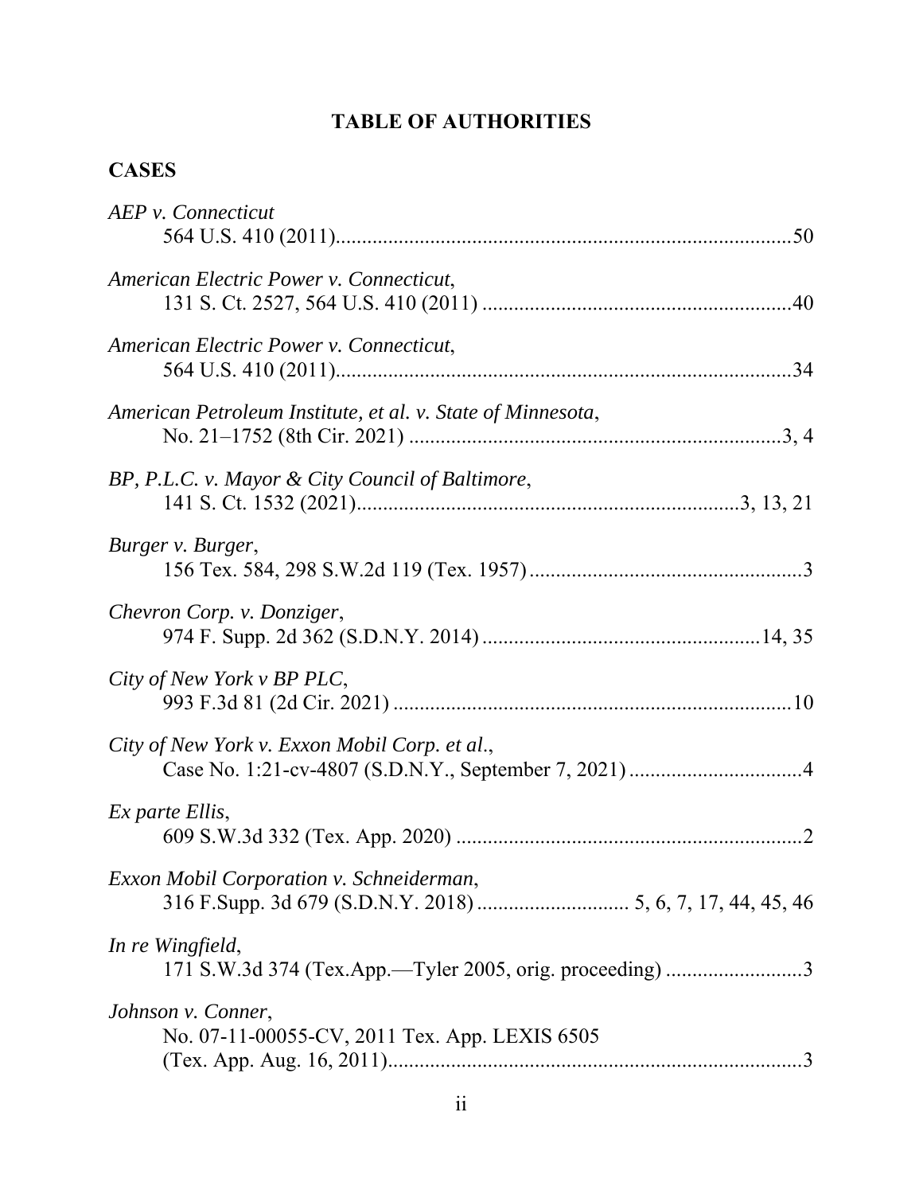# TABLE OF AUTHORITIES

## CASES

*AEP v. Connecticut*
564 U.S. 410 (2011).......................................................................................50

*American Electric Power v. Connecticut*,
131 S. Ct. 2527, 564 U.S. 410 (2011) ...........................................................40

*American Electric Power v. Connecticut*,
564 U.S. 410 (2011).......................................................................................34

*American Petroleum Institute, et al. v. State of Minnesota*,
No. 21–1752 (8th Cir. 2021) .......................................................................3, 4

*BP, P.L.C. v. Mayor & City Council of Baltimore*,
141 S. Ct. 1532 (2021)........................................................................3, 13, 21

*Burger v. Burger*,
156 Tex. 584, 298 S.W.2d 119 (Tex. 1957) ....................................................3

*Chevron Corp. v. Donziger*,
974 F. Supp. 2d 362 (S.D.N.Y. 2014) .....................................................14, 35

*City of New York v BP PLC*,
993 F.3d 81 (2d Cir. 2021) ............................................................................10

*City of New York v. Exxon Mobil Corp. et al.*,
Case No. 1:21-cv-4807 (S.D.N.Y., September 7, 2021) .................................4

*Ex parte Ellis*,
609 S.W.3d 332 (Tex. App. 2020) ..................................................................2

*Exxon Mobil Corporation v. Schneiderman*,
316 F.Supp. 3d 679 (S.D.N.Y. 2018) ............................ 5, 6, 7, 17, 44, 45, 46

*In re Wingfield*,
171 S.W.3d 374 (Tex.App.—Tyler 2005, orig. proceeding) ..........................3

*Johnson v. Conner*,
No. 07-11-00055-CV, 2011 Tex. App. LEXIS 6505
(Tex. App. Aug. 16, 2011)...............................................................................3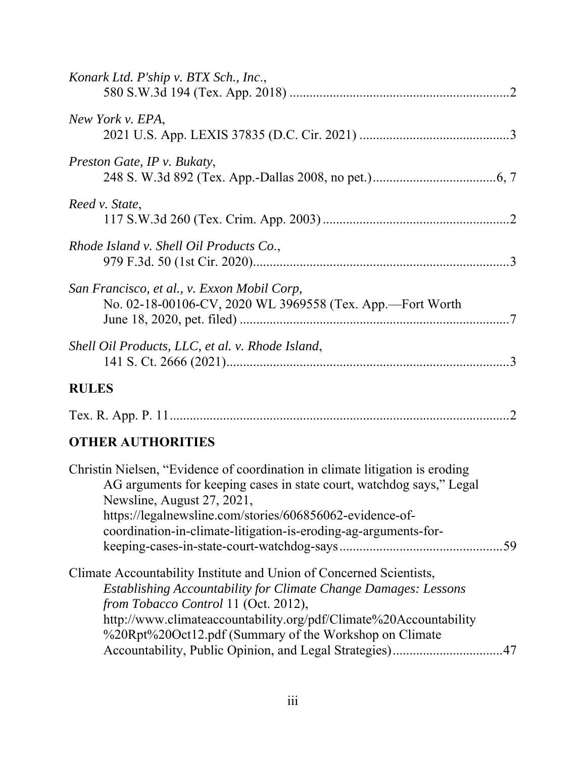*Konark Ltd. P'ship v. BTX Sch., Inc.*,
580 S.W.3d 194 (Tex. App. 2018) ..................................................................2

*New York v. EPA*,
2021 U.S. App. LEXIS 37835 (D.C. Cir. 2021) .............................................3

*Preston Gate, IP v. Bukaty*,
248 S. W.3d 892 (Tex. App.-Dallas 2008, no pet.).....................................6, 7

*Reed v. State*,
117 S.W.3d 260 (Tex. Crim. App. 2003) ........................................................2

*Rhode Island v. Shell Oil Products Co*.,
979 F.3d. 50 (1st Cir. 2020)............................................................................3

*San Francisco, et al., v. Exxon Mobil Corp,*
No. 02-18-00106-CV, 2020 WL 3969558 (Tex. App.—Fort Worth
June 18, 2020, pet. filed) .................................................................................7

*Shell Oil Products, LLC, et al. v. Rhode Island*,
141 S. Ct. 2666 (2021).....................................................................................3

## RULES

Tex. R. App. P. 11......................................................................................................2

## OTHER AUTHORITIES

Christin Nielsen, "Evidence of coordination in climate litigation is eroding AG arguments for keeping cases in state court, watchdog says," Legal Newsline, August 27, 2021, https://legalnewsline.com/stories/606856062-evidence-of-coordination-in-climate-litigation-is-eroding-ag-arguments-for-keeping-cases-in-state-court-watchdog-says.................................................59

Climate Accountability Institute and Union of Concerned Scientists, *Establishing Accountability for Climate Change Damages: Lessons from Tobacco Control* 11 (Oct. 2012), http://www.climateaccountability.org/pdf/Climate%20Accountability%20Rpt%20Oct12.pdf (Summary of the Workshop on Climate Accountability, Public Opinion, and Legal Strategies).................................47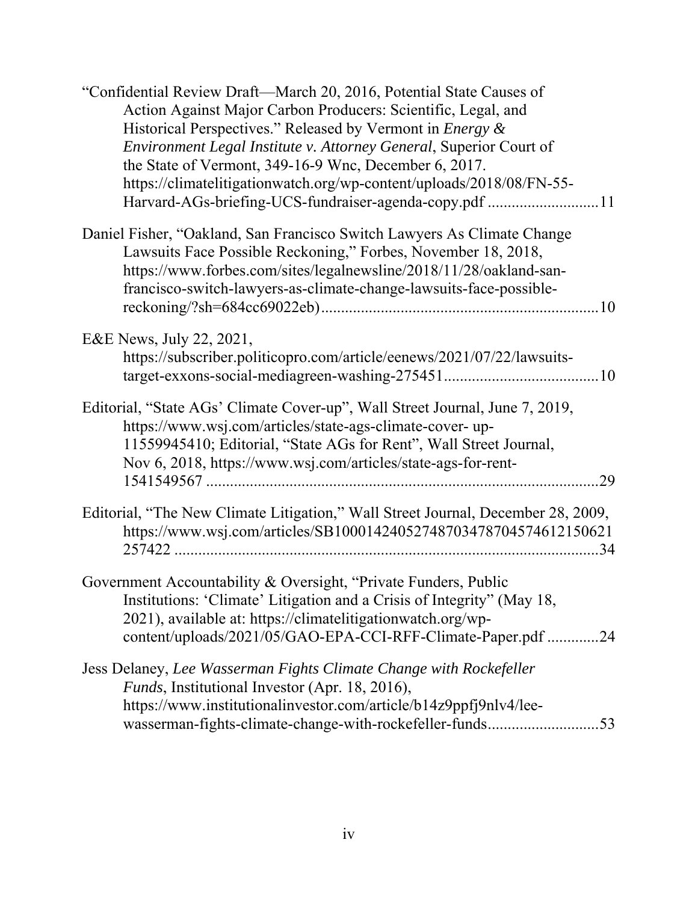"Confidential Review Draft—March 20, 2016, Potential State Causes of Action Against Major Carbon Producers: Scientific, Legal, and Historical Perspectives." Released by Vermont in *Energy & Environment Legal Institute v. Attorney General*, Superior Court of the State of Vermont, 349-16-9 Wnc, December 6, 2017. https://climatelitigationwatch.org/wp-content/uploads/2018/08/FN-55-Harvard-AGs-briefing-UCS-fundraiser-agenda-copy.pdf ............................11

Daniel Fisher, "Oakland, San Francisco Switch Lawyers As Climate Change Lawsuits Face Possible Reckoning," Forbes, November 18, 2018, https://www.forbes.com/sites/legalnewsline/2018/11/28/oakland-san-francisco-switch-lawyers-as-climate-change-lawsuits-face-possible-reckoning/?sh=684cc69022eb) ......................................................................10

E&E News, July 22, 2021, https://subscriber.politicopro.com/article/eenews/2021/07/22/lawsuits-target-exxons-social-mediagreen-washing-275451.......................................10

Editorial, "State AGs' Climate Cover-up", Wall Street Journal, June 7, 2019, https://www.wsj.com/articles/state-ags-climate-cover- up-11559945410; Editorial, "State AGs for Rent", Wall Street Journal, Nov 6, 2018, https://www.wsj.com/articles/state-ags-for-rent-1541549567 ...................................................................................................29

Editorial, "The New Climate Litigation," Wall Street Journal, December 28, 2009, https://www.wsj.com/articles/SB10001424052748703478704574612150621257422 ..........................................................................................................34

Government Accountability & Oversight, "Private Funders, Public Institutions: 'Climate' Litigation and a Crisis of Integrity" (May 18, 2021), available at: https://climatelitigationwatch.org/wp-content/uploads/2021/05/GAO-EPA-CCI-RFF-Climate-Paper.pdf .............24

Jess Delaney, *Lee Wasserman Fights Climate Change with Rockefeller Funds*, Institutional Investor (Apr. 18, 2016), https://www.institutionalinvestor.com/article/b14z9ppfj9nlv4/lee-wasserman-fights-climate-change-with-rockefeller-funds............................53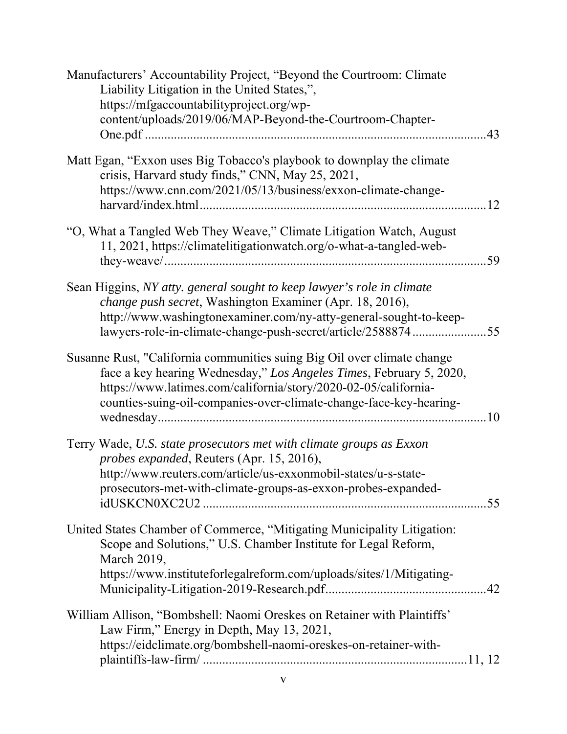Manufacturers' Accountability Project, "Beyond the Courtroom: Climate Liability Litigation in the United States,", https://mfgaccountabilityproject.org/wp-content/uploads/2019/06/MAP-Beyond-the-Courtroom-Chapter-One.pdf ........................................................................................................43

Matt Egan, "Exxon uses Big Tobacco's playbook to downplay the climate crisis, Harvard study finds," CNN, May 25, 2021, https://www.cnn.com/2021/05/13/business/exxon-climate-change-harvard/index.html.........................................................................................12

"O, What a Tangled Web They Weave," Climate Litigation Watch, August 11, 2021, https://climatelitigationwatch.org/o-what-a-tangled-web-they-weave/....................................................................................................59

Sean Higgins, *NY atty. general sought to keep lawyer's role in climate change push secret*, Washington Examiner (Apr. 18, 2016), http://www.washingtonexaminer.com/ny-atty-general-sought-to-keep-lawyers-role-in-climate-change-push-secret/article/2588874.......................55

Susanne Rust, "California communities suing Big Oil over climate change face a key hearing Wednesday," *Los Angeles Times*, February 5, 2020, https://www.latimes.com/california/story/2020-02-05/california-counties-suing-oil-companies-over-climate-change-face-key-hearing-wednesday......................................................................................................10

Terry Wade, *U.S. state prosecutors met with climate groups as Exxon probes expanded*, Reuters (Apr. 15, 2016), http://www.reuters.com/article/us-exxonmobil-states/u-s-state-prosecutors-met-with-climate-groups-as-exxon-probes-expanded-idUSKCN0XC2U2 .......................................................................................55

United States Chamber of Commerce, "Mitigating Municipality Litigation: Scope and Solutions," U.S. Chamber Institute for Legal Reform, March 2019, https://www.instituteforlegalreform.com/uploads/sites/1/Mitigating-Municipality-Litigation-2019-Research.pdf.................................................42

William Allison, "Bombshell: Naomi Oreskes on Retainer with Plaintiffs' Law Firm," Energy in Depth, May 13, 2021, https://eidclimate.org/bombshell-naomi-oreskes-on-retainer-with-plaintiffs-law-firm/ .................................................................................11, 12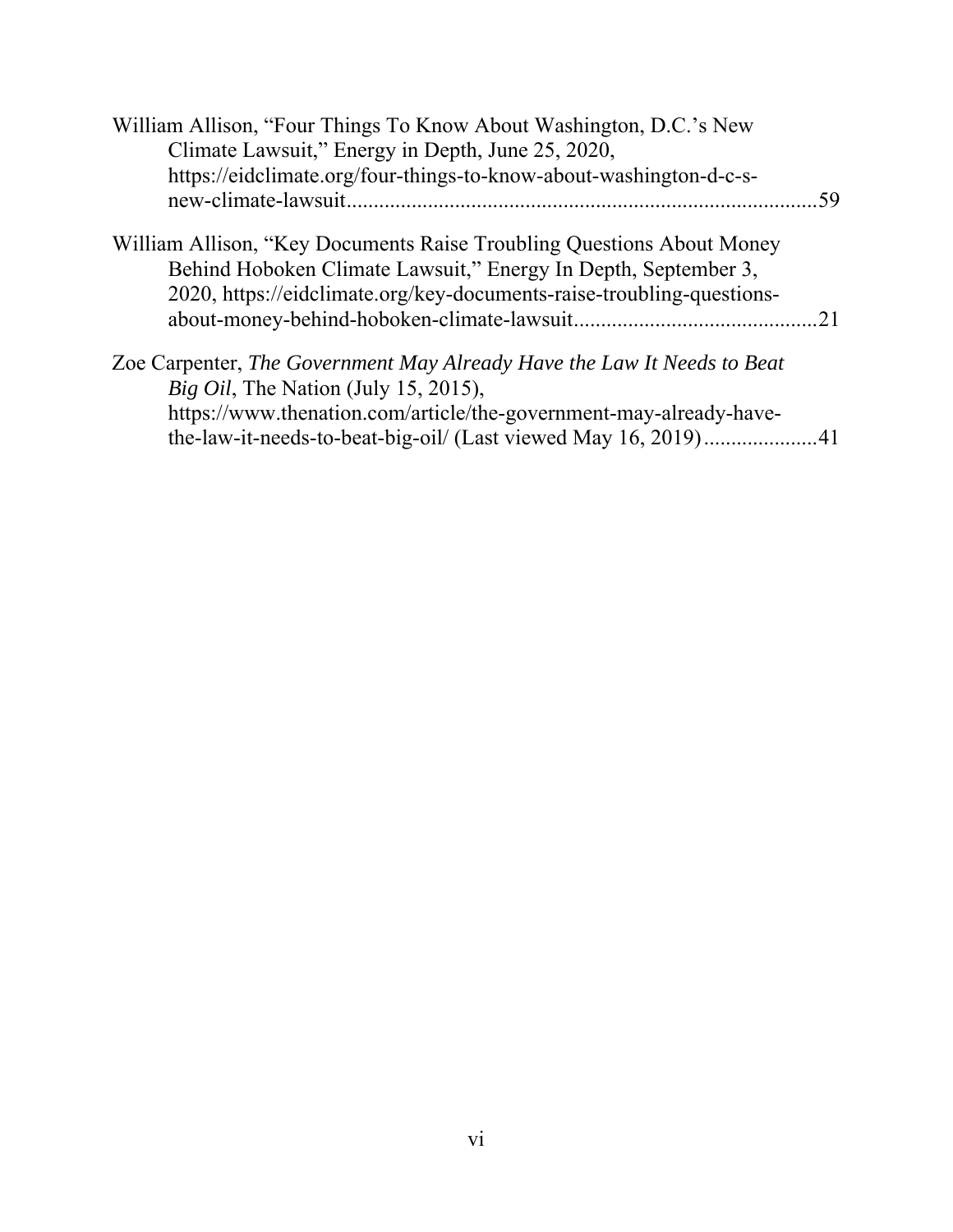William Allison, "Four Things To Know About Washington, D.C.'s New Climate Lawsuit," Energy in Depth, June 25, 2020, https://eidclimate.org/four-things-to-know-about-washington-d-c-s-new-climate-lawsuit......................................................................................59

William Allison, "Key Documents Raise Troubling Questions About Money Behind Hoboken Climate Lawsuit," Energy In Depth, September 3, 2020, https://eidclimate.org/key-documents-raise-troubling-questions-about-money-behind-hoboken-climate-lawsuit.............................................21

Zoe Carpenter, *The Government May Already Have the Law It Needs to Beat Big Oil*, The Nation (July 15, 2015), https://www.thenation.com/article/the-government-may-already-have-the-law-it-needs-to-beat-big-oil/ (Last viewed May 16, 2019).....................41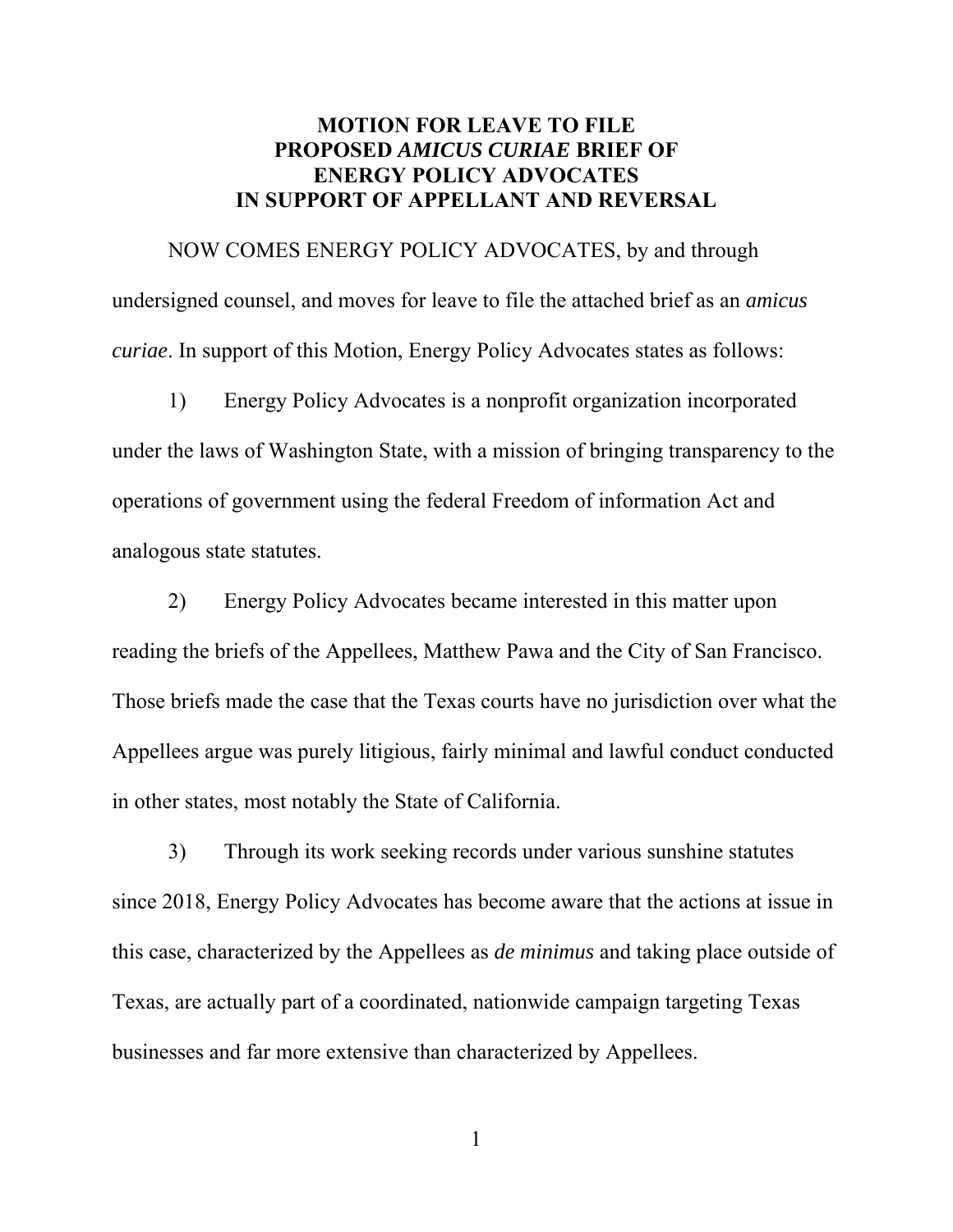**MOTION FOR LEAVE TO FILE PROPOSED *AMICUS CURIAE* BRIEF OF ENERGY POLICY ADVOCATES IN SUPPORT OF APPELLANT AND REVERSAL**

NOW COMES ENERGY POLICY ADVOCATES, by and through undersigned counsel, and moves for leave to file the attached brief as an *amicus curiae*. In support of this Motion, Energy Policy Advocates states as follows:

1) Energy Policy Advocates is a nonprofit organization incorporated under the laws of Washington State, with a mission of bringing transparency to the operations of government using the federal Freedom of information Act and analogous state statutes.

2) Energy Policy Advocates became interested in this matter upon reading the briefs of the Appellees, Matthew Pawa and the City of San Francisco. Those briefs made the case that the Texas courts have no jurisdiction over what the Appellees argue was purely litigious, fairly minimal and lawful conduct conducted in other states, most notably the State of California.

3) Through its work seeking records under various sunshine statutes since 2018, Energy Policy Advocates has become aware that the actions at issue in this case, characterized by the Appellees as *de minimus* and taking place outside of Texas, are actually part of a coordinated, nationwide campaign targeting Texas businesses and far more extensive than characterized by Appellees.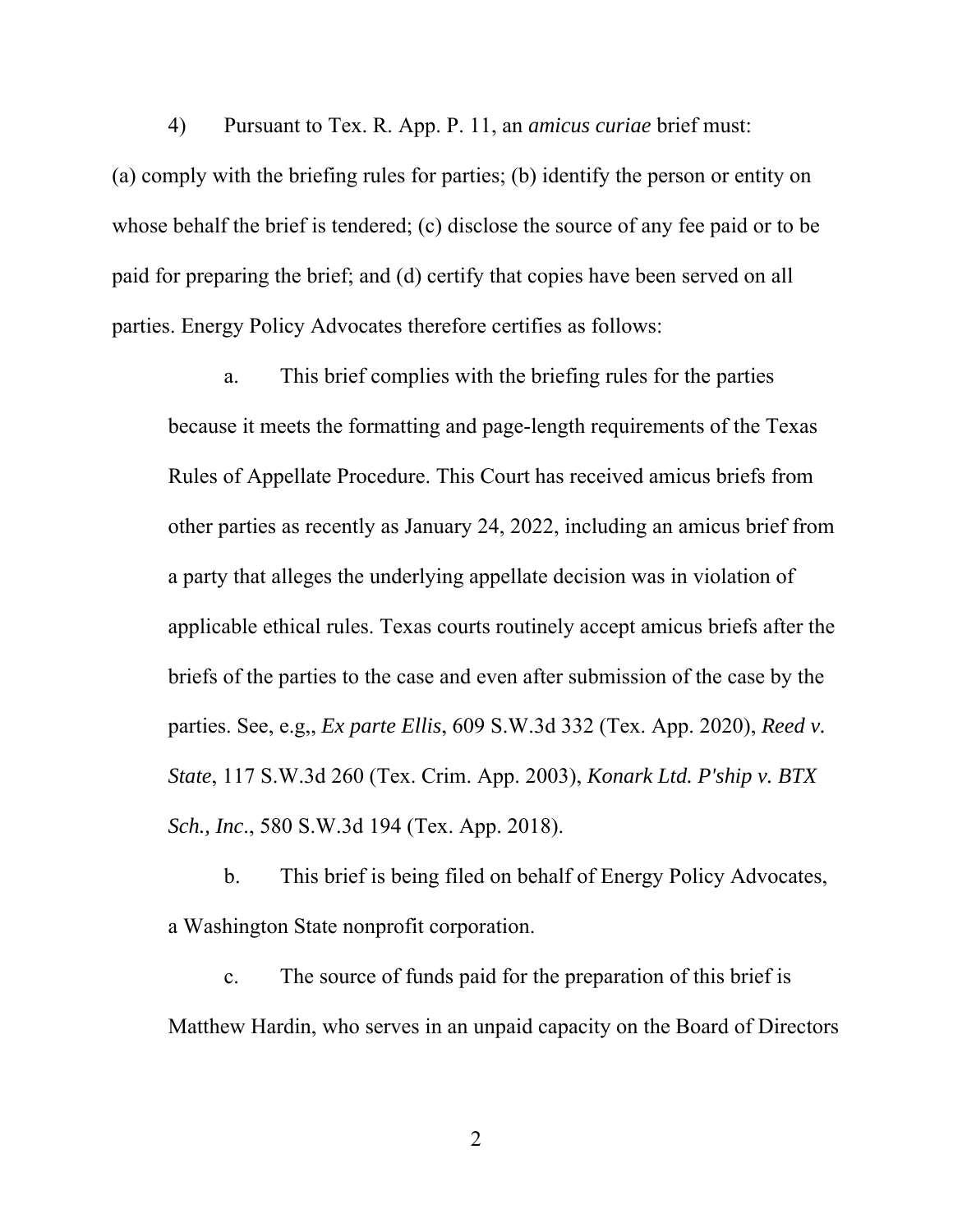4) Pursuant to Tex. R. App. P. 11, an *amicus curiae* brief must: (a) comply with the briefing rules for parties; (b) identify the person or entity on whose behalf the brief is tendered; (c) disclose the source of any fee paid or to be paid for preparing the brief; and (d) certify that copies have been served on all parties. Energy Policy Advocates therefore certifies as follows:

a. This brief complies with the briefing rules for the parties because it meets the formatting and page-length requirements of the Texas Rules of Appellate Procedure. This Court has received amicus briefs from other parties as recently as January 24, 2022, including an amicus brief from a party that alleges the underlying appellate decision was in violation of applicable ethical rules. Texas courts routinely accept amicus briefs after the briefs of the parties to the case and even after submission of the case by the parties. See, e.g,, *Ex parte Ellis*, 609 S.W.3d 332 (Tex. App. 2020), *Reed v. State*, 117 S.W.3d 260 (Tex. Crim. App. 2003), *Konark Ltd. P'ship v. BTX Sch., Inc.*, 580 S.W.3d 194 (Tex. App. 2018).

b. This brief is being filed on behalf of Energy Policy Advocates, a Washington State nonprofit corporation.

c. The source of funds paid for the preparation of this brief is Matthew Hardin, who serves in an unpaid capacity on the Board of Directors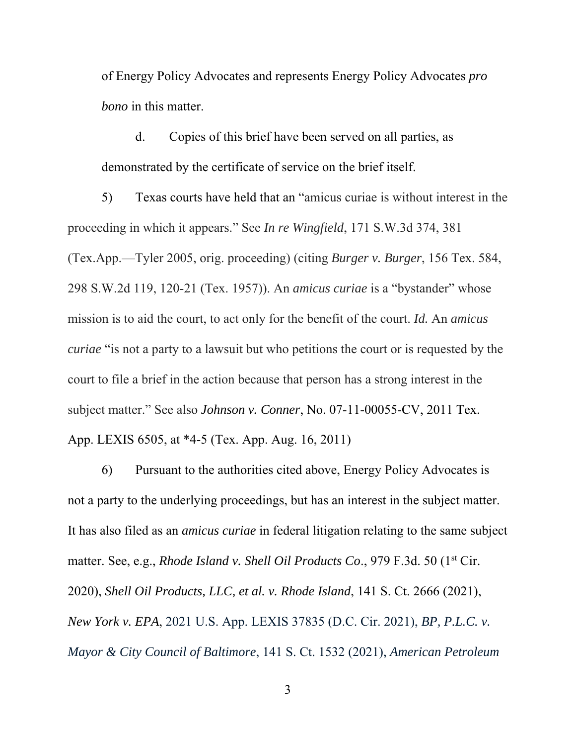of Energy Policy Advocates and represents Energy Policy Advocates *pro bono* in this matter.

d. Copies of this brief have been served on all parties, as demonstrated by the certificate of service on the brief itself.

5) Texas courts have held that an "amicus curiae is without interest in the proceeding in which it appears." See *In re Wingfield*, 171 S.W.3d 374, 381 (Tex.App.—Tyler 2005, orig. proceeding) (citing *Burger v. Burger*, 156 Tex. 584, 298 S.W.2d 119, 120-21 (Tex. 1957)). An *amicus curiae* is a "bystander" whose mission is to aid the court, to act only for the benefit of the court. *Id.* An *amicus curiae* "is not a party to a lawsuit but who petitions the court or is requested by the court to file a brief in the action because that person has a strong interest in the subject matter." See also *Johnson v. Conner*, No. 07-11-00055-CV, 2011 Tex. App. LEXIS 6505, at *4-5 (Tex. App. Aug. 16, 2011)

6) Pursuant to the authorities cited above, Energy Policy Advocates is not a party to the underlying proceedings, but has an interest in the subject matter. It has also filed as an *amicus curiae* in federal litigation relating to the same subject matter. See, e.g., *Rhode Island v. Shell Oil Products Co*., 979 F.3d. 50 (1st Cir. 2020), *Shell Oil Products, LLC, et al. v. Rhode Island*, 141 S. Ct. 2666 (2021), *New York v. EPA*, 2021 U.S. App. LEXIS 37835 (D.C. Cir. 2021), *BP, P.L.C. v. Mayor & City Council of Baltimore*, 141 S. Ct. 1532 (2021), *American Petroleum*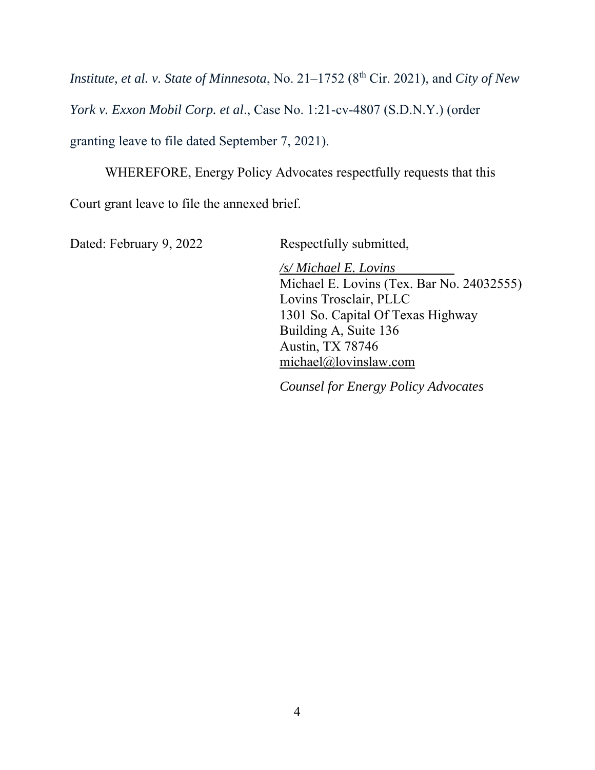*Institute, et al. v. State of Minnesota*, No. 21–1752 (8th Cir. 2021), and *City of New York v. Exxon Mobil Corp. et al*., Case No. 1:21-cv-4807 (S.D.N.Y.) (order granting leave to file dated September 7, 2021).

WHEREFORE, Energy Policy Advocates respectfully requests that this Court grant leave to file the annexed brief.

Dated: February 9, 2022

Respectfully submitted,

*/s/ Michael E. Lovins*
Michael E. Lovins (Tex. Bar No. 24032555)
Lovins Trosclair, PLLC
1301 So. Capital Of Texas Highway
Building A, Suite 136
Austin, TX 78746
michael@lovinslaw.com

*Counsel for Energy Policy Advocates*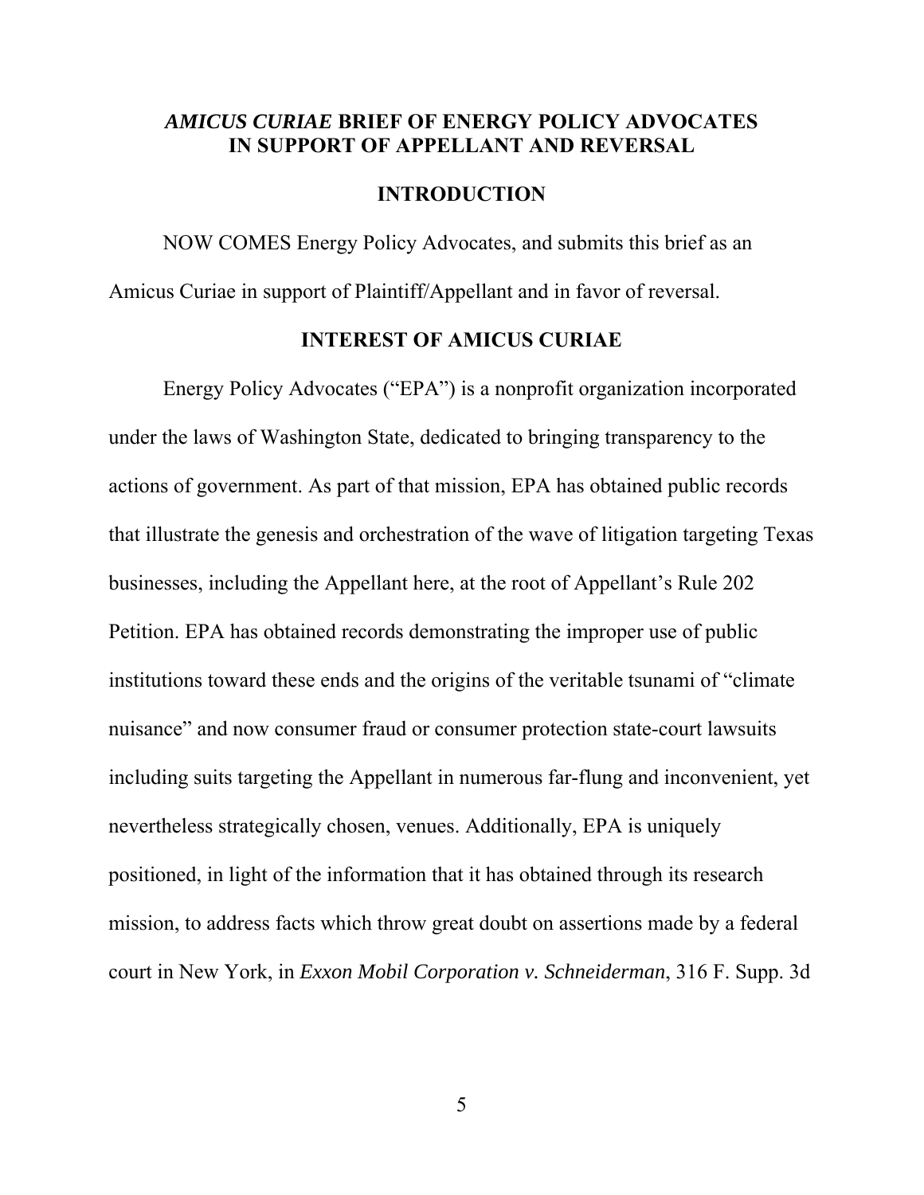# *AMICUS CURIAE* BRIEF OF ENERGY POLICY ADVOCATES IN SUPPORT OF APPELLANT AND REVERSAL

## INTRODUCTION

NOW COMES Energy Policy Advocates, and submits this brief as an Amicus Curiae in support of Plaintiff/Appellant and in favor of reversal.

## INTEREST OF AMICUS CURIAE

Energy Policy Advocates ("EPA") is a nonprofit organization incorporated under the laws of Washington State, dedicated to bringing transparency to the actions of government. As part of that mission, EPA has obtained public records that illustrate the genesis and orchestration of the wave of litigation targeting Texas businesses, including the Appellant here, at the root of Appellant's Rule 202 Petition. EPA has obtained records demonstrating the improper use of public institutions toward these ends and the origins of the veritable tsunami of "climate nuisance" and now consumer fraud or consumer protection state-court lawsuits including suits targeting the Appellant in numerous far-flung and inconvenient, yet nevertheless strategically chosen, venues. Additionally, EPA is uniquely positioned, in light of the information that it has obtained through its research mission, to address facts which throw great doubt on assertions made by a federal court in New York, in *Exxon Mobil Corporation v. Schneiderman*, 316 F. Supp. 3d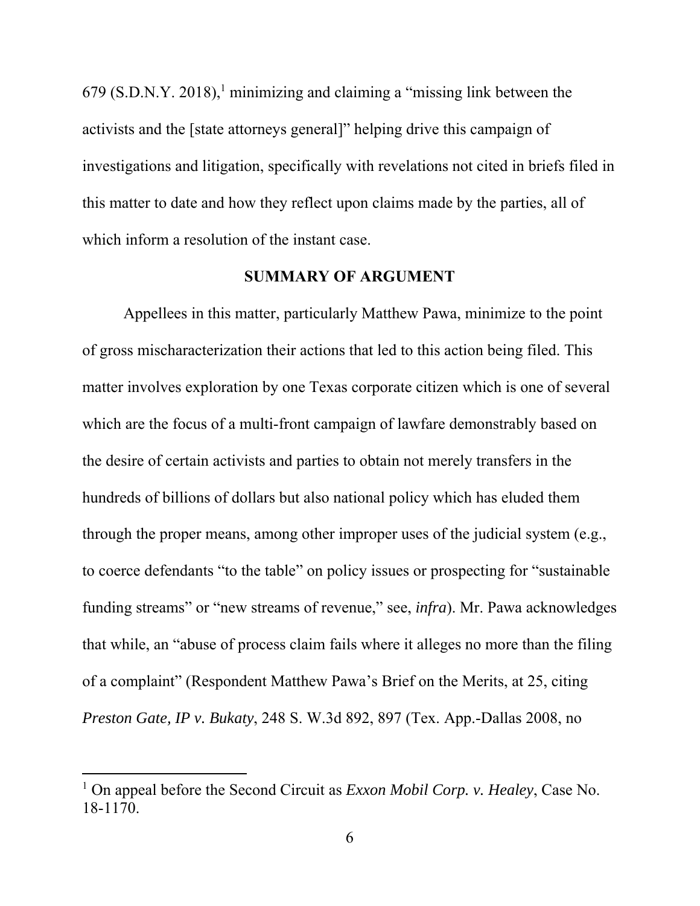679 (S.D.N.Y. 2018),[1] minimizing and claiming a "missing link between the activists and the [state attorneys general]" helping drive this campaign of investigations and litigation, specifically with revelations not cited in briefs filed in this matter to date and how they reflect upon claims made by the parties, all of which inform a resolution of the instant case.

## SUMMARY OF ARGUMENT

Appellees in this matter, particularly Matthew Pawa, minimize to the point of gross mischaracterization their actions that led to this action being filed. This matter involves exploration by one Texas corporate citizen which is one of several which are the focus of a multi-front campaign of lawfare demonstrably based on the desire of certain activists and parties to obtain not merely transfers in the hundreds of billions of dollars but also national policy which has eluded them through the proper means, among other improper uses of the judicial system (e.g., to coerce defendants "to the table" on policy issues or prospecting for "sustainable funding streams" or "new streams of revenue," see, *infra*). Mr. Pawa acknowledges that while, an "abuse of process claim fails where it alleges no more than the filing of a complaint" (Respondent Matthew Pawa's Brief on the Merits, at 25, citing *Preston Gate, IP v. Bukaty*, 248 S. W.3d 892, 897 (Tex. App.-Dallas 2008, no

[1] On appeal before the Second Circuit as *Exxon Mobil Corp. v. Healey*, Case No. 18-1170.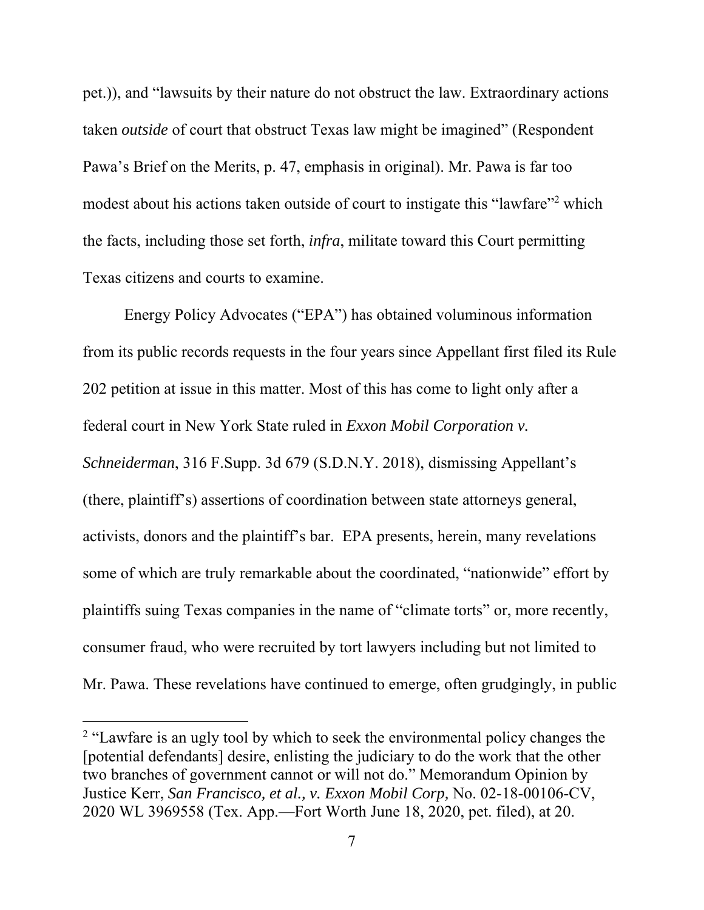pet.)), and "lawsuits by their nature do not obstruct the law. Extraordinary actions taken *outside* of court that obstruct Texas law might be imagined" (Respondent Pawa's Brief on the Merits, p. 47, emphasis in original). Mr. Pawa is far too modest about his actions taken outside of court to instigate this "lawfare"[2] which the facts, including those set forth, *infra*, militate toward this Court permitting Texas citizens and courts to examine.

Energy Policy Advocates ("EPA") has obtained voluminous information from its public records requests in the four years since Appellant first filed its Rule 202 petition at issue in this matter. Most of this has come to light only after a federal court in New York State ruled in *Exxon Mobil Corporation v. Schneiderman*, 316 F.Supp. 3d 679 (S.D.N.Y. 2018), dismissing Appellant's (there, plaintiff's) assertions of coordination between state attorneys general, activists, donors and the plaintiff's bar. EPA presents, herein, many revelations some of which are truly remarkable about the coordinated, "nationwide" effort by plaintiffs suing Texas companies in the name of "climate torts" or, more recently, consumer fraud, who were recruited by tort lawyers including but not limited to Mr. Pawa. These revelations have continued to emerge, often grudgingly, in public

[2] "Lawfare is an ugly tool by which to seek the environmental policy changes the [potential defendants] desire, enlisting the judiciary to do the work that the other two branches of government cannot or will not do." Memorandum Opinion by Justice Kerr, *San Francisco, et al., v. Exxon Mobil Corp,* No. 02-18-00106-CV, 2020 WL 3969558 (Tex. App.—Fort Worth June 18, 2020, pet. filed), at 20.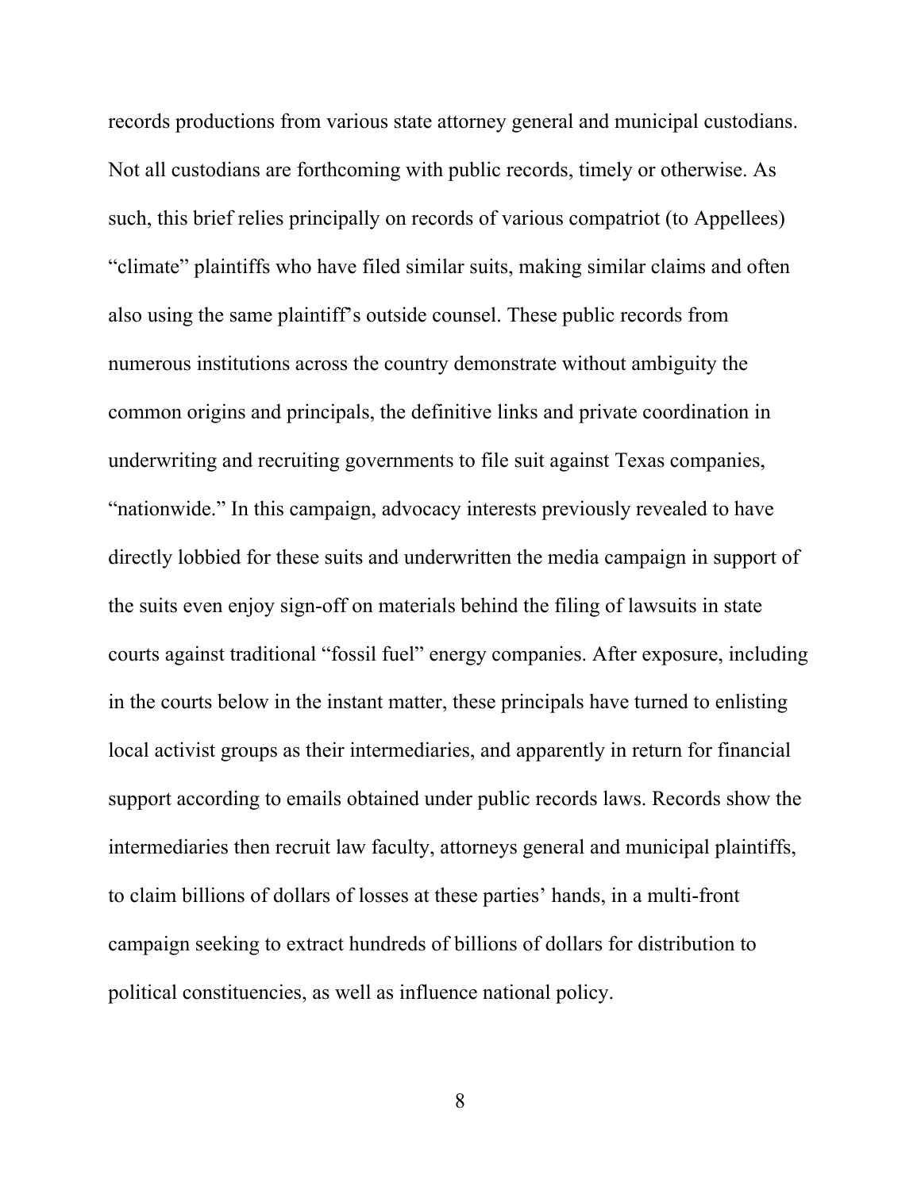records productions from various state attorney general and municipal custodians. Not all custodians are forthcoming with public records, timely or otherwise. As such, this brief relies principally on records of various compatriot (to Appellees) "climate" plaintiffs who have filed similar suits, making similar claims and often also using the same plaintiff's outside counsel. These public records from numerous institutions across the country demonstrate without ambiguity the common origins and principals, the definitive links and private coordination in underwriting and recruiting governments to file suit against Texas companies, "nationwide." In this campaign, advocacy interests previously revealed to have directly lobbied for these suits and underwritten the media campaign in support of the suits even enjoy sign-off on materials behind the filing of lawsuits in state courts against traditional "fossil fuel" energy companies. After exposure, including in the courts below in the instant matter, these principals have turned to enlisting local activist groups as their intermediaries, and apparently in return for financial support according to emails obtained under public records laws. Records show the intermediaries then recruit law faculty, attorneys general and municipal plaintiffs, to claim billions of dollars of losses at these parties' hands, in a multi-front campaign seeking to extract hundreds of billions of dollars for distribution to political constituencies, as well as influence national policy.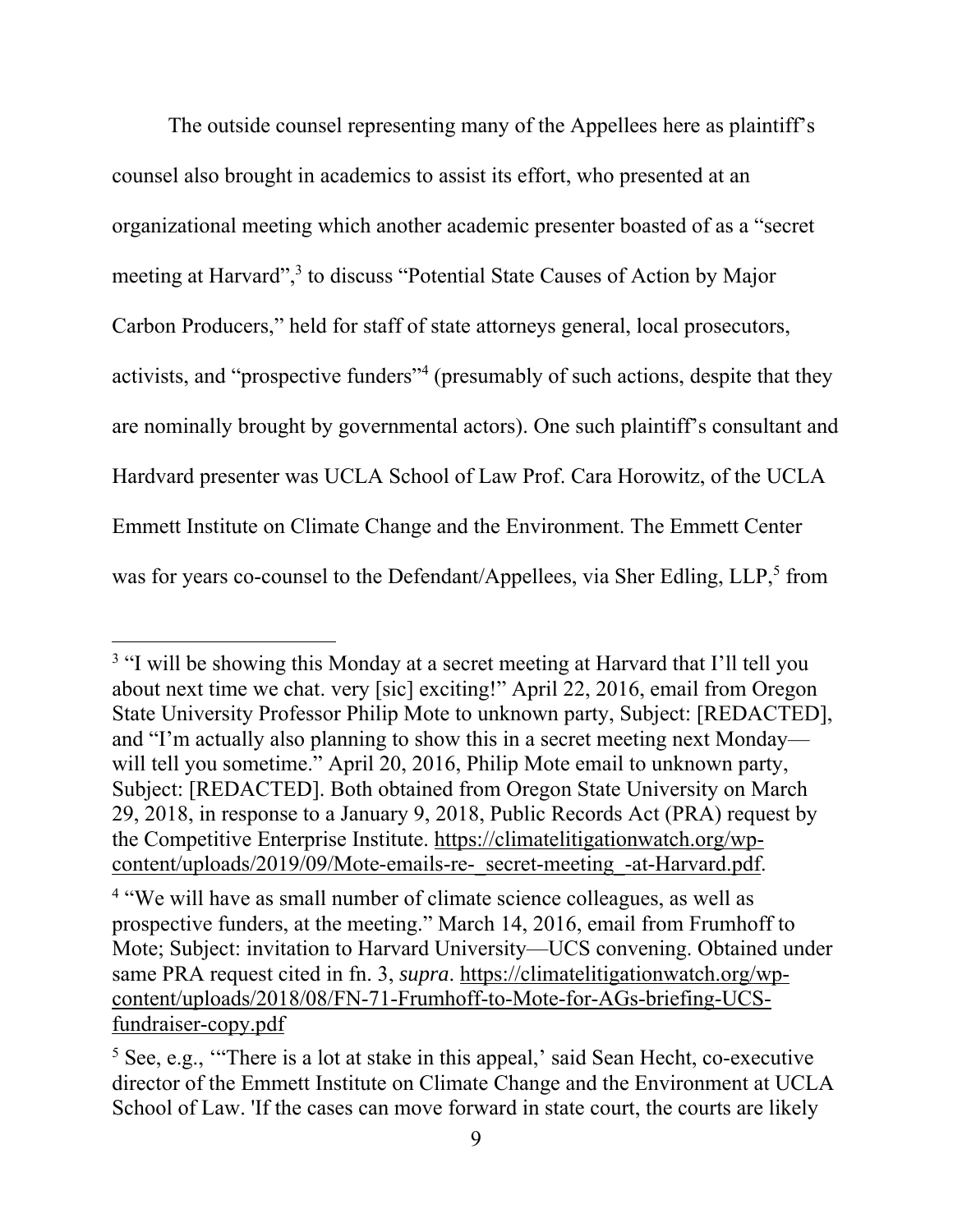The outside counsel representing many of the Appellees here as plaintiff's counsel also brought in academics to assist its effort, who presented at an organizational meeting which another academic presenter boasted of as a "secret meeting at Harvard",[3] to discuss "Potential State Causes of Action by Major Carbon Producers," held for staff of state attorneys general, local prosecutors, activists, and "prospective funders"[4] (presumably of such actions, despite that they are nominally brought by governmental actors). One such plaintiff's consultant and Hardvard presenter was UCLA School of Law Prof. Cara Horowitz, of the UCLA Emmett Institute on Climate Change and the Environment. The Emmett Center was for years co-counsel to the Defendant/Appellees, via Sher Edling, LLP,[5] from

---

[3] "I will be showing this Monday at a secret meeting at Harvard that I'll tell you about next time we chat. very [sic] exciting!" April 22, 2016, email from Oregon State University Professor Philip Mote to unknown party, Subject: [REDACTED], and "I'm actually also planning to show this in a secret meeting next Monday—will tell you sometime." April 20, 2016, Philip Mote email to unknown party, Subject: [REDACTED]. Both obtained from Oregon State University on March 29, 2018, in response to a January 9, 2018, Public Records Act (PRA) request by the Competitive Enterprise Institute. https://climatelitigationwatch.org/wp-content/uploads/2019/09/Mote-emails-re-_secret-meeting_-at-Harvard.pdf.

[4] "We will have as small number of climate science colleagues, as well as prospective funders, at the meeting." March 14, 2016, email from Frumhoff to Mote; Subject: invitation to Harvard University—UCS convening. Obtained under same PRA request cited in fn. 3, *supra*. https://climatelitigationwatch.org/wp-content/uploads/2018/08/FN-71-Frumhoff-to-Mote-for-AGs-briefing-UCS-fundraiser-copy.pdf

[5] See, e.g., '"There is a lot at stake in this appeal,' said Sean Hecht, co-executive director of the Emmett Institute on Climate Change and the Environment at UCLA School of Law. 'If the cases can move forward in state court, the courts are likely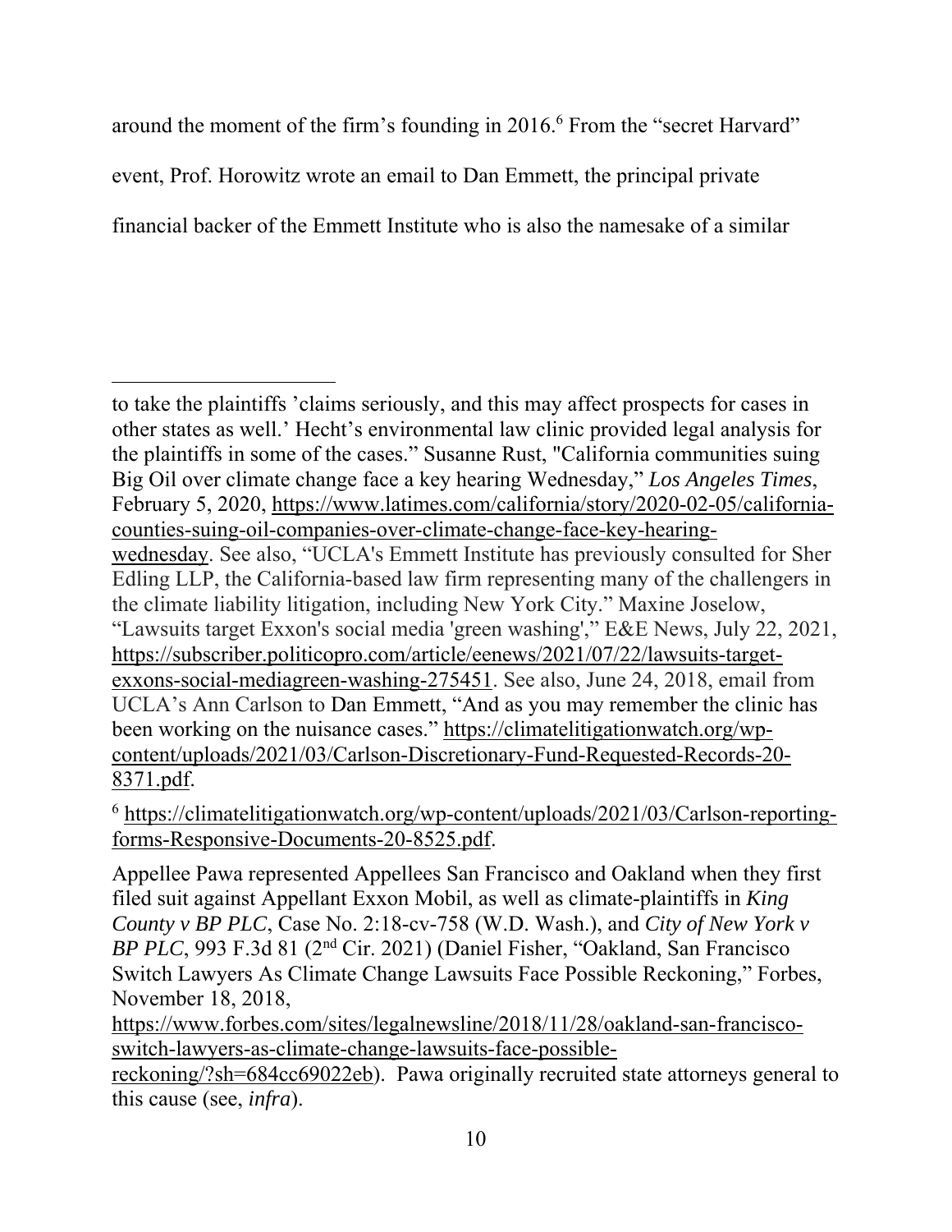around the moment of the firm's founding in 2016.[6] From the "secret Harvard" event, Prof. Horowitz wrote an email to Dan Emmett, the principal private financial backer of the Emmett Institute who is also the namesake of a similar

---

to take the plaintiffs 'claims seriously, and this may affect prospects for cases in other states as well.' Hecht's environmental law clinic provided legal analysis for the plaintiffs in some of the cases." Susanne Rust, "California communities suing Big Oil over climate change face a key hearing Wednesday," *Los Angeles Times*, February 5, 2020, https://www.latimes.com/california/story/2020-02-05/california-counties-suing-oil-companies-over-climate-change-face-key-hearing-wednesday. See also, "UCLA's Emmett Institute has previously consulted for Sher Edling LLP, the California-based law firm representing many of the challengers in the climate liability litigation, including New York City." Maxine Joselow, "Lawsuits target Exxon's social media 'green washing'," E&E News, July 22, 2021, https://subscriber.politicopro.com/article/eenews/2021/07/22/lawsuits-target-exxons-social-mediagreen-washing-275451. See also, June 24, 2018, email from UCLA's Ann Carlson to Dan Emmett, "And as you may remember the clinic has been working on the nuisance cases." https://climatelitigationwatch.org/wp-content/uploads/2021/03/Carlson-Discretionary-Fund-Requested-Records-20-8371.pdf.

[6] https://climatelitigationwatch.org/wp-content/uploads/2021/03/Carlson-reporting-forms-Responsive-Documents-20-8525.pdf.

Appellee Pawa represented Appellees San Francisco and Oakland when they first filed suit against Appellant Exxon Mobil, as well as climate-plaintiffs in *King County v BP PLC*, Case No. 2:18-cv-758 (W.D. Wash.), and *City of New York v BP PLC*, 993 F.3d 81 (2nd Cir. 2021) (Daniel Fisher, "Oakland, San Francisco Switch Lawyers As Climate Change Lawsuits Face Possible Reckoning," Forbes, November 18, 2018, https://www.forbes.com/sites/legalnewsline/2018/11/28/oakland-san-francisco-switch-lawyers-as-climate-change-lawsuits-face-possible-reckoning/?sh=684cc69022eb). Pawa originally recruited state attorneys general to this cause (see, *infra*).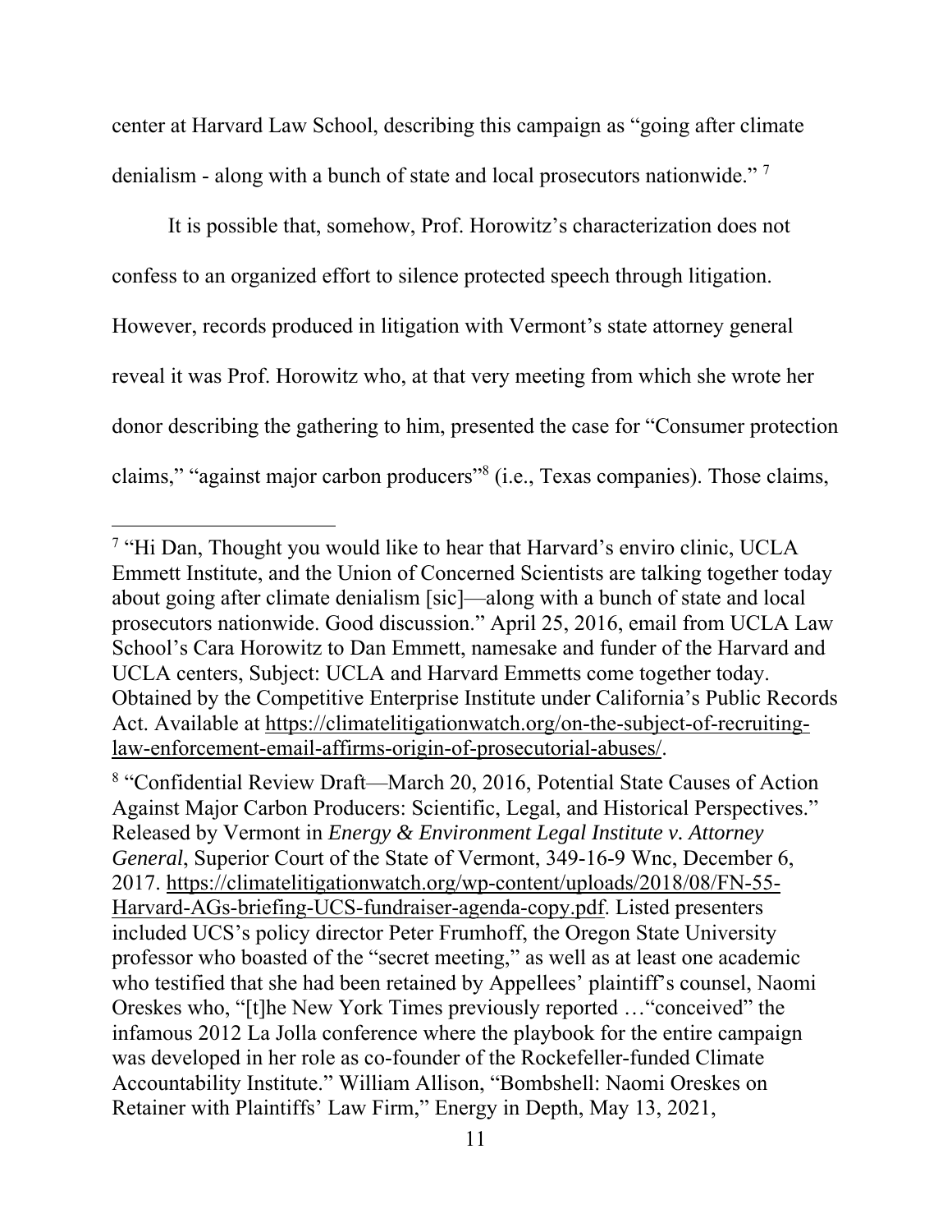center at Harvard Law School, describing this campaign as "going after climate denialism - along with a bunch of state and local prosecutors nationwide." [7]

It is possible that, somehow, Prof. Horowitz's characterization does not confess to an organized effort to silence protected speech through litigation. However, records produced in litigation with Vermont's state attorney general reveal it was Prof. Horowitz who, at that very meeting from which she wrote her donor describing the gathering to him, presented the case for "Consumer protection claims," "against major carbon producers"[8] (i.e., Texas companies). Those claims,

---

[7] "Hi Dan, Thought you would like to hear that Harvard's enviro clinic, UCLA Emmett Institute, and the Union of Concerned Scientists are talking together today about going after climate denialism [sic]—along with a bunch of state and local prosecutors nationwide. Good discussion." April 25, 2016, email from UCLA Law School's Cara Horowitz to Dan Emmett, namesake and funder of the Harvard and UCLA centers, Subject: UCLA and Harvard Emmetts come together today. Obtained by the Competitive Enterprise Institute under California's Public Records Act. Available at https://climatelitigationwatch.org/on-the-subject-of-recruiting-law-enforcement-email-affirms-origin-of-prosecutorial-abuses/.

[8] "Confidential Review Draft—March 20, 2016, Potential State Causes of Action Against Major Carbon Producers: Scientific, Legal, and Historical Perspectives." Released by Vermont in *Energy & Environment Legal Institute v. Attorney General*, Superior Court of the State of Vermont, 349-16-9 Wnc, December 6, 2017. https://climatelitigationwatch.org/wp-content/uploads/2018/08/FN-55-Harvard-AGs-briefing-UCS-fundraiser-agenda-copy.pdf. Listed presenters included UCS's policy director Peter Frumhoff, the Oregon State University professor who boasted of the "secret meeting," as well as at least one academic who testified that she had been retained by Appellees' plaintiff's counsel, Naomi Oreskes who, "[t]he New York Times previously reported …"conceived" the infamous 2012 La Jolla conference where the playbook for the entire campaign was developed in her role as co-founder of the Rockefeller-funded Climate Accountability Institute." William Allison, "Bombshell: Naomi Oreskes on Retainer with Plaintiffs' Law Firm," Energy in Depth, May 13, 2021,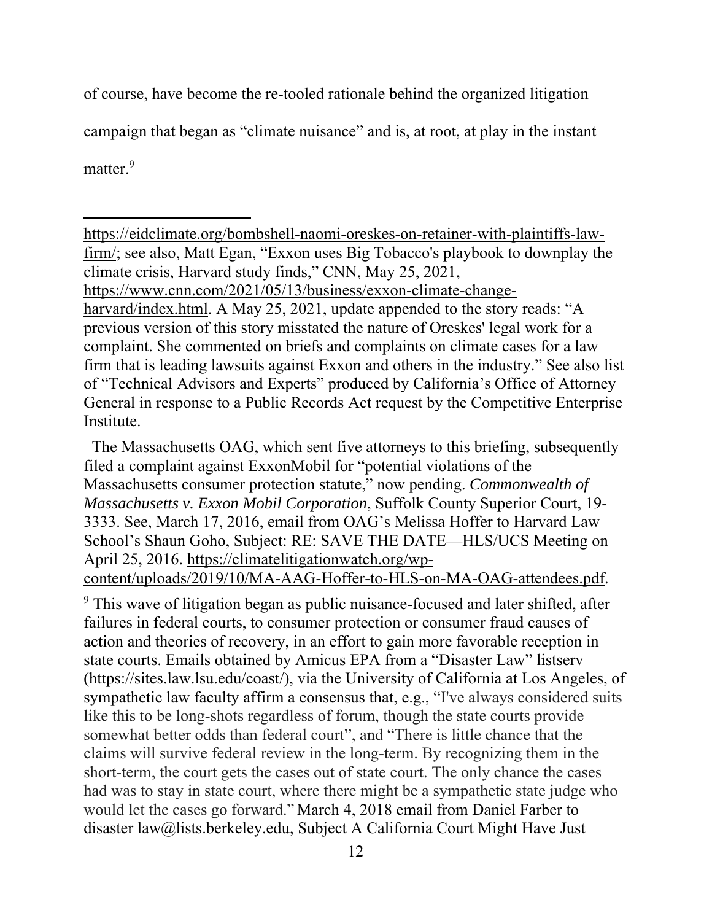of course, have become the re-tooled rationale behind the organized litigation campaign that began as "climate nuisance" and is, at root, at play in the instant matter.[9]

---

https://eidclimate.org/bombshell-naomi-oreskes-on-retainer-with-plaintiffs-law-firm/; see also, Matt Egan, "Exxon uses Big Tobacco's playbook to downplay the climate crisis, Harvard study finds," CNN, May 25, 2021, https://www.cnn.com/2021/05/13/business/exxon-climate-change-harvard/index.html. A May 25, 2021, update appended to the story reads: "A previous version of this story misstated the nature of Oreskes' legal work for a complaint. She commented on briefs and complaints on climate cases for a law firm that is leading lawsuits against Exxon and others in the industry." See also list of "Technical Advisors and Experts" produced by California's Office of Attorney General in response to a Public Records Act request by the Competitive Enterprise Institute.

The Massachusetts OAG, which sent five attorneys to this briefing, subsequently filed a complaint against ExxonMobil for "potential violations of the Massachusetts consumer protection statute," now pending. *Commonwealth of Massachusetts v. Exxon Mobil Corporation*, Suffolk County Superior Court, 19-3333. See, March 17, 2016, email from OAG's Melissa Hoffer to Harvard Law School's Shaun Goho, Subject: RE: SAVE THE DATE—HLS/UCS Meeting on April 25, 2016. https://climatelitigationwatch.org/wp-content/uploads/2019/10/MA-AAG-Hoffer-to-HLS-on-MA-OAG-attendees.pdf.

[9] This wave of litigation began as public nuisance-focused and later shifted, after failures in federal courts, to consumer protection or consumer fraud causes of action and theories of recovery, in an effort to gain more favorable reception in state courts. Emails obtained by Amicus EPA from a "Disaster Law" listserv (https://sites.law.lsu.edu/coast/), via the University of California at Los Angeles, of sympathetic law faculty affirm a consensus that, e.g., "I've always considered suits like this to be long-shots regardless of forum, though the state courts provide somewhat better odds than federal court", and "There is little chance that the claims will survive federal review in the long-term. By recognizing them in the short-term, the court gets the cases out of state court. The only chance the cases had was to stay in state court, where there might be a sympathetic state judge who would let the cases go forward." March 4, 2018 email from Daniel Farber to disaster law@lists.berkeley.edu, Subject A California Court Might Have Just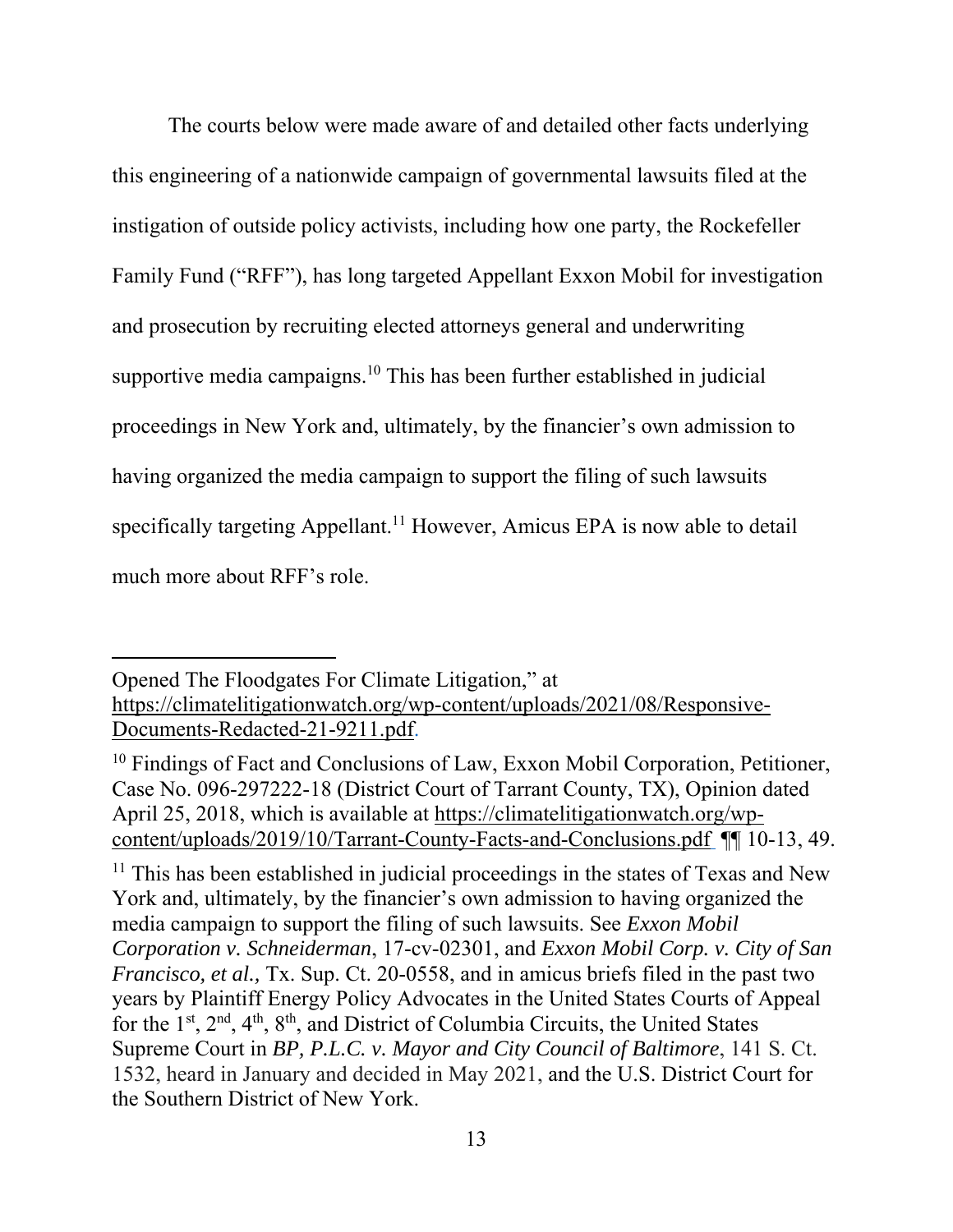The courts below were made aware of and detailed other facts underlying this engineering of a nationwide campaign of governmental lawsuits filed at the instigation of outside policy activists, including how one party, the Rockefeller Family Fund ("RFF"), has long targeted Appellant Exxon Mobil for investigation and prosecution by recruiting elected attorneys general and underwriting supportive media campaigns.[10] This has been further established in judicial proceedings in New York and, ultimately, by the financier's own admission to having organized the media campaign to support the filing of such lawsuits specifically targeting Appellant.[11] However, Amicus EPA is now able to detail much more about RFF's role.

---

Opened The Floodgates For Climate Litigation," at https://climatelitigationwatch.org/wp-content/uploads/2021/08/Responsive-Documents-Redacted-21-9211.pdf.

[10] Findings of Fact and Conclusions of Law, Exxon Mobil Corporation, Petitioner, Case No. 096-297222-18 (District Court of Tarrant County, TX), Opinion dated April 25, 2018, which is available at https://climatelitigationwatch.org/wp-content/uploads/2019/10/Tarrant-County-Facts-and-Conclusions.pdf ¶¶ 10-13, 49.

[11] This has been established in judicial proceedings in the states of Texas and New York and, ultimately, by the financier's own admission to having organized the media campaign to support the filing of such lawsuits. See *Exxon Mobil Corporation v. Schneiderman*, 17-cv-02301, and *Exxon Mobil Corp. v. City of San Francisco, et al.,* Tx. Sup. Ct. 20-0558, and in amicus briefs filed in the past two years by Plaintiff Energy Policy Advocates in the United States Courts of Appeal for the 1st, 2nd, 4th, 8th, and District of Columbia Circuits, the United States Supreme Court in *BP, P.L.C. v. Mayor and City Council of Baltimore*, 141 S. Ct. 1532, heard in January and decided in May 2021, and the U.S. District Court for the Southern District of New York.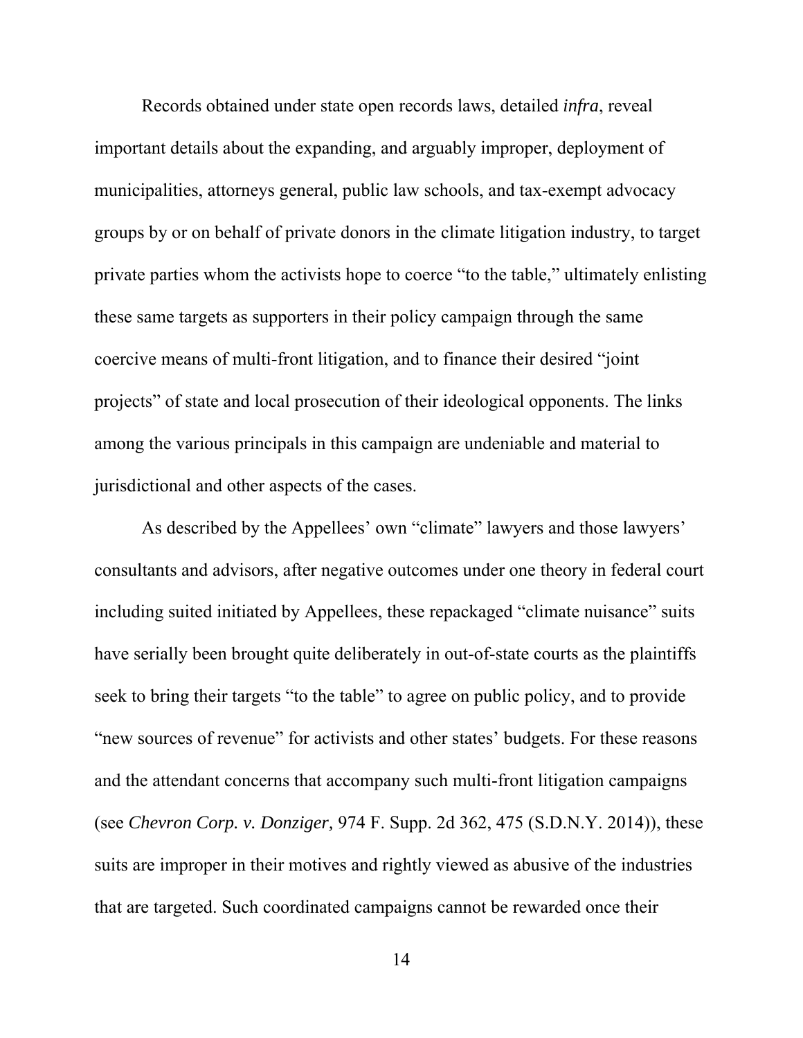Records obtained under state open records laws, detailed *infra*, reveal important details about the expanding, and arguably improper, deployment of municipalities, attorneys general, public law schools, and tax-exempt advocacy groups by or on behalf of private donors in the climate litigation industry, to target private parties whom the activists hope to coerce "to the table," ultimately enlisting these same targets as supporters in their policy campaign through the same coercive means of multi-front litigation, and to finance their desired "joint projects" of state and local prosecution of their ideological opponents. The links among the various principals in this campaign are undeniable and material to jurisdictional and other aspects of the cases.

As described by the Appellees' own "climate" lawyers and those lawyers' consultants and advisors, after negative outcomes under one theory in federal court including suited initiated by Appellees, these repackaged "climate nuisance" suits have serially been brought quite deliberately in out-of-state courts as the plaintiffs seek to bring their targets "to the table" to agree on public policy, and to provide "new sources of revenue" for activists and other states' budgets. For these reasons and the attendant concerns that accompany such multi-front litigation campaigns (see *Chevron Corp. v. Donziger,* 974 F. Supp. 2d 362, 475 (S.D.N.Y. 2014)), these suits are improper in their motives and rightly viewed as abusive of the industries that are targeted. Such coordinated campaigns cannot be rewarded once their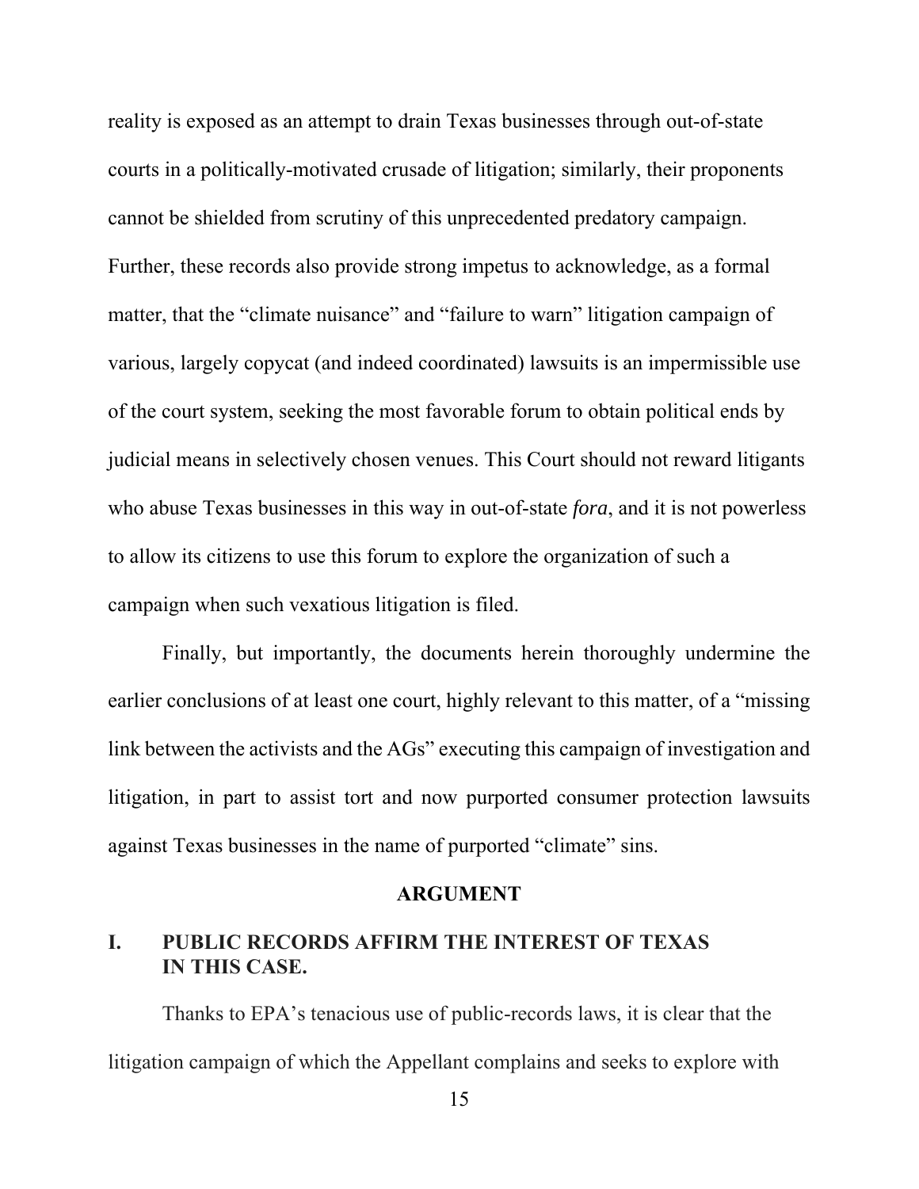reality is exposed as an attempt to drain Texas businesses through out-of-state courts in a politically-motivated crusade of litigation; similarly, their proponents cannot be shielded from scrutiny of this unprecedented predatory campaign. Further, these records also provide strong impetus to acknowledge, as a formal matter, that the "climate nuisance" and "failure to warn" litigation campaign of various, largely copycat (and indeed coordinated) lawsuits is an impermissible use of the court system, seeking the most favorable forum to obtain political ends by judicial means in selectively chosen venues. This Court should not reward litigants who abuse Texas businesses in this way in out-of-state *fora*, and it is not powerless to allow its citizens to use this forum to explore the organization of such a campaign when such vexatious litigation is filed.

Finally, but importantly, the documents herein thoroughly undermine the earlier conclusions of at least one court, highly relevant to this matter, of a "missing link between the activists and the AGs" executing this campaign of investigation and litigation, in part to assist tort and now purported consumer protection lawsuits against Texas businesses in the name of purported "climate" sins.

## ARGUMENT

### I. PUBLIC RECORDS AFFIRM THE INTEREST OF TEXAS IN THIS CASE.

Thanks to EPA's tenacious use of public-records laws, it is clear that the litigation campaign of which the Appellant complains and seeks to explore with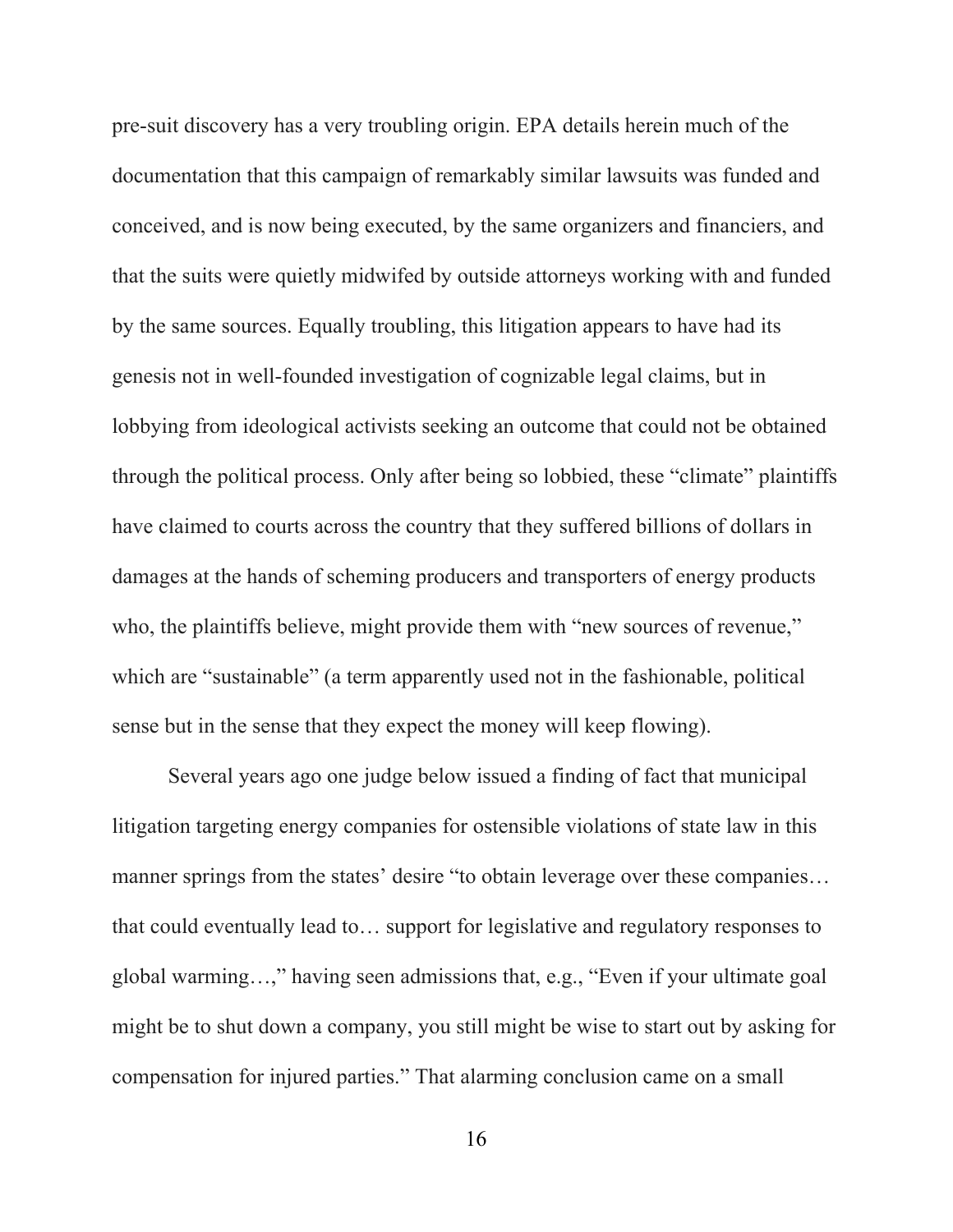pre-suit discovery has a very troubling origin. EPA details herein much of the documentation that this campaign of remarkably similar lawsuits was funded and conceived, and is now being executed, by the same organizers and financiers, and that the suits were quietly midwifed by outside attorneys working with and funded by the same sources. Equally troubling, this litigation appears to have had its genesis not in well-founded investigation of cognizable legal claims, but in lobbying from ideological activists seeking an outcome that could not be obtained through the political process. Only after being so lobbied, these "climate" plaintiffs have claimed to courts across the country that they suffered billions of dollars in damages at the hands of scheming producers and transporters of energy products who, the plaintiffs believe, might provide them with "new sources of revenue," which are "sustainable" (a term apparently used not in the fashionable, political sense but in the sense that they expect the money will keep flowing).

Several years ago one judge below issued a finding of fact that municipal litigation targeting energy companies for ostensible violations of state law in this manner springs from the states' desire "to obtain leverage over these companies… that could eventually lead to… support for legislative and regulatory responses to global warming…," having seen admissions that, e.g., "Even if your ultimate goal might be to shut down a company, you still might be wise to start out by asking for compensation for injured parties." That alarming conclusion came on a small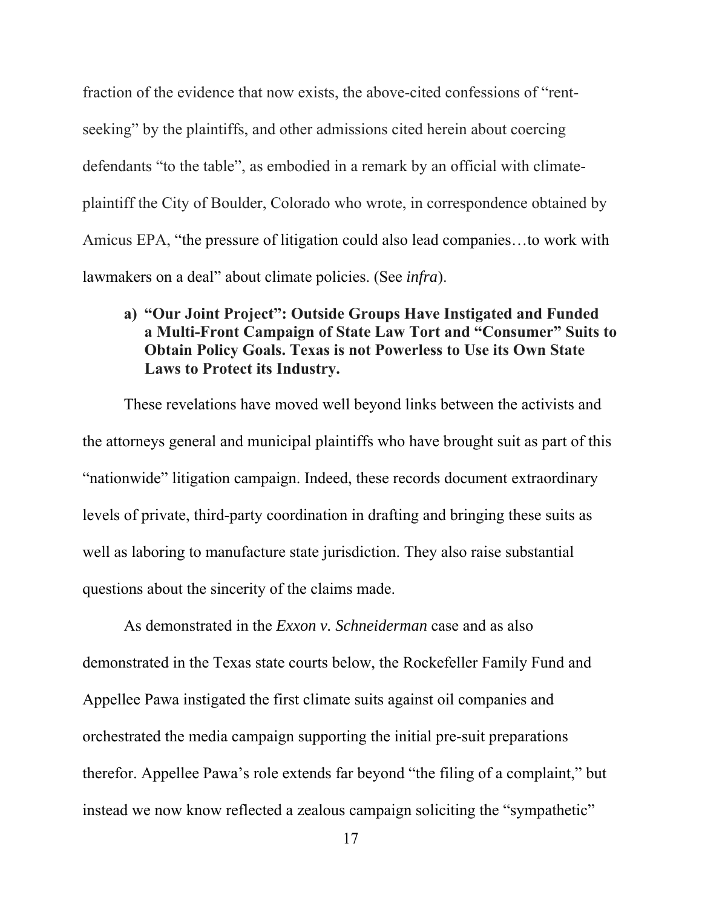fraction of the evidence that now exists, the above-cited confessions of "rent-seeking" by the plaintiffs, and other admissions cited herein about coercing defendants "to the table", as embodied in a remark by an official with climate-plaintiff the City of Boulder, Colorado who wrote, in correspondence obtained by Amicus EPA, "the pressure of litigation could also lead companies…to work with lawmakers on a deal" about climate policies. (See *infra*).

### a) "Our Joint Project": Outside Groups Have Instigated and Funded a Multi-Front Campaign of State Law Tort and "Consumer" Suits to Obtain Policy Goals. Texas is not Powerless to Use its Own State Laws to Protect its Industry.

These revelations have moved well beyond links between the activists and the attorneys general and municipal plaintiffs who have brought suit as part of this "nationwide" litigation campaign. Indeed, these records document extraordinary levels of private, third-party coordination in drafting and bringing these suits as well as laboring to manufacture state jurisdiction. They also raise substantial questions about the sincerity of the claims made.

As demonstrated in the *Exxon v. Schneiderman* case and as also demonstrated in the Texas state courts below, the Rockefeller Family Fund and Appellee Pawa instigated the first climate suits against oil companies and orchestrated the media campaign supporting the initial pre-suit preparations therefor. Appellee Pawa's role extends far beyond "the filing of a complaint," but instead we now know reflected a zealous campaign soliciting the "sympathetic"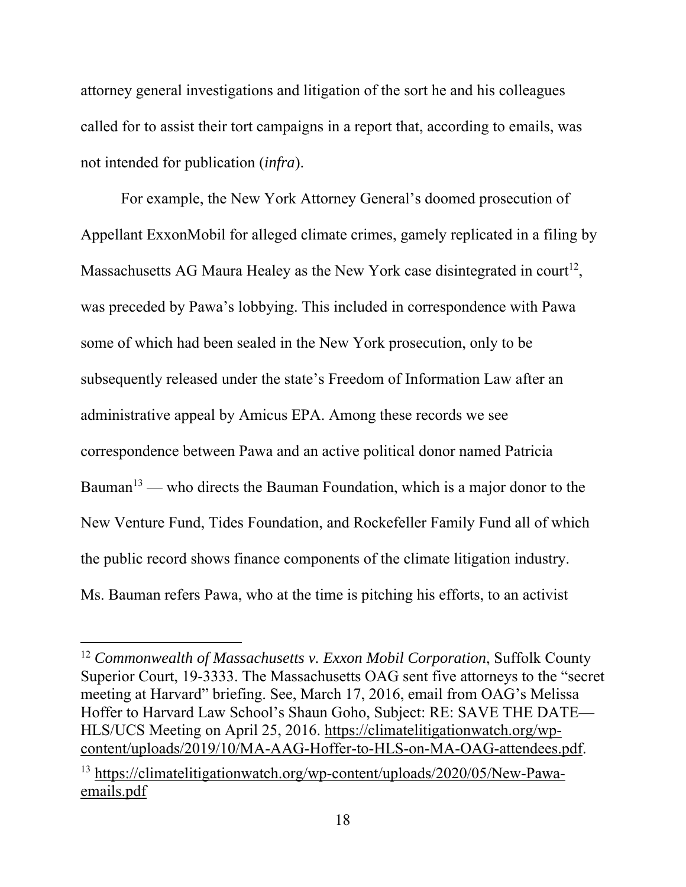attorney general investigations and litigation of the sort he and his colleagues called for to assist their tort campaigns in a report that, according to emails, was not intended for publication (*infra*).

For example, the New York Attorney General's doomed prosecution of Appellant ExxonMobil for alleged climate crimes, gamely replicated in a filing by Massachusetts AG Maura Healey as the New York case disintegrated in court[12], was preceded by Pawa's lobbying. This included in correspondence with Pawa some of which had been sealed in the New York prosecution, only to be subsequently released under the state's Freedom of Information Law after an administrative appeal by Amicus EPA. Among these records we see correspondence between Pawa and an active political donor named Patricia Bauman[13] — who directs the Bauman Foundation, which is a major donor to the New Venture Fund, Tides Foundation, and Rockefeller Family Fund all of which the public record shows finance components of the climate litigation industry. Ms. Bauman refers Pawa, who at the time is pitching his efforts, to an activist

---

[12] *Commonwealth of Massachusetts v. Exxon Mobil Corporation*, Suffolk County Superior Court, 19-3333. The Massachusetts OAG sent five attorneys to the "secret meeting at Harvard" briefing. See, March 17, 2016, email from OAG's Melissa Hoffer to Harvard Law School's Shaun Goho, Subject: RE: SAVE THE DATE—HLS/UCS Meeting on April 25, 2016. https://climatelitigationwatch.org/wp-content/uploads/2019/10/MA-AAG-Hoffer-to-HLS-on-MA-OAG-attendees.pdf.

[13] https://climatelitigationwatch.org/wp-content/uploads/2020/05/New-Pawa-emails.pdf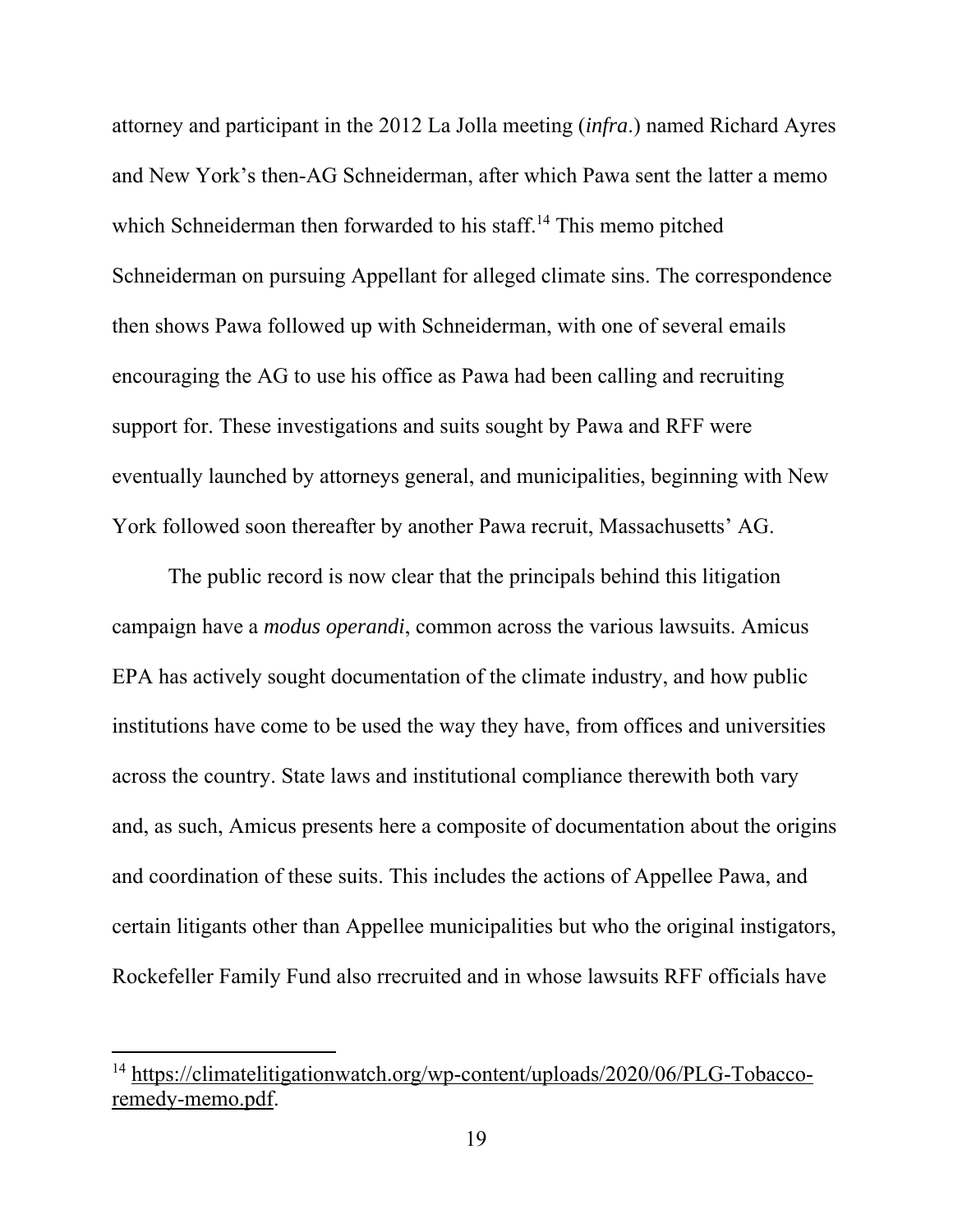attorney and participant in the 2012 La Jolla meeting (*infra*.) named Richard Ayres and New York's then-AG Schneiderman, after which Pawa sent the latter a memo which Schneiderman then forwarded to his staff.[14] This memo pitched Schneiderman on pursuing Appellant for alleged climate sins. The correspondence then shows Pawa followed up with Schneiderman, with one of several emails encouraging the AG to use his office as Pawa had been calling and recruiting support for. These investigations and suits sought by Pawa and RFF were eventually launched by attorneys general, and municipalities, beginning with New York followed soon thereafter by another Pawa recruit, Massachusetts' AG.

The public record is now clear that the principals behind this litigation campaign have a *modus operandi*, common across the various lawsuits. Amicus EPA has actively sought documentation of the climate industry, and how public institutions have come to be used the way they have, from offices and universities across the country. State laws and institutional compliance therewith both vary and, as such, Amicus presents here a composite of documentation about the origins and coordination of these suits. This includes the actions of Appellee Pawa, and certain litigants other than Appellee municipalities but who the original instigators, Rockefeller Family Fund also rrecruited and in whose lawsuits RFF officials have

[14] https://climatelitigationwatch.org/wp-content/uploads/2020/06/PLG-Tobacco-remedy-memo.pdf.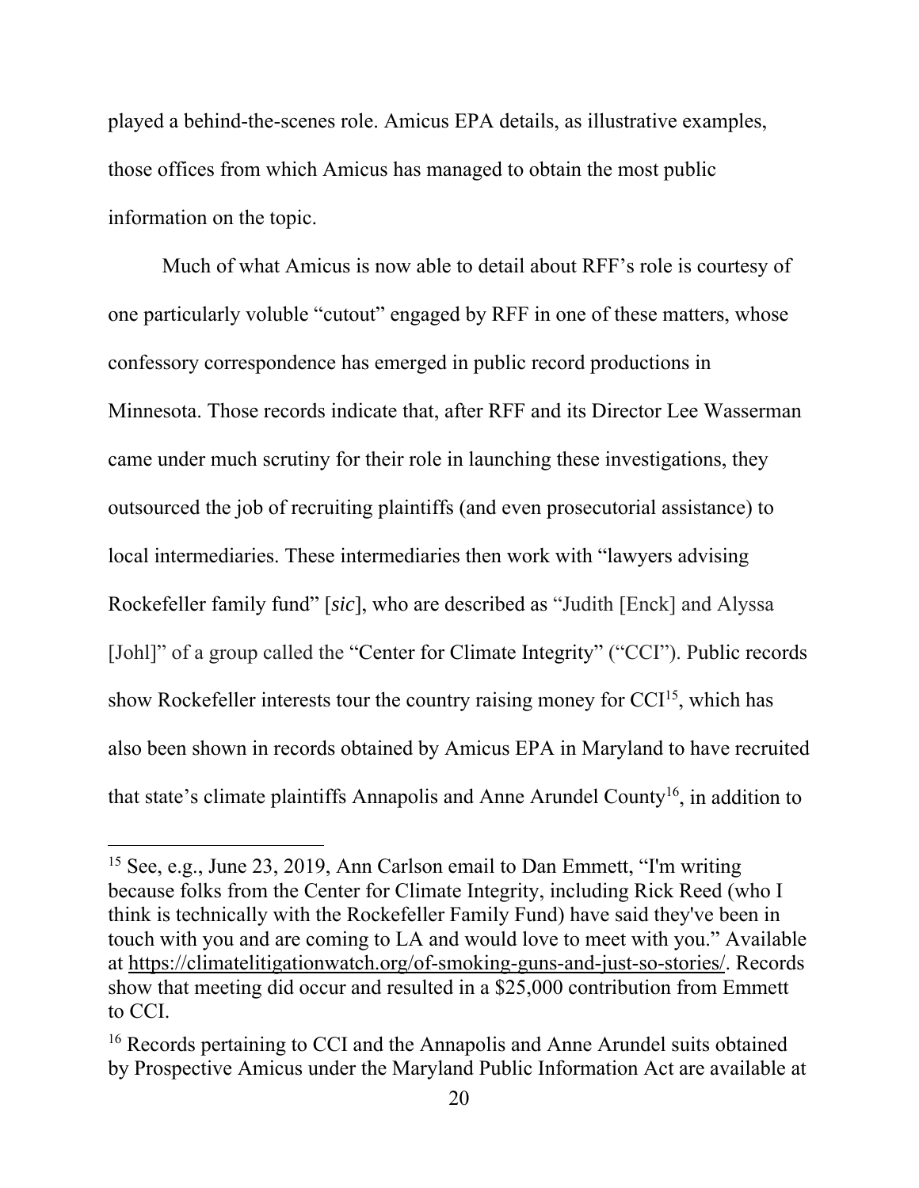played a behind-the-scenes role. Amicus EPA details, as illustrative examples, those offices from which Amicus has managed to obtain the most public information on the topic.

Much of what Amicus is now able to detail about RFF's role is courtesy of one particularly voluble "cutout" engaged by RFF in one of these matters, whose confessory correspondence has emerged in public record productions in Minnesota. Those records indicate that, after RFF and its Director Lee Wasserman came under much scrutiny for their role in launching these investigations, they outsourced the job of recruiting plaintiffs (and even prosecutorial assistance) to local intermediaries. These intermediaries then work with "lawyers advising Rockefeller family fund" [*sic*], who are described as "Judith [Enck] and Alyssa [Johl]" of a group called the "Center for Climate Integrity" ("CCI"). Public records show Rockefeller interests tour the country raising money for CCI[15], which has also been shown in records obtained by Amicus EPA in Maryland to have recruited that state's climate plaintiffs Annapolis and Anne Arundel County[16], in addition to

---

[15] See, e.g., June 23, 2019, Ann Carlson email to Dan Emmett, "I'm writing because folks from the Center for Climate Integrity, including Rick Reed (who I think is technically with the Rockefeller Family Fund) have said they've been in touch with you and are coming to LA and would love to meet with you." Available at https://climatelitigationwatch.org/of-smoking-guns-and-just-so-stories/. Records show that meeting did occur and resulted in a $25,000 contribution from Emmett to CCI.

[16] Records pertaining to CCI and the Annapolis and Anne Arundel suits obtained by Prospective Amicus under the Maryland Public Information Act are available at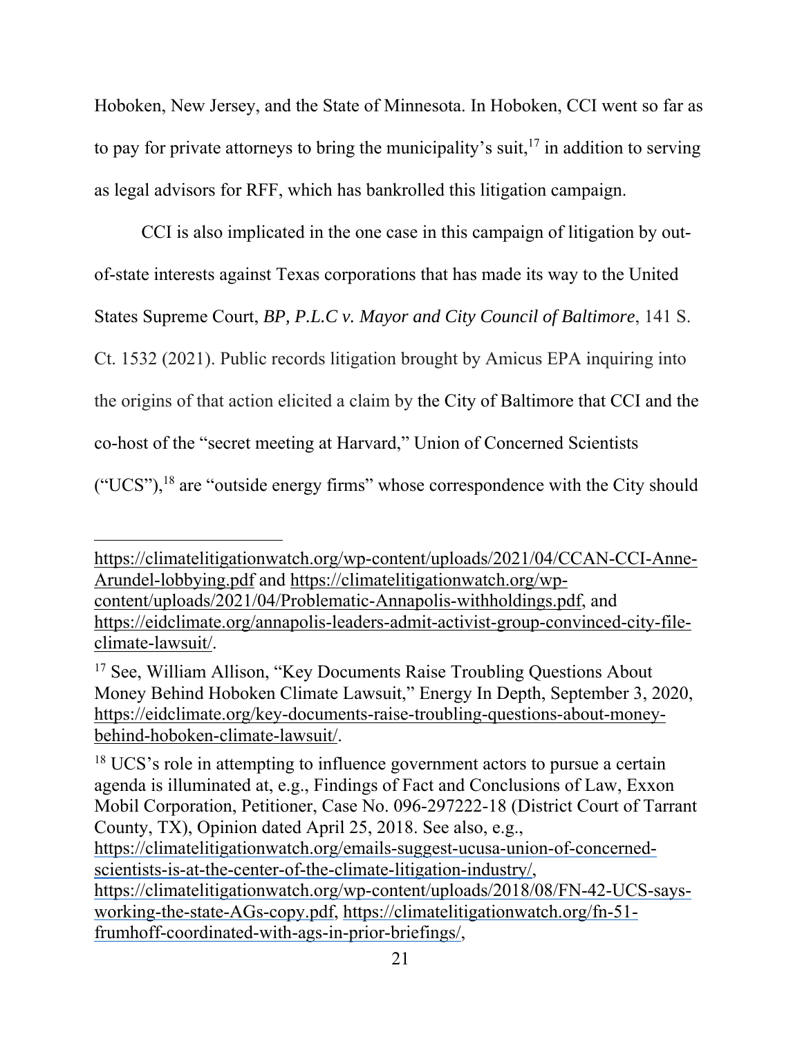Hoboken, New Jersey, and the State of Minnesota. In Hoboken, CCI went so far as to pay for private attorneys to bring the municipality's suit,[17] in addition to serving as legal advisors for RFF, which has bankrolled this litigation campaign.

CCI is also implicated in the one case in this campaign of litigation by out-of-state interests against Texas corporations that has made its way to the United States Supreme Court, *BP, P.L.C v. Mayor and City Council of Baltimore*, 141 S. Ct. 1532 (2021). Public records litigation brought by Amicus EPA inquiring into the origins of that action elicited a claim by the City of Baltimore that CCI and the co-host of the "secret meeting at Harvard," Union of Concerned Scientists ("UCS"),[18] are "outside energy firms" whose correspondence with the City should

---

https://climatelitigationwatch.org/wp-content/uploads/2021/04/CCAN-CCI-Anne-Arundel-lobbying.pdf and https://climatelitigationwatch.org/wp-content/uploads/2021/04/Problematic-Annapolis-withholdings.pdf, and https://eidclimate.org/annapolis-leaders-admit-activist-group-convinced-city-file-climate-lawsuit/.

[17] See, William Allison, "Key Documents Raise Troubling Questions About Money Behind Hoboken Climate Lawsuit," Energy In Depth, September 3, 2020, https://eidclimate.org/key-documents-raise-troubling-questions-about-money-behind-hoboken-climate-lawsuit/.

[18] UCS's role in attempting to influence government actors to pursue a certain agenda is illuminated at, e.g., Findings of Fact and Conclusions of Law, Exxon Mobil Corporation, Petitioner, Case No. 096-297222-18 (District Court of Tarrant County, TX), Opinion dated April 25, 2018. See also, e.g., https://climatelitigationwatch.org/emails-suggest-ucusa-union-of-concerned-scientists-is-at-the-center-of-the-climate-litigation-industry/, https://climatelitigationwatch.org/wp-content/uploads/2018/08/FN-42-UCS-says-working-the-state-AGs-copy.pdf, https://climatelitigationwatch.org/fn-51-frumhoff-coordinated-with-ags-in-prior-briefings/,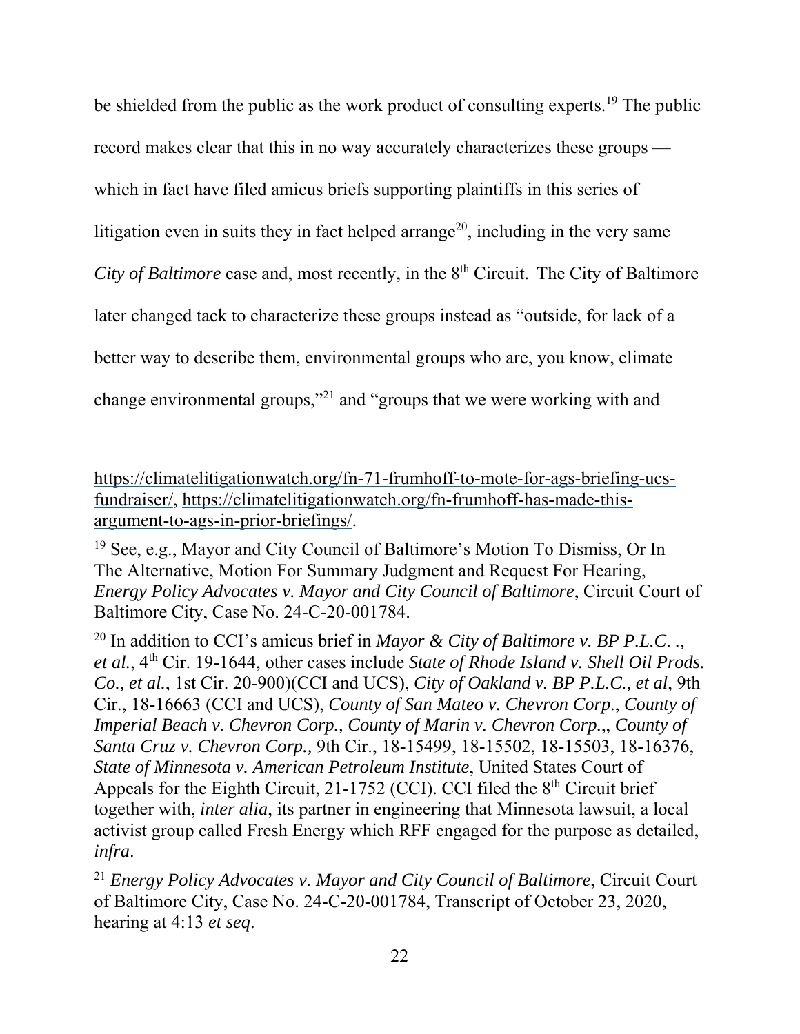be shielded from the public as the work product of consulting experts.[19] The public record makes clear that this in no way accurately characterizes these groups — which in fact have filed amicus briefs supporting plaintiffs in this series of litigation even in suits they in fact helped arrange[20], including in the very same *City of Baltimore* case and, most recently, in the 8th Circuit. The City of Baltimore later changed tack to characterize these groups instead as "outside, for lack of a better way to describe them, environmental groups who are, you know, climate change environmental groups,"[21] and "groups that we were working with and

---

https://climatelitigationwatch.org/fn-71-frumhoff-to-mote-for-ags-briefing-ucs-fundraiser/, https://climatelitigationwatch.org/fn-frumhoff-has-made-this-argument-to-ags-in-prior-briefings/.

[19] See, e.g., Mayor and City Council of Baltimore's Motion To Dismiss, Or In The Alternative, Motion For Summary Judgment and Request For Hearing, *Energy Policy Advocates v. Mayor and City Council of Baltimore*, Circuit Court of Baltimore City, Case No. 24-C-20-001784.

[20] In addition to CCI's amicus brief in *Mayor & City of Baltimore v. BP P.L.C. ., et al.*, 4th Cir. 19-1644, other cases include *State of Rhode Island v. Shell Oil Prods. Co., et al.*, 1st Cir. 20-900)(CCI and UCS), *City of Oakland v. BP P.L.C., et al*, 9th Cir., 18-16663 (CCI and UCS), *County of San Mateo v. Chevron Corp*., *County of Imperial Beach v. Chevron Corp., County of Marin v. Chevron Corp.*,, *County of Santa Cruz v. Chevron Corp.,* 9th Cir., 18-15499, 18-15502, 18-15503, 18-16376, *State of Minnesota v. American Petroleum Institute*, United States Court of Appeals for the Eighth Circuit, 21-1752 (CCI). CCI filed the 8th Circuit brief together with, *inter alia*, its partner in engineering that Minnesota lawsuit, a local activist group called Fresh Energy which RFF engaged for the purpose as detailed, *infra*.

[21] *Energy Policy Advocates v. Mayor and City Council of Baltimore*, Circuit Court of Baltimore City, Case No. 24-C-20-001784, Transcript of October 23, 2020, hearing at 4:13 *et seq*.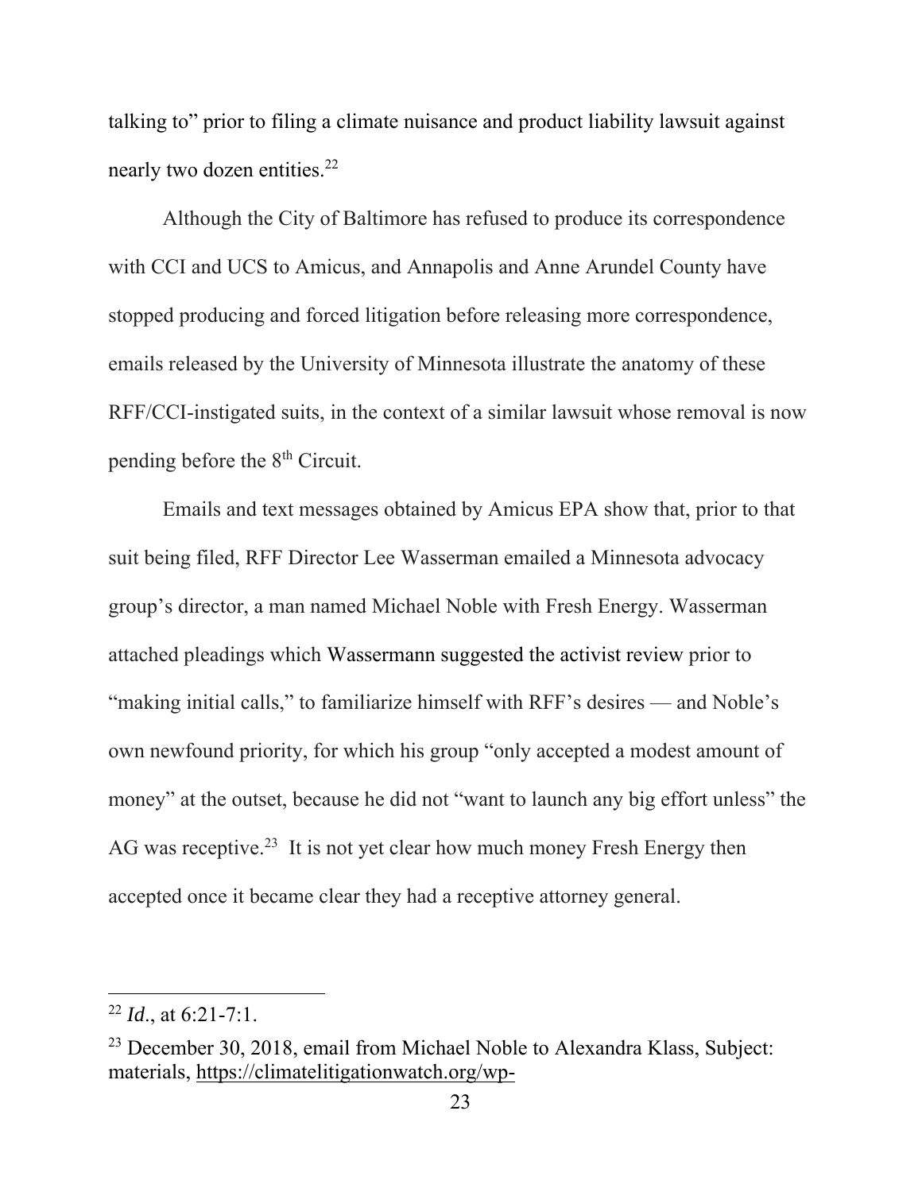talking to" prior to filing a climate nuisance and product liability lawsuit against nearly two dozen entities.[22]

Although the City of Baltimore has refused to produce its correspondence with CCI and UCS to Amicus, and Annapolis and Anne Arundel County have stopped producing and forced litigation before releasing more correspondence, emails released by the University of Minnesota illustrate the anatomy of these RFF/CCI-instigated suits, in the context of a similar lawsuit whose removal is now pending before the 8th Circuit.

Emails and text messages obtained by Amicus EPA show that, prior to that suit being filed, RFF Director Lee Wasserman emailed a Minnesota advocacy group's director, a man named Michael Noble with Fresh Energy. Wasserman attached pleadings which Wassermann suggested the activist review prior to "making initial calls," to familiarize himself with RFF's desires — and Noble's own newfound priority, for which his group "only accepted a modest amount of money" at the outset, because he did not "want to launch any big effort unless" the AG was receptive.[23] It is not yet clear how much money Fresh Energy then accepted once it became clear they had a receptive attorney general.

---

[22] *Id*., at 6:21-7:1.

[23] December 30, 2018, email from Michael Noble to Alexandra Klass, Subject: materials, https://climatelitigationwatch.org/wp-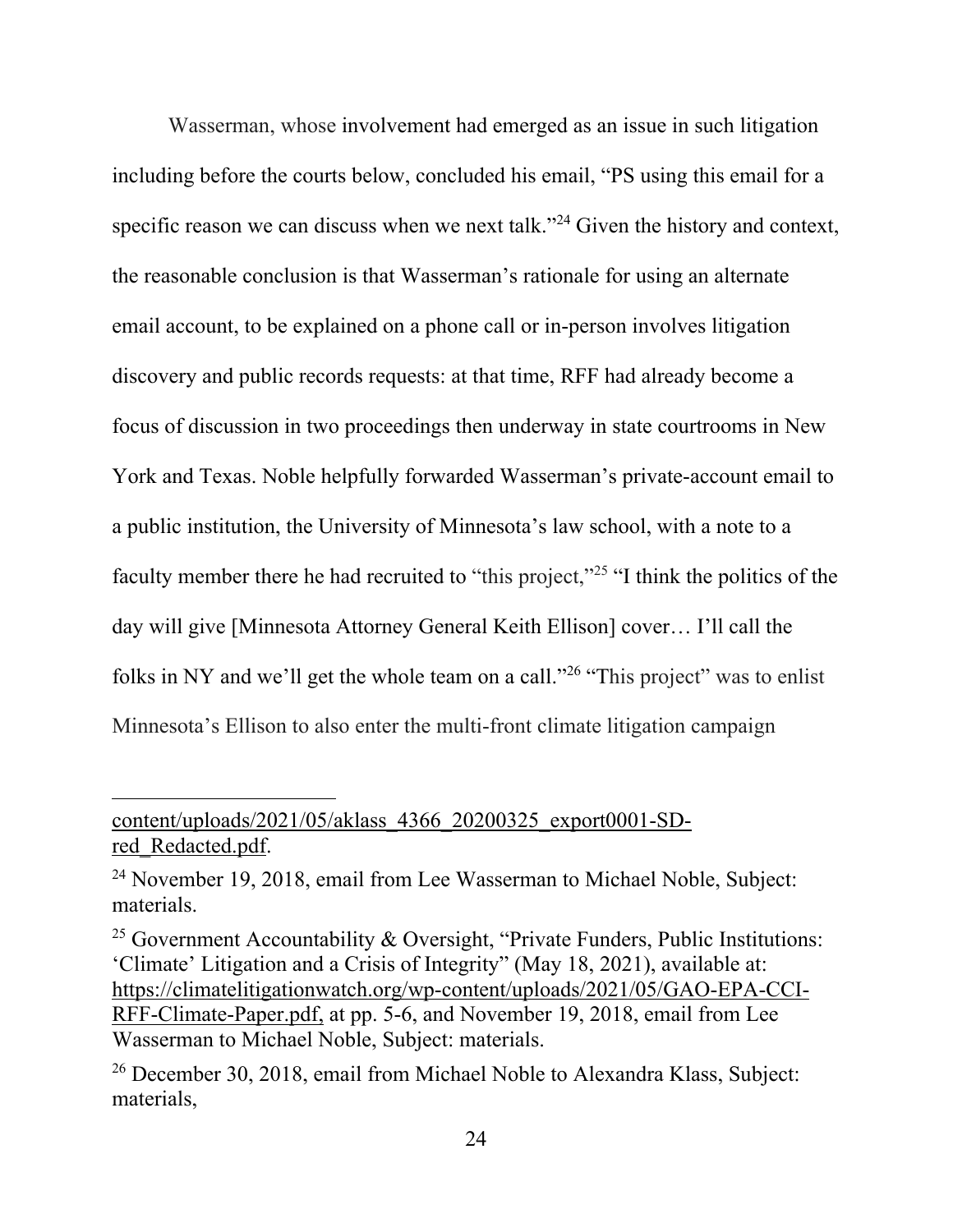Wasserman, whose involvement had emerged as an issue in such litigation including before the courts below, concluded his email, "PS using this email for a specific reason we can discuss when we next talk."[24] Given the history and context, the reasonable conclusion is that Wasserman's rationale for using an alternate email account, to be explained on a phone call or in-person involves litigation discovery and public records requests: at that time, RFF had already become a focus of discussion in two proceedings then underway in state courtrooms in New York and Texas. Noble helpfully forwarded Wasserman's private-account email to a public institution, the University of Minnesota's law school, with a note to a faculty member there he had recruited to "this project,"[25] "I think the politics of the day will give [Minnesota Attorney General Keith Ellison] cover… I'll call the folks in NY and we'll get the whole team on a call."[26] "This project" was to enlist Minnesota's Ellison to also enter the multi-front climate litigation campaign

---

content/uploads/2021/05/aklass_4366_20200325_export0001-SD-red_Redacted.pdf.

[24] November 19, 2018, email from Lee Wasserman to Michael Noble, Subject: materials.

[25] Government Accountability & Oversight, "Private Funders, Public Institutions: 'Climate' Litigation and a Crisis of Integrity" (May 18, 2021), available at: https://climatelitigationwatch.org/wp-content/uploads/2021/05/GAO-EPA-CCI-RFF-Climate-Paper.pdf, at pp. 5-6, and November 19, 2018, email from Lee Wasserman to Michael Noble, Subject: materials.

[26] December 30, 2018, email from Michael Noble to Alexandra Klass, Subject: materials,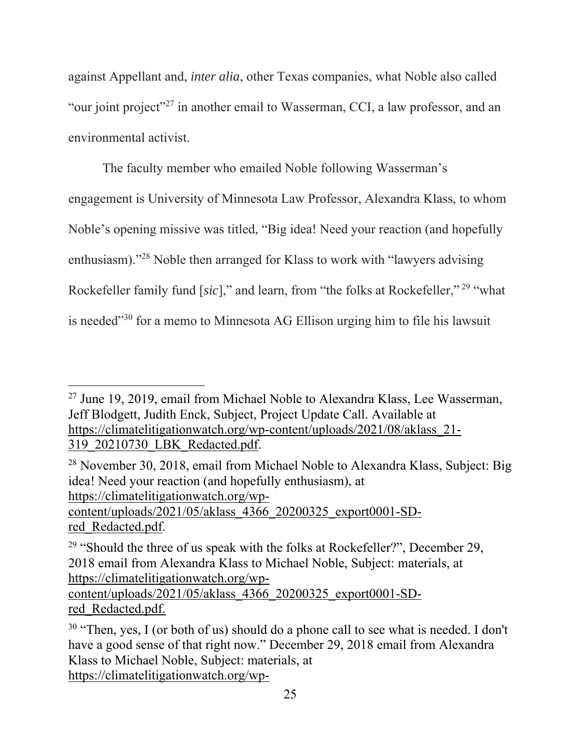against Appellant and, *inter alia*, other Texas companies, what Noble also called "our joint project"[27] in another email to Wasserman, CCI, a law professor, and an environmental activist.

The faculty member who emailed Noble following Wasserman's engagement is University of Minnesota Law Professor, Alexandra Klass, to whom Noble's opening missive was titled, "Big idea! Need your reaction (and hopefully enthusiasm)."[28] Noble then arranged for Klass to work with "lawyers advising Rockefeller family fund [*sic*]," and learn, from "the folks at Rockefeller,"[29] "what is needed"[30] for a memo to Minnesota AG Ellison urging him to file his lawsuit

---

[27] June 19, 2019, email from Michael Noble to Alexandra Klass, Lee Wasserman, Jeff Blodgett, Judith Enck, Subject, Project Update Call. Available at https://climatelitigationwatch.org/wp-content/uploads/2021/08/aklass_21-319_20210730_LBK_Redacted.pdf.

[28] November 30, 2018, email from Michael Noble to Alexandra Klass, Subject: Big idea! Need your reaction (and hopefully enthusiasm), at https://climatelitigationwatch.org/wp-content/uploads/2021/05/aklass_4366_20200325_export0001-SD-red_Redacted.pdf.

[29] "Should the three of us speak with the folks at Rockefeller?", December 29, 2018 email from Alexandra Klass to Michael Noble, Subject: materials, at https://climatelitigationwatch.org/wp-content/uploads/2021/05/aklass_4366_20200325_export0001-SD-red_Redacted.pdf.

[30] "Then, yes, I (or both of us) should do a phone call to see what is needed. I don't have a good sense of that right now." December 29, 2018 email from Alexandra Klass to Michael Noble, Subject: materials, at https://climatelitigationwatch.org/wp-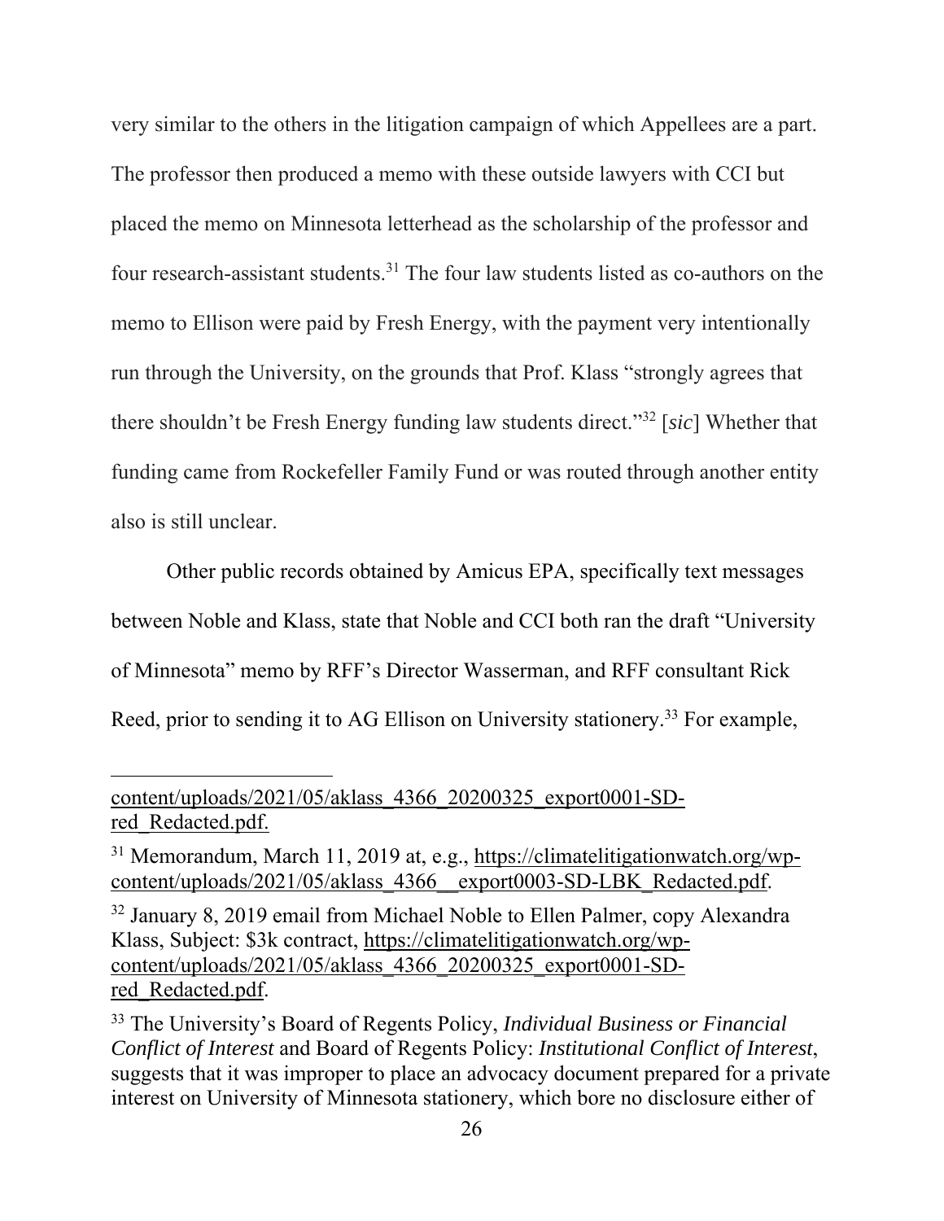very similar to the others in the litigation campaign of which Appellees are a part. The professor then produced a memo with these outside lawyers with CCI but placed the memo on Minnesota letterhead as the scholarship of the professor and four research-assistant students.[31] The four law students listed as co-authors on the memo to Ellison were paid by Fresh Energy, with the payment very intentionally run through the University, on the grounds that Prof. Klass "strongly agrees that there shouldn't be Fresh Energy funding law students direct."[32] [*sic*] Whether that funding came from Rockefeller Family Fund or was routed through another entity also is still unclear.

Other public records obtained by Amicus EPA, specifically text messages between Noble and Klass, state that Noble and CCI both ran the draft "University of Minnesota" memo by RFF's Director Wasserman, and RFF consultant Rick Reed, prior to sending it to AG Ellison on University stationery.[33] For example,

---

content/uploads/2021/05/aklass_4366_20200325_export0001-SD-red_Redacted.pdf.

[31] Memorandum, March 11, 2019 at, e.g., https://climatelitigationwatch.org/wp-content/uploads/2021/05/aklass_4366__export0003-SD-LBK_Redacted.pdf.

[32] January 8, 2019 email from Michael Noble to Ellen Palmer, copy Alexandra Klass, Subject: $3k contract, https://climatelitigationwatch.org/wp-content/uploads/2021/05/aklass_4366_20200325_export0001-SD-red_Redacted.pdf.

[33] The University's Board of Regents Policy, *Individual Business or Financial Conflict of Interest* and Board of Regents Policy: *Institutional Conflict of Interest*, suggests that it was improper to place an advocacy document prepared for a private interest on University of Minnesota stationery, which bore no disclosure either of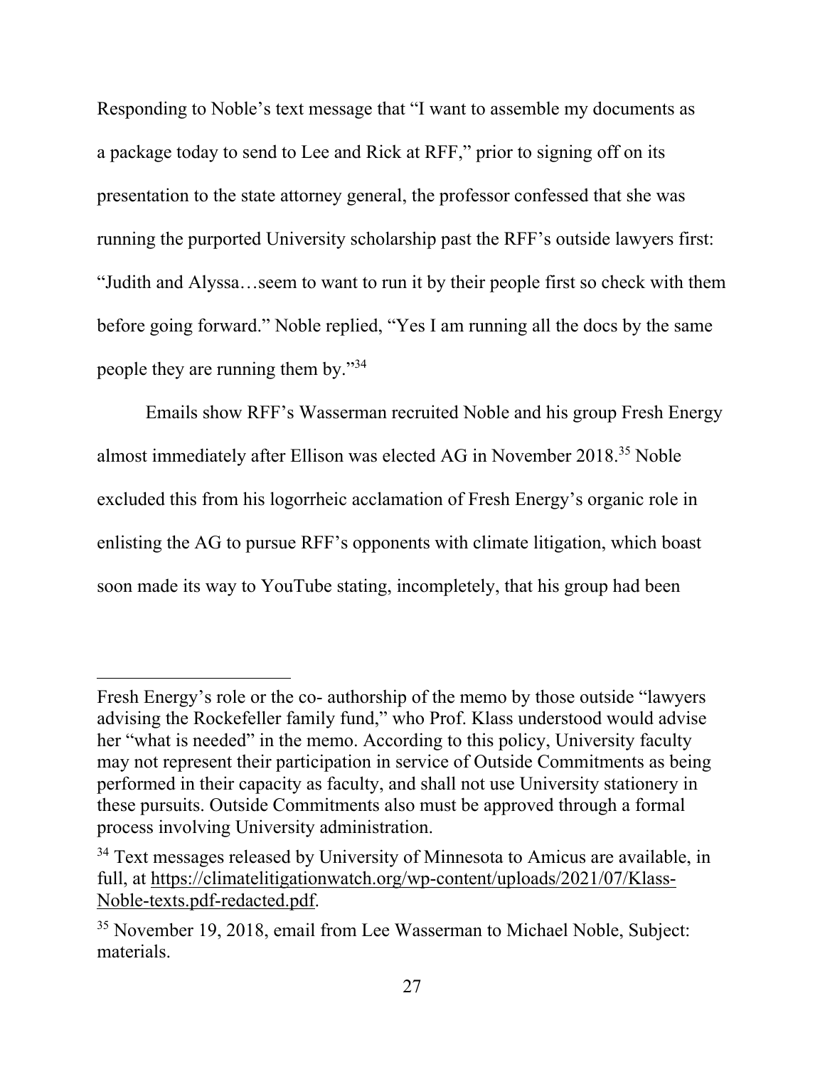Responding to Noble's text message that "I want to assemble my documents as a package today to send to Lee and Rick at RFF," prior to signing off on its presentation to the state attorney general, the professor confessed that she was running the purported University scholarship past the RFF's outside lawyers first: "Judith and Alyssa…seem to want to run it by their people first so check with them before going forward." Noble replied, "Yes I am running all the docs by the same people they are running them by."[34]

Emails show RFF's Wasserman recruited Noble and his group Fresh Energy almost immediately after Ellison was elected AG in November 2018.[35] Noble excluded this from his logorrheic acclamation of Fresh Energy's organic role in enlisting the AG to pursue RFF's opponents with climate litigation, which boast soon made its way to YouTube stating, incompletely, that his group had been

---

Fresh Energy's role or the co- authorship of the memo by those outside "lawyers advising the Rockefeller family fund," who Prof. Klass understood would advise her "what is needed" in the memo. According to this policy, University faculty may not represent their participation in service of Outside Commitments as being performed in their capacity as faculty, and shall not use University stationery in these pursuits. Outside Commitments also must be approved through a formal process involving University administration.

[34] Text messages released by University of Minnesota to Amicus are available, in full, at https://climatelitigationwatch.org/wp-content/uploads/2021/07/Klass-Noble-texts.pdf-redacted.pdf.

[35] November 19, 2018, email from Lee Wasserman to Michael Noble, Subject: materials.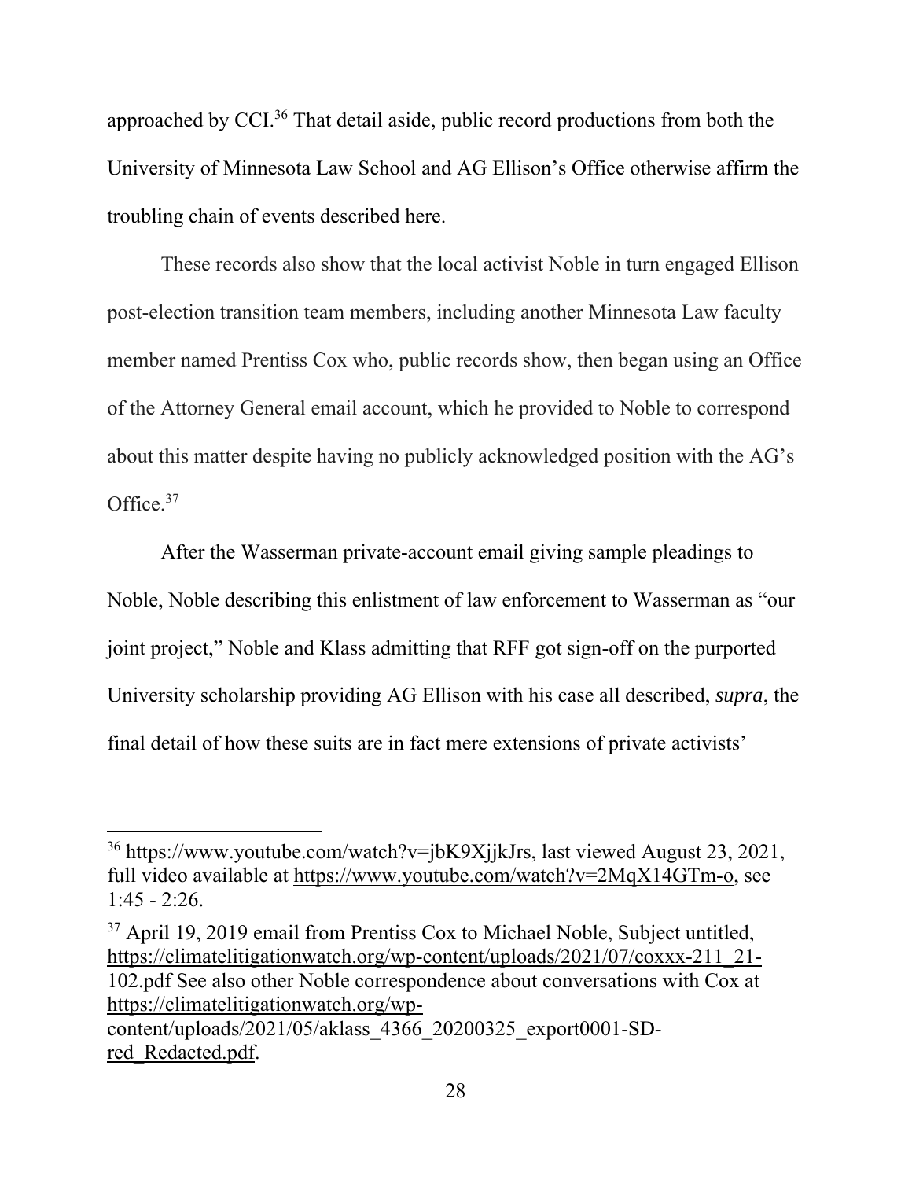approached by CCI.[36] That detail aside, public record productions from both the University of Minnesota Law School and AG Ellison's Office otherwise affirm the troubling chain of events described here.

These records also show that the local activist Noble in turn engaged Ellison post-election transition team members, including another Minnesota Law faculty member named Prentiss Cox who, public records show, then began using an Office of the Attorney General email account, which he provided to Noble to correspond about this matter despite having no publicly acknowledged position with the AG's Office.[37]

After the Wasserman private-account email giving sample pleadings to Noble, Noble describing this enlistment of law enforcement to Wasserman as "our joint project," Noble and Klass admitting that RFF got sign-off on the purported University scholarship providing AG Ellison with his case all described, *supra*, the final detail of how these suits are in fact mere extensions of private activists'

---

[36] https://www.youtube.com/watch?v=jbK9XjjkJrs, last viewed August 23, 2021, full video available at https://www.youtube.com/watch?v=2MqX14GTm-o, see 1:45 - 2:26.

[37] April 19, 2019 email from Prentiss Cox to Michael Noble, Subject untitled, https://climatelitigationwatch.org/wp-content/uploads/2021/07/coxxx-211_21-102.pdf See also other Noble correspondence about conversations with Cox at https://climatelitigationwatch.org/wp-content/uploads/2021/05/aklass_4366_20200325_export0001-SD-red_Redacted.pdf.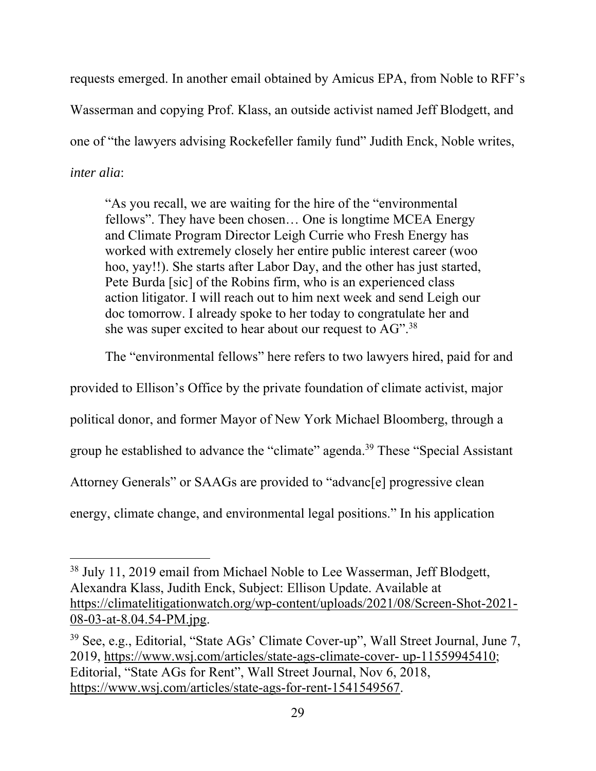requests emerged. In another email obtained by Amicus EPA, from Noble to RFF's Wasserman and copying Prof. Klass, an outside activist named Jeff Blodgett, and one of "the lawyers advising Rockefeller family fund" Judith Enck, Noble writes, *inter alia*:

> "As you recall, we are waiting for the hire of the "environmental fellows". They have been chosen… One is longtime MCEA Energy and Climate Program Director Leigh Currie who Fresh Energy has worked with extremely closely her entire public interest career (woo hoo, yay!!). She starts after Labor Day, and the other has just started, Pete Burda [sic] of the Robins firm, who is an experienced class action litigator. I will reach out to him next week and send Leigh our doc tomorrow. I already spoke to her today to congratulate her and she was super excited to hear about our request to AG".[38]

The "environmental fellows" here refers to two lawyers hired, paid for and provided to Ellison's Office by the private foundation of climate activist, major political donor, and former Mayor of New York Michael Bloomberg, through a group he established to advance the "climate" agenda.[39] These "Special Assistant Attorney Generals" or SAAGs are provided to "advanc[e] progressive clean energy, climate change, and environmental legal positions." In his application

---

[38] July 11, 2019 email from Michael Noble to Lee Wasserman, Jeff Blodgett, Alexandra Klass, Judith Enck, Subject: Ellison Update. Available at https://climatelitigationwatch.org/wp-content/uploads/2021/08/Screen-Shot-2021-08-03-at-8.04.54-PM.jpg.

[39] See, e.g., Editorial, "State AGs' Climate Cover-up", Wall Street Journal, June 7, 2019, https://www.wsj.com/articles/state-ags-climate-cover- up-11559945410; Editorial, "State AGs for Rent", Wall Street Journal, Nov 6, 2018, https://www.wsj.com/articles/state-ags-for-rent-1541549567.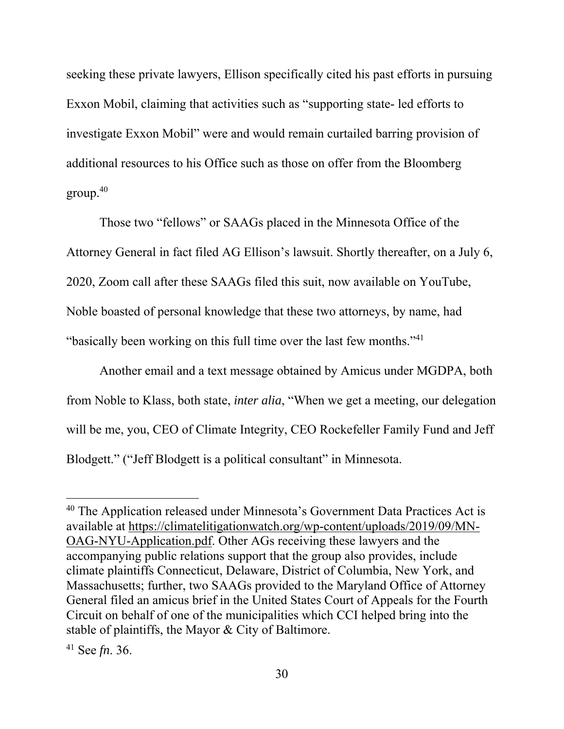seeking these private lawyers, Ellison specifically cited his past efforts in pursuing Exxon Mobil, claiming that activities such as "supporting state- led efforts to investigate Exxon Mobil" were and would remain curtailed barring provision of additional resources to his Office such as those on offer from the Bloomberg group.[40]

Those two "fellows" or SAAGs placed in the Minnesota Office of the Attorney General in fact filed AG Ellison's lawsuit. Shortly thereafter, on a July 6, 2020, Zoom call after these SAAGs filed this suit, now available on YouTube, Noble boasted of personal knowledge that these two attorneys, by name, had "basically been working on this full time over the last few months."[41]

Another email and a text message obtained by Amicus under MGDPA, both from Noble to Klass, both state, *inter alia*, "When we get a meeting, our delegation will be me, you, CEO of Climate Integrity, CEO Rockefeller Family Fund and Jeff Blodgett." ("Jeff Blodgett is a political consultant" in Minnesota.

---

[40] The Application released under Minnesota's Government Data Practices Act is available at https://climatelitigationwatch.org/wp-content/uploads/2019/09/MN-OAG-NYU-Application.pdf. Other AGs receiving these lawyers and the accompanying public relations support that the group also provides, include climate plaintiffs Connecticut, Delaware, District of Columbia, New York, and Massachusetts; further, two SAAGs provided to the Maryland Office of Attorney General filed an amicus brief in the United States Court of Appeals for the Fourth Circuit on behalf of one of the municipalities which CCI helped bring into the stable of plaintiffs, the Mayor & City of Baltimore.

[41] See *fn*. 36.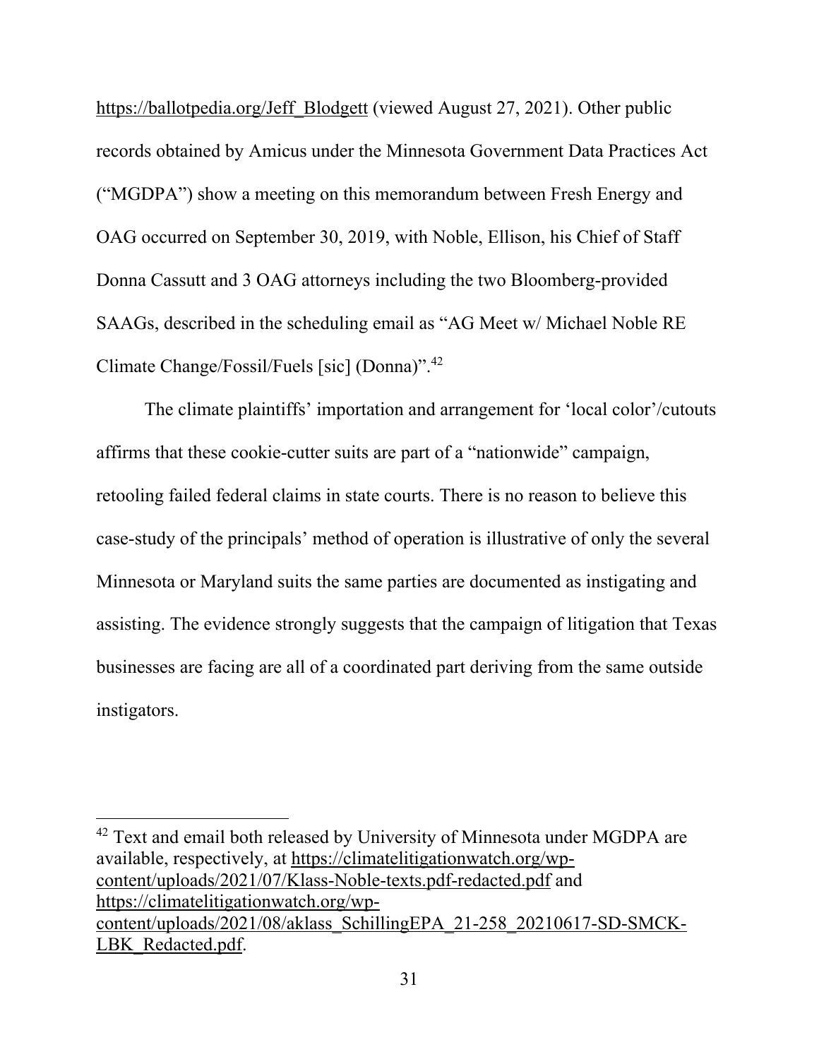https://ballotpedia.org/Jeff_Blodgett (viewed August 27, 2021). Other public records obtained by Amicus under the Minnesota Government Data Practices Act ("MGDPA") show a meeting on this memorandum between Fresh Energy and OAG occurred on September 30, 2019, with Noble, Ellison, his Chief of Staff Donna Cassutt and 3 OAG attorneys including the two Bloomberg-provided SAAGs, described in the scheduling email as "AG Meet w/ Michael Noble RE Climate Change/Fossil/Fuels [sic] (Donna)".[42]

The climate plaintiffs' importation and arrangement for 'local color'/cutouts affirms that these cookie-cutter suits are part of a "nationwide" campaign, retooling failed federal claims in state courts. There is no reason to believe this case-study of the principals' method of operation is illustrative of only the several Minnesota or Maryland suits the same parties are documented as instigating and assisting. The evidence strongly suggests that the campaign of litigation that Texas businesses are facing are all of a coordinated part deriving from the same outside instigators.

---

[42] Text and email both released by University of Minnesota under MGDPA are available, respectively, at https://climatelitigationwatch.org/wp-content/uploads/2021/07/Klass-Noble-texts.pdf-redacted.pdf and https://climatelitigationwatch.org/wp-content/uploads/2021/08/aklass_SchillingEPA_21-258_20210617-SD-SMCK-LBK_Redacted.pdf.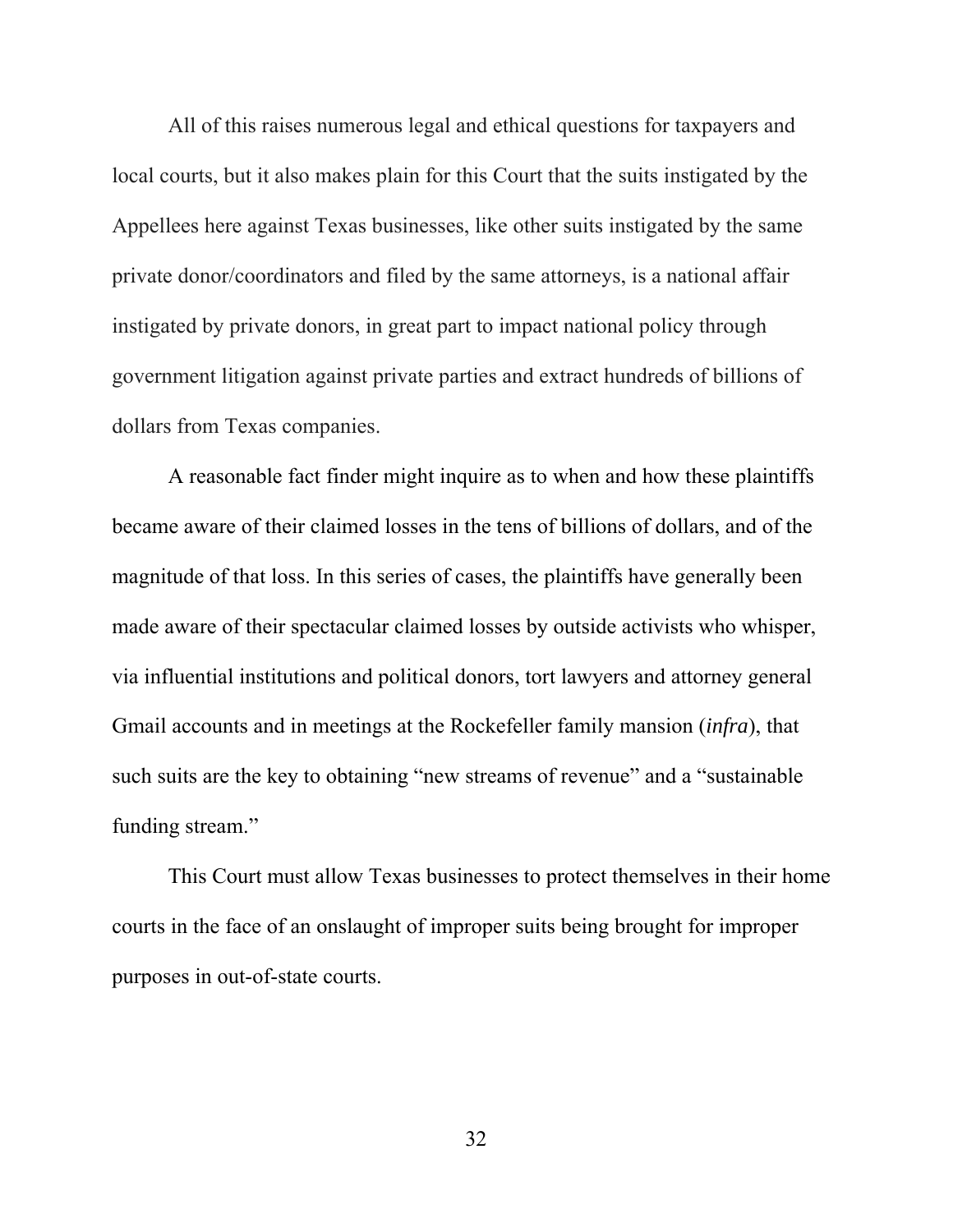All of this raises numerous legal and ethical questions for taxpayers and local courts, but it also makes plain for this Court that the suits instigated by the Appellees here against Texas businesses, like other suits instigated by the same private donor/coordinators and filed by the same attorneys, is a national affair instigated by private donors, in great part to impact national policy through government litigation against private parties and extract hundreds of billions of dollars from Texas companies.

A reasonable fact finder might inquire as to when and how these plaintiffs became aware of their claimed losses in the tens of billions of dollars, and of the magnitude of that loss. In this series of cases, the plaintiffs have generally been made aware of their spectacular claimed losses by outside activists who whisper, via influential institutions and political donors, tort lawyers and attorney general Gmail accounts and in meetings at the Rockefeller family mansion (*infra*), that such suits are the key to obtaining "new streams of revenue" and a "sustainable funding stream."

This Court must allow Texas businesses to protect themselves in their home courts in the face of an onslaught of improper suits being brought for improper purposes in out-of-state courts.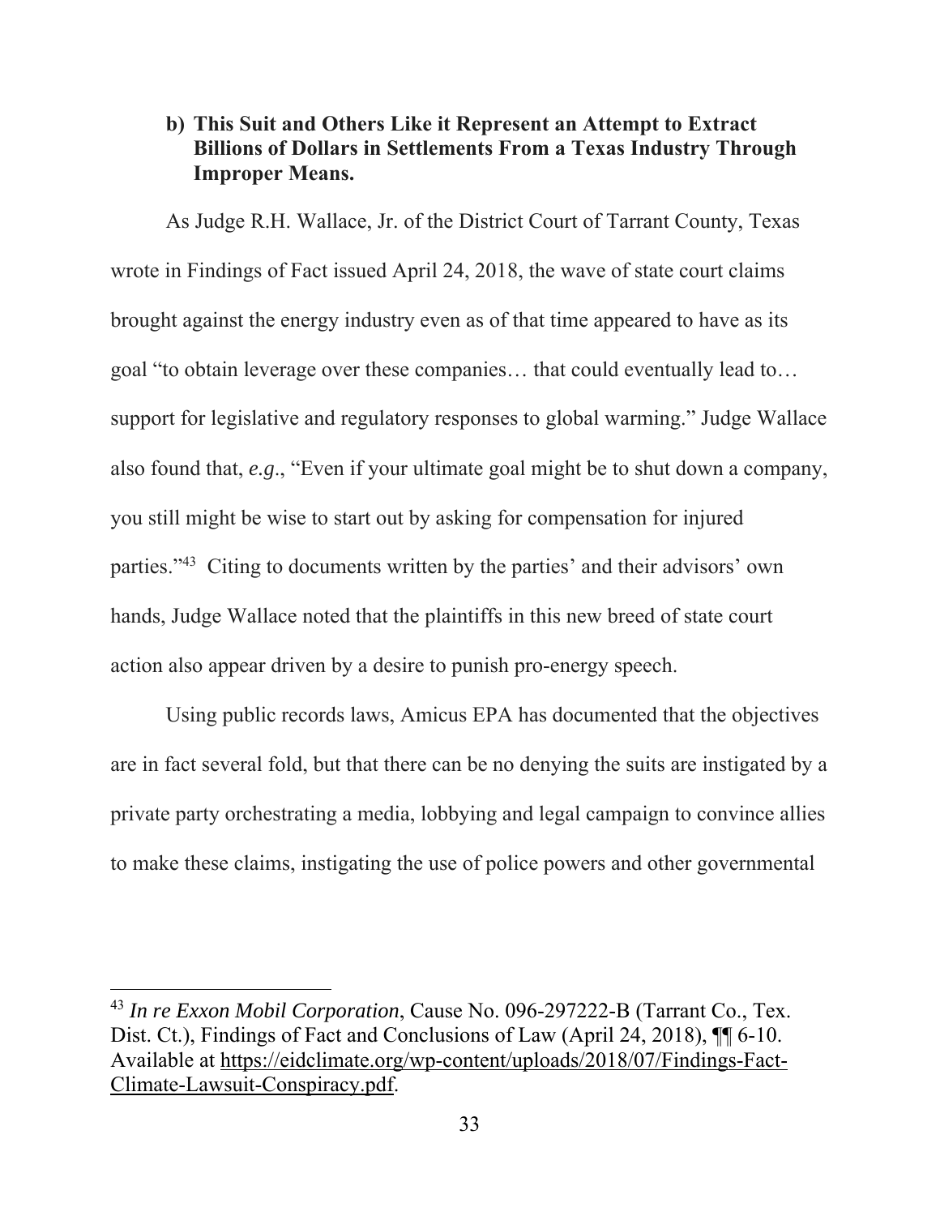### b) This Suit and Others Like it Represent an Attempt to Extract Billions of Dollars in Settlements From a Texas Industry Through Improper Means.

As Judge R.H. Wallace, Jr. of the District Court of Tarrant County, Texas wrote in Findings of Fact issued April 24, 2018, the wave of state court claims brought against the energy industry even as of that time appeared to have as its goal "to obtain leverage over these companies… that could eventually lead to… support for legislative and regulatory responses to global warming." Judge Wallace also found that, *e.g*., "Even if your ultimate goal might be to shut down a company, you still might be wise to start out by asking for compensation for injured parties."[43] Citing to documents written by the parties' and their advisors' own hands, Judge Wallace noted that the plaintiffs in this new breed of state court action also appear driven by a desire to punish pro-energy speech.

Using public records laws, Amicus EPA has documented that the objectives are in fact several fold, but that there can be no denying the suits are instigated by a private party orchestrating a media, lobbying and legal campaign to convince allies to make these claims, instigating the use of police powers and other governmental

---

[43] *In re Exxon Mobil Corporation*, Cause No. 096-297222-B (Tarrant Co., Tex. Dist. Ct.), Findings of Fact and Conclusions of Law (April 24, 2018), ¶¶ 6-10. Available at https://eidclimate.org/wp-content/uploads/2018/07/Findings-Fact-Climate-Lawsuit-Conspiracy.pdf.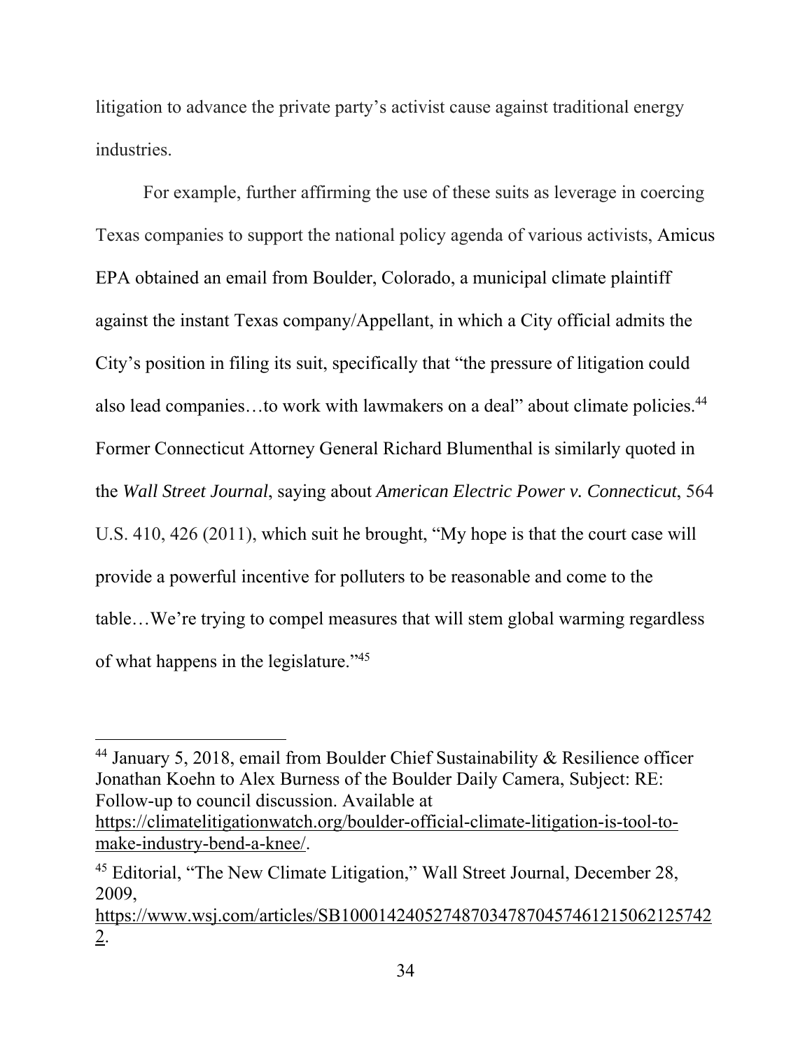litigation to advance the private party's activist cause against traditional energy industries.

For example, further affirming the use of these suits as leverage in coercing Texas companies to support the national policy agenda of various activists, Amicus EPA obtained an email from Boulder, Colorado, a municipal climate plaintiff against the instant Texas company/Appellant, in which a City official admits the City's position in filing its suit, specifically that "the pressure of litigation could also lead companies…to work with lawmakers on a deal" about climate policies.[44] Former Connecticut Attorney General Richard Blumenthal is similarly quoted in the *Wall Street Journal*, saying about *American Electric Power v. Connecticut*, 564 U.S. 410, 426 (2011), which suit he brought, "My hope is that the court case will provide a powerful incentive for polluters to be reasonable and come to the table…We're trying to compel measures that will stem global warming regardless of what happens in the legislature."[45]

---

[44] January 5, 2018, email from Boulder Chief Sustainability & Resilience officer Jonathan Koehn to Alex Burness of the Boulder Daily Camera, Subject: RE: Follow-up to council discussion. Available at https://climatelitigationwatch.org/boulder-official-climate-litigation-is-tool-to-make-industry-bend-a-knee/.

[45] Editorial, "The New Climate Litigation," Wall Street Journal, December 28, 2009, https://www.wsj.com/articles/SB10001424052748703478704574612150621257422.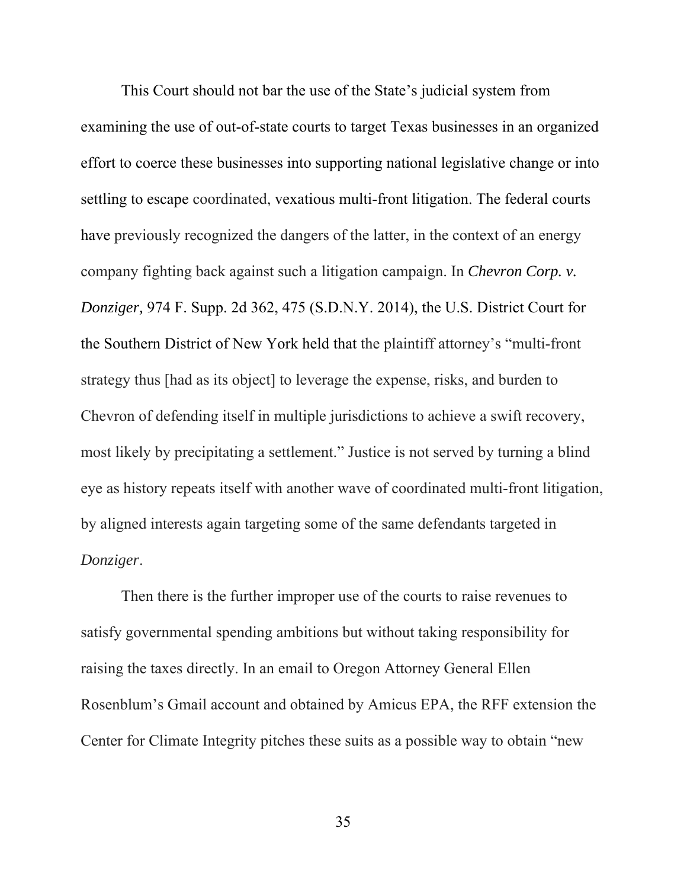This Court should not bar the use of the State's judicial system from examining the use of out-of-state courts to target Texas businesses in an organized effort to coerce these businesses into supporting national legislative change or into settling to escape coordinated, vexatious multi-front litigation. The federal courts have previously recognized the dangers of the latter, in the context of an energy company fighting back against such a litigation campaign. In *Chevron Corp. v. Donziger,* 974 F. Supp. 2d 362, 475 (S.D.N.Y. 2014), the U.S. District Court for the Southern District of New York held that the plaintiff attorney's "multi-front strategy thus [had as its object] to leverage the expense, risks, and burden to Chevron of defending itself in multiple jurisdictions to achieve a swift recovery, most likely by precipitating a settlement." Justice is not served by turning a blind eye as history repeats itself with another wave of coordinated multi-front litigation, by aligned interests again targeting some of the same defendants targeted in *Donziger*.

Then there is the further improper use of the courts to raise revenues to satisfy governmental spending ambitions but without taking responsibility for raising the taxes directly. In an email to Oregon Attorney General Ellen Rosenblum's Gmail account and obtained by Amicus EPA, the RFF extension the Center for Climate Integrity pitches these suits as a possible way to obtain "new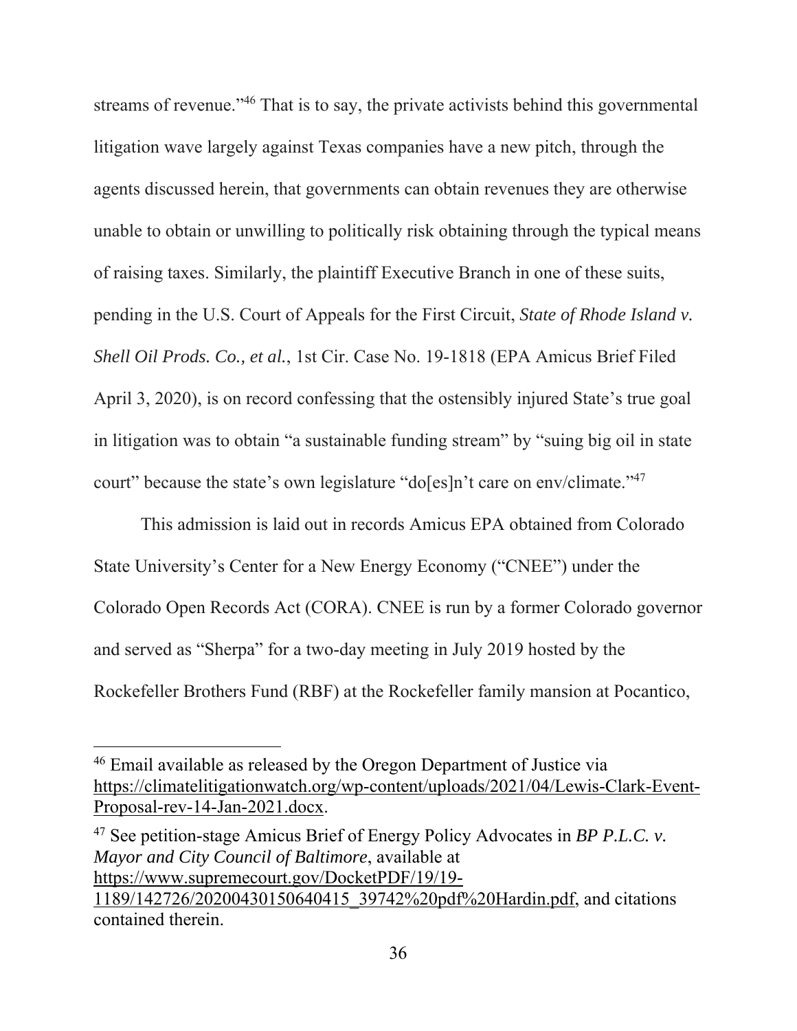streams of revenue."[46] That is to say, the private activists behind this governmental litigation wave largely against Texas companies have a new pitch, through the agents discussed herein, that governments can obtain revenues they are otherwise unable to obtain or unwilling to politically risk obtaining through the typical means of raising taxes. Similarly, the plaintiff Executive Branch in one of these suits, pending in the U.S. Court of Appeals for the First Circuit, *State of Rhode Island v. Shell Oil Prods. Co., et al.*, 1st Cir. Case No. 19-1818 (EPA Amicus Brief Filed April 3, 2020), is on record confessing that the ostensibly injured State's true goal in litigation was to obtain "a sustainable funding stream" by "suing big oil in state court" because the state's own legislature "do[es]n't care on env/climate."[47]

This admission is laid out in records Amicus EPA obtained from Colorado State University's Center for a New Energy Economy ("CNEE") under the Colorado Open Records Act (CORA). CNEE is run by a former Colorado governor and served as "Sherpa" for a two-day meeting in July 2019 hosted by the Rockefeller Brothers Fund (RBF) at the Rockefeller family mansion at Pocantico,

---

[46] Email available as released by the Oregon Department of Justice via https://climatelitigationwatch.org/wp-content/uploads/2021/04/Lewis-Clark-Event-Proposal-rev-14-Jan-2021.docx.

[47] See petition-stage Amicus Brief of Energy Policy Advocates in *BP P.L.C. v. Mayor and City Council of Baltimore*, available at https://www.supremecourt.gov/DocketPDF/19/19-1189/142726/20200430150640415_39742%20pdf%20Hardin.pdf, and citations contained therein.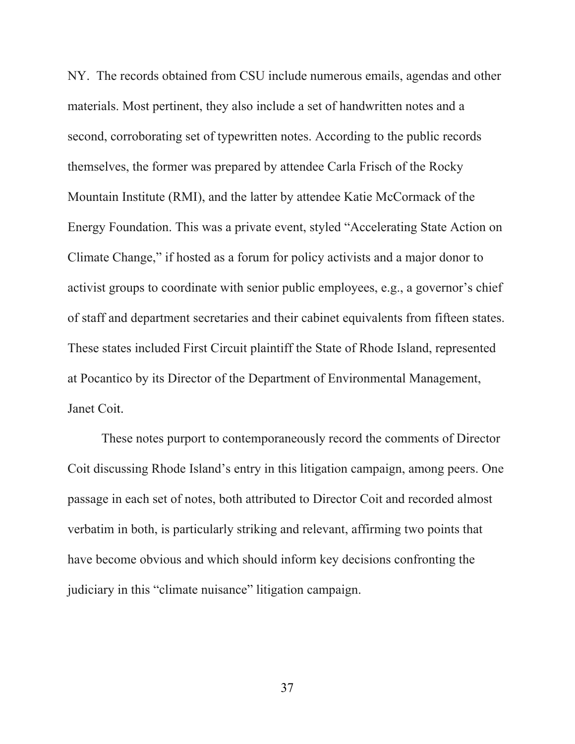NY. The records obtained from CSU include numerous emails, agendas and other materials. Most pertinent, they also include a set of handwritten notes and a second, corroborating set of typewritten notes. According to the public records themselves, the former was prepared by attendee Carla Frisch of the Rocky Mountain Institute (RMI), and the latter by attendee Katie McCormack of the Energy Foundation. This was a private event, styled "Accelerating State Action on Climate Change," if hosted as a forum for policy activists and a major donor to activist groups to coordinate with senior public employees, e.g., a governor's chief of staff and department secretaries and their cabinet equivalents from fifteen states. These states included First Circuit plaintiff the State of Rhode Island, represented at Pocantico by its Director of the Department of Environmental Management, Janet Coit.

These notes purport to contemporaneously record the comments of Director Coit discussing Rhode Island's entry in this litigation campaign, among peers. One passage in each set of notes, both attributed to Director Coit and recorded almost verbatim in both, is particularly striking and relevant, affirming two points that have become obvious and which should inform key decisions confronting the judiciary in this "climate nuisance" litigation campaign.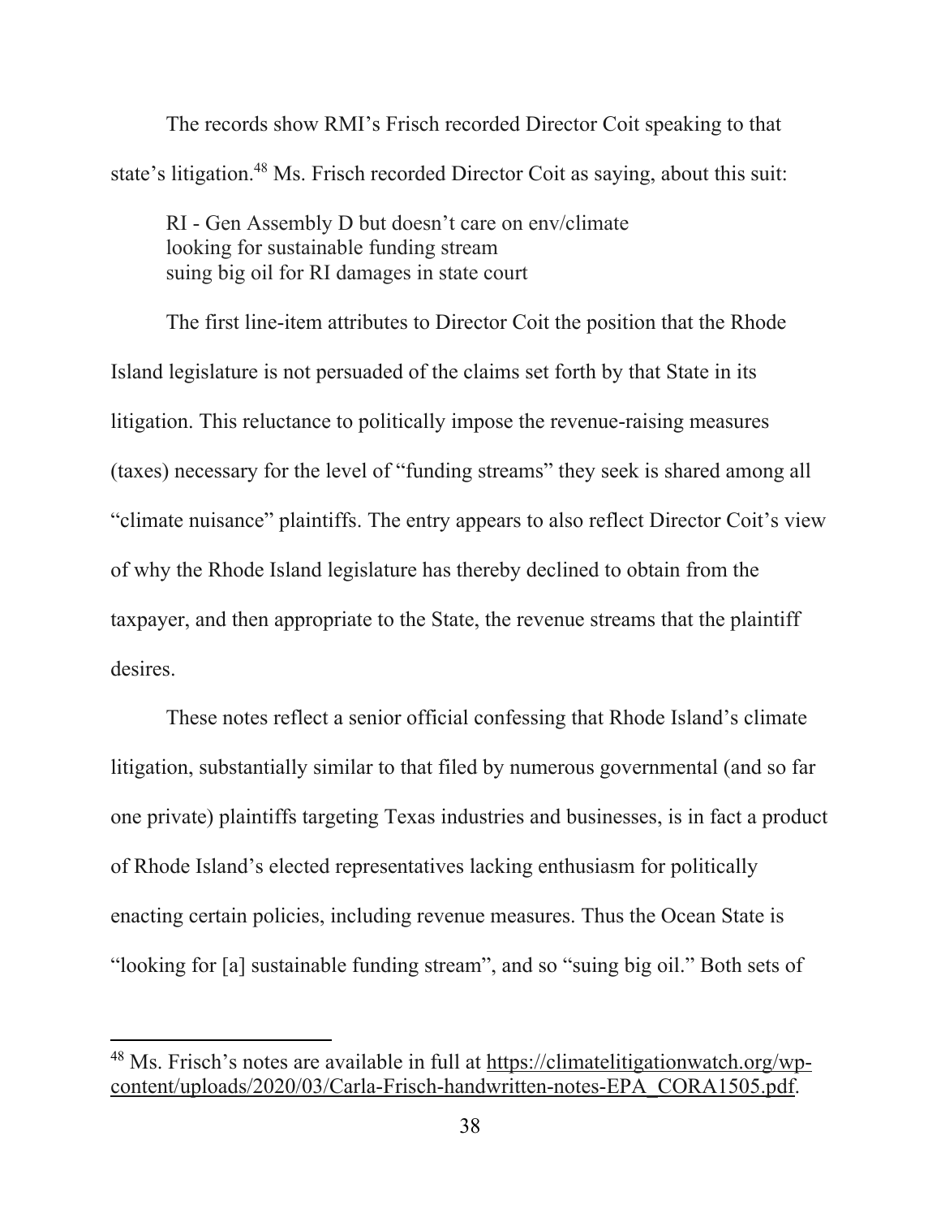The records show RMI's Frisch recorded Director Coit speaking to that state's litigation.[48] Ms. Frisch recorded Director Coit as saying, about this suit:

> RI - Gen Assembly D but doesn't care on env/climate
> looking for sustainable funding stream
> suing big oil for RI damages in state court

The first line-item attributes to Director Coit the position that the Rhode Island legislature is not persuaded of the claims set forth by that State in its litigation. This reluctance to politically impose the revenue-raising measures (taxes) necessary for the level of "funding streams" they seek is shared among all "climate nuisance" plaintiffs. The entry appears to also reflect Director Coit's view of why the Rhode Island legislature has thereby declined to obtain from the taxpayer, and then appropriate to the State, the revenue streams that the plaintiff desires.

These notes reflect a senior official confessing that Rhode Island's climate litigation, substantially similar to that filed by numerous governmental (and so far one private) plaintiffs targeting Texas industries and businesses, is in fact a product of Rhode Island's elected representatives lacking enthusiasm for politically enacting certain policies, including revenue measures. Thus the Ocean State is "looking for [a] sustainable funding stream", and so "suing big oil." Both sets of

[48] Ms. Frisch's notes are available in full at https://climatelitigationwatch.org/wp-content/uploads/2020/03/Carla-Frisch-handwritten-notes-EPA_CORA1505.pdf.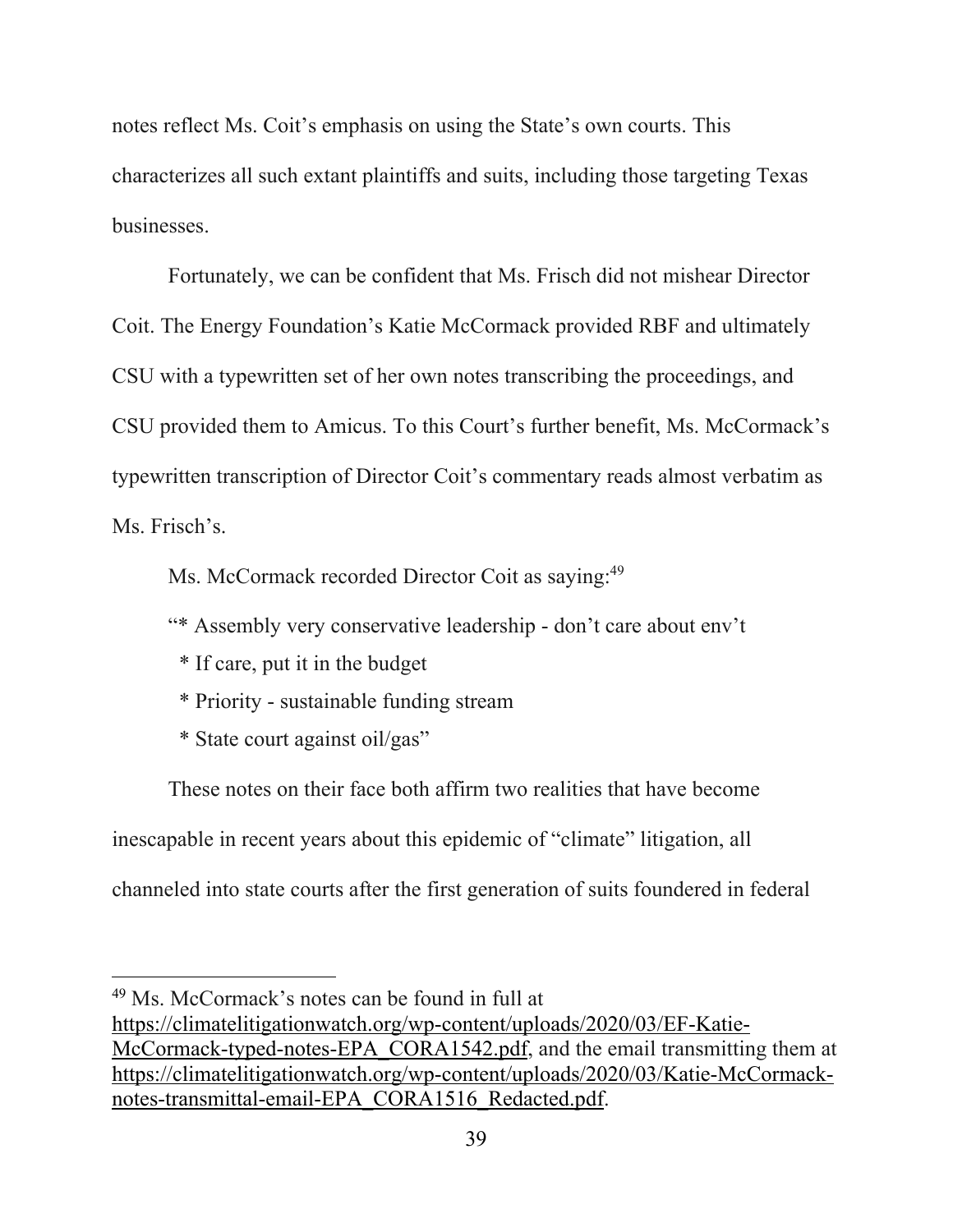notes reflect Ms. Coit's emphasis on using the State's own courts. This characterizes all such extant plaintiffs and suits, including those targeting Texas businesses.

Fortunately, we can be confident that Ms. Frisch did not mishear Director Coit. The Energy Foundation's Katie McCormack provided RBF and ultimately CSU with a typewritten set of her own notes transcribing the proceedings, and CSU provided them to Amicus. To this Court's further benefit, Ms. McCormack's typewritten transcription of Director Coit's commentary reads almost verbatim as Ms. Frisch's.

Ms. McCormack recorded Director Coit as saying:[49]

"* Assembly very conservative leadership - don't care about env't
  * If care, put it in the budget
  * Priority - sustainable funding stream
  * State court against oil/gas"

These notes on their face both affirm two realities that have become inescapable in recent years about this epidemic of "climate" litigation, all channeled into state courts after the first generation of suits foundered in federal

---

[49] Ms. McCormack's notes can be found in full at https://climatelitigationwatch.org/wp-content/uploads/2020/03/EF-Katie-McCormack-typed-notes-EPA_CORA1542.pdf, and the email transmitting them at https://climatelitigationwatch.org/wp-content/uploads/2020/03/Katie-McCormack-notes-transmittal-email-EPA_CORA1516_Redacted.pdf.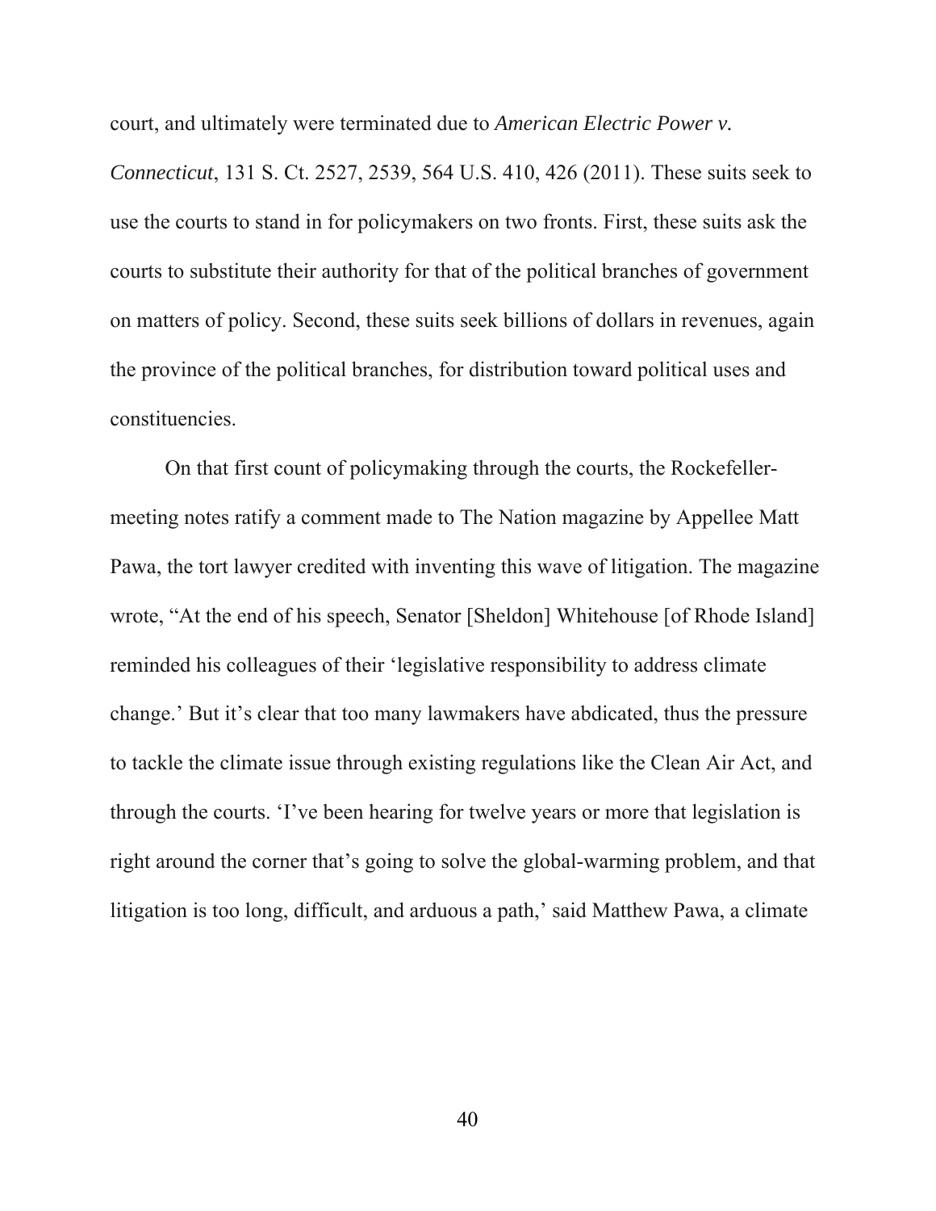court, and ultimately were terminated due to *American Electric Power v. Connecticut*, 131 S. Ct. 2527, 2539, 564 U.S. 410, 426 (2011). These suits seek to use the courts to stand in for policymakers on two fronts. First, these suits ask the courts to substitute their authority for that of the political branches of government on matters of policy. Second, these suits seek billions of dollars in revenues, again the province of the political branches, for distribution toward political uses and constituencies.

On that first count of policymaking through the courts, the Rockefeller-meeting notes ratify a comment made to The Nation magazine by Appellee Matt Pawa, the tort lawyer credited with inventing this wave of litigation. The magazine wrote, "At the end of his speech, Senator [Sheldon] Whitehouse [of Rhode Island] reminded his colleagues of their 'legislative responsibility to address climate change.' But it's clear that too many lawmakers have abdicated, thus the pressure to tackle the climate issue through existing regulations like the Clean Air Act, and through the courts. 'I've been hearing for twelve years or more that legislation is right around the corner that's going to solve the global-warming problem, and that litigation is too long, difficult, and arduous a path,' said Matthew Pawa, a climate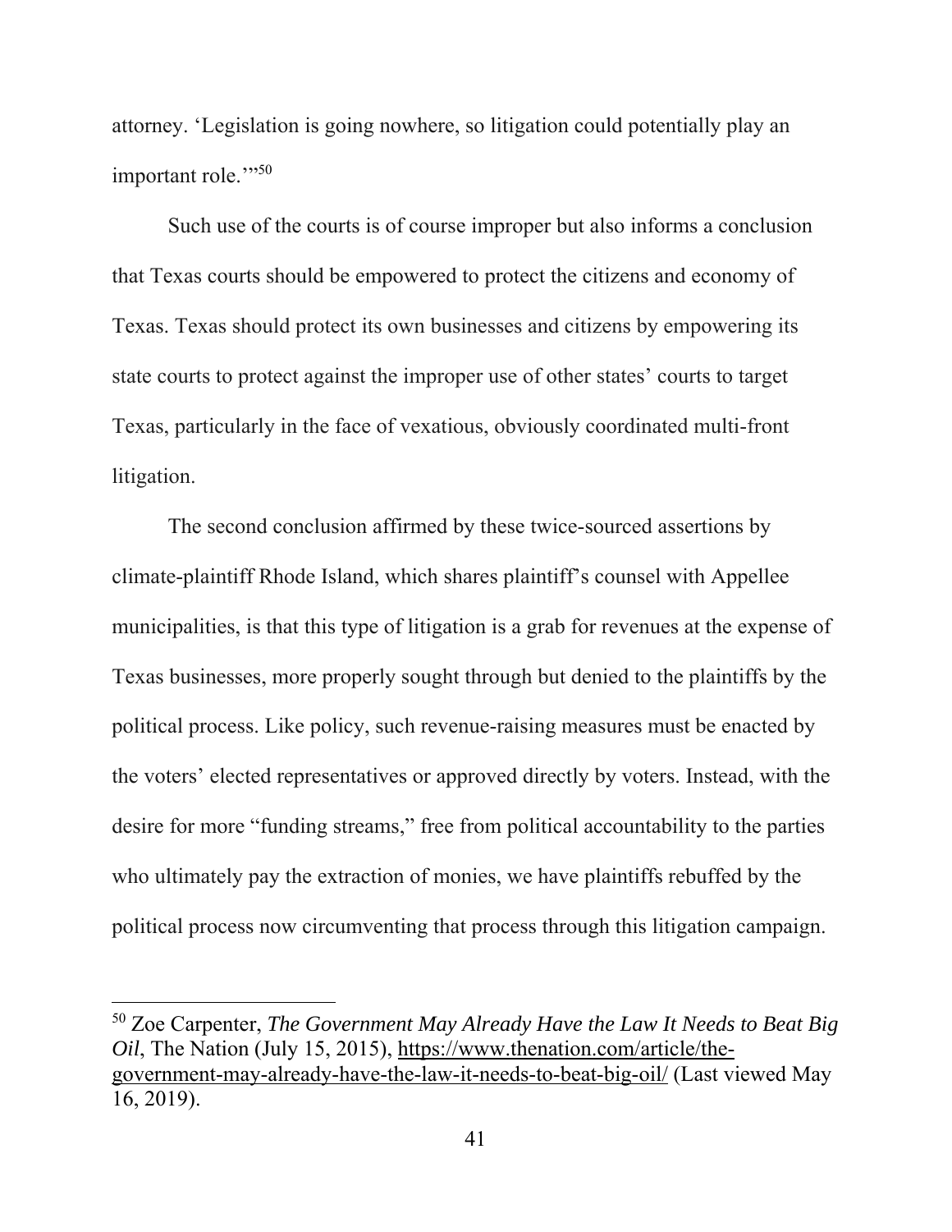attorney. 'Legislation is going nowhere, so litigation could potentially play an important role.'"[50]

Such use of the courts is of course improper but also informs a conclusion that Texas courts should be empowered to protect the citizens and economy of Texas. Texas should protect its own businesses and citizens by empowering its state courts to protect against the improper use of other states' courts to target Texas, particularly in the face of vexatious, obviously coordinated multi-front litigation.

The second conclusion affirmed by these twice-sourced assertions by climate-plaintiff Rhode Island, which shares plaintiff's counsel with Appellee municipalities, is that this type of litigation is a grab for revenues at the expense of Texas businesses, more properly sought through but denied to the plaintiffs by the political process. Like policy, such revenue-raising measures must be enacted by the voters' elected representatives or approved directly by voters. Instead, with the desire for more "funding streams," free from political accountability to the parties who ultimately pay the extraction of monies, we have plaintiffs rebuffed by the political process now circumventing that process through this litigation campaign.

---

[50] Zoe Carpenter, *The Government May Already Have the Law It Needs to Beat Big Oil*, The Nation (July 15, 2015), https://www.thenation.com/article/the-government-may-already-have-the-law-it-needs-to-beat-big-oil/ (Last viewed May 16, 2019).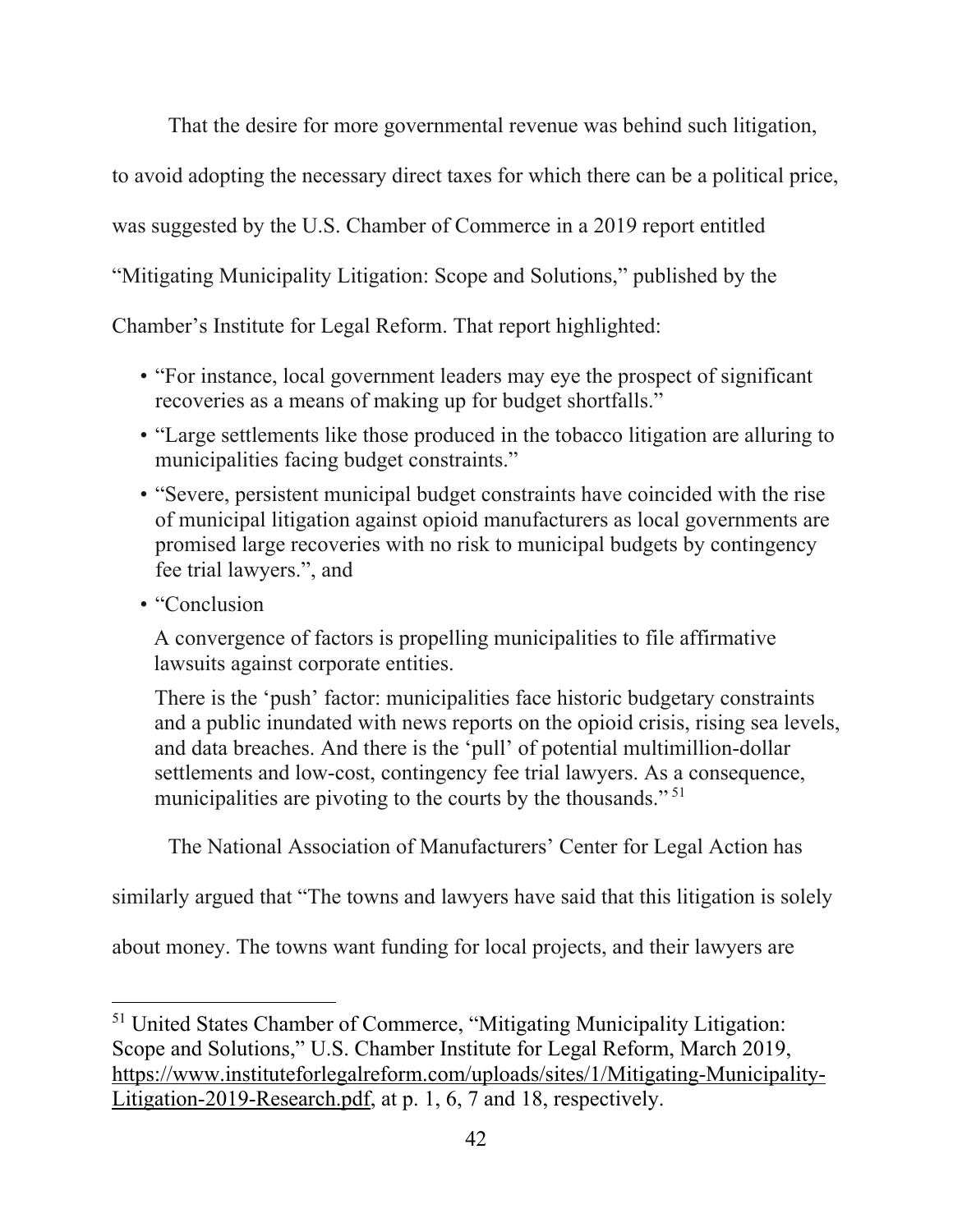That the desire for more governmental revenue was behind such litigation, to avoid adopting the necessary direct taxes for which there can be a political price, was suggested by the U.S. Chamber of Commerce in a 2019 report entitled "Mitigating Municipality Litigation: Scope and Solutions," published by the Chamber's Institute for Legal Reform. That report highlighted:

- "For instance, local government leaders may eye the prospect of significant recoveries as a means of making up for budget shortfalls."
- "Large settlements like those produced in the tobacco litigation are alluring to municipalities facing budget constraints."
- "Severe, persistent municipal budget constraints have coincided with the rise of municipal litigation against opioid manufacturers as local governments are promised large recoveries with no risk to municipal budgets by contingency fee trial lawyers.", and
- "Conclusion

  A convergence of factors is propelling municipalities to file affirmative lawsuits against corporate entities.

  There is the 'push' factor: municipalities face historic budgetary constraints and a public inundated with news reports on the opioid crisis, rising sea levels, and data breaches. And there is the 'pull' of potential multimillion-dollar settlements and low-cost, contingency fee trial lawyers. As a consequence, municipalities are pivoting to the courts by the thousands." [51]

The National Association of Manufacturers' Center for Legal Action has similarly argued that "The towns and lawyers have said that this litigation is solely about money. The towns want funding for local projects, and their lawyers are

---

[51] United States Chamber of Commerce, "Mitigating Municipality Litigation: Scope and Solutions," U.S. Chamber Institute for Legal Reform, March 2019, https://www.instituteforlegalreform.com/uploads/sites/1/Mitigating-Municipality-Litigation-2019-Research.pdf, at p. 1, 6, 7 and 18, respectively.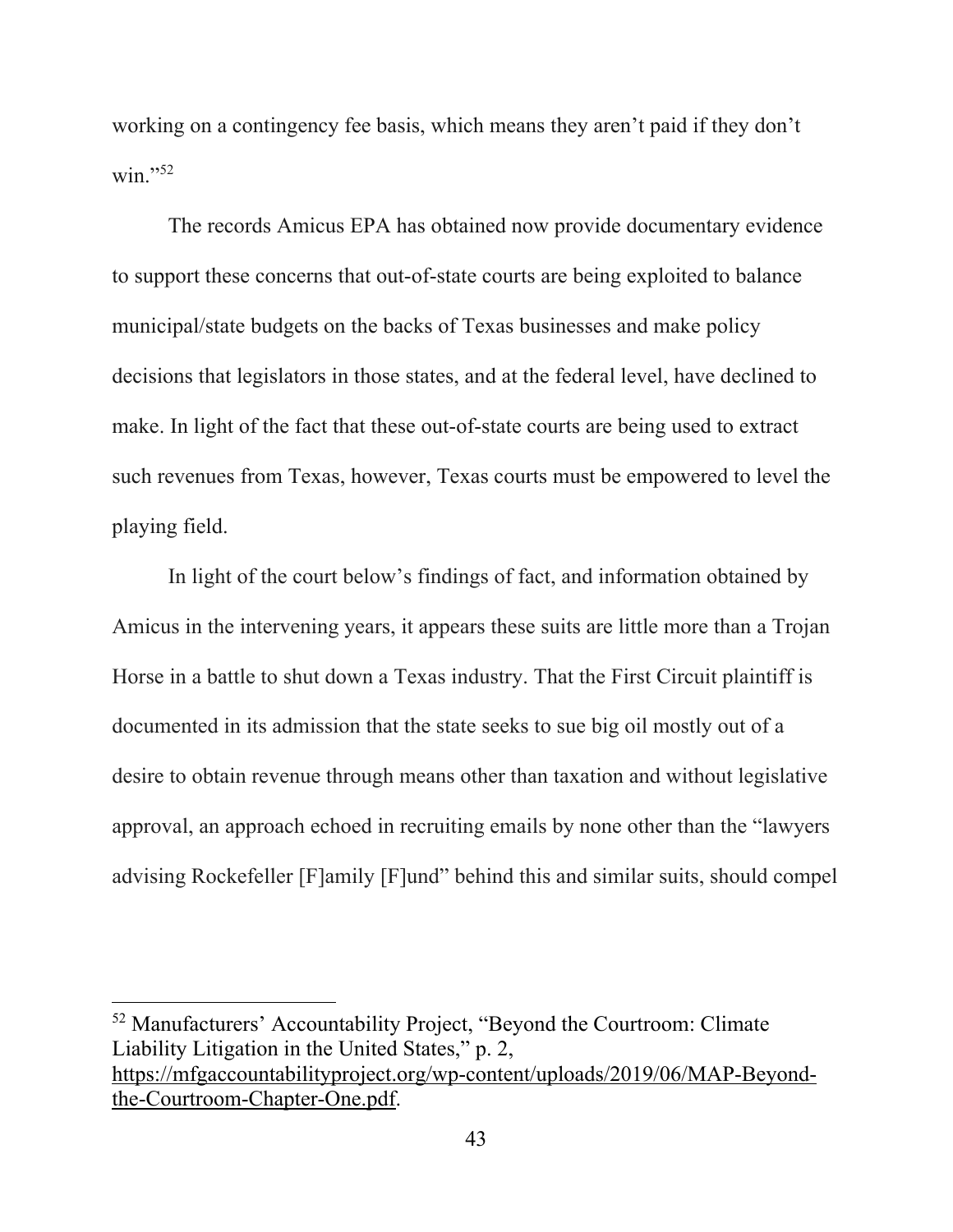working on a contingency fee basis, which means they aren't paid if they don't win."[52]

The records Amicus EPA has obtained now provide documentary evidence to support these concerns that out-of-state courts are being exploited to balance municipal/state budgets on the backs of Texas businesses and make policy decisions that legislators in those states, and at the federal level, have declined to make. In light of the fact that these out-of-state courts are being used to extract such revenues from Texas, however, Texas courts must be empowered to level the playing field.

In light of the court below's findings of fact, and information obtained by Amicus in the intervening years, it appears these suits are little more than a Trojan Horse in a battle to shut down a Texas industry. That the First Circuit plaintiff is documented in its admission that the state seeks to sue big oil mostly out of a desire to obtain revenue through means other than taxation and without legislative approval, an approach echoed in recruiting emails by none other than the "lawyers advising Rockefeller [F]amily [F]und" behind this and similar suits, should compel

---

[52] Manufacturers' Accountability Project, "Beyond the Courtroom: Climate Liability Litigation in the United States," p. 2, https://mfgaccountabilityproject.org/wp-content/uploads/2019/06/MAP-Beyond-the-Courtroom-Chapter-One.pdf.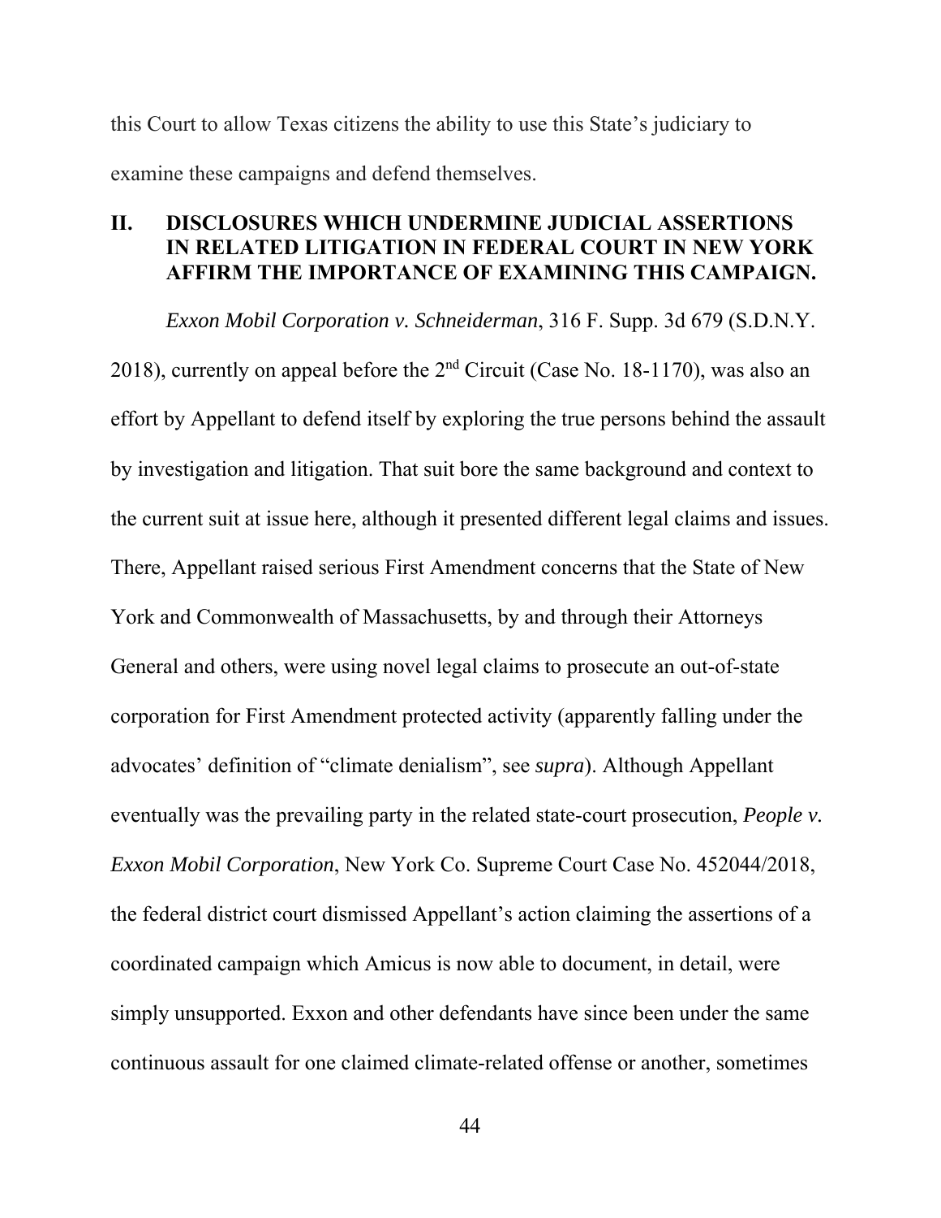this Court to allow Texas citizens the ability to use this State's judiciary to examine these campaigns and defend themselves.

## II. DISCLOSURES WHICH UNDERMINE JUDICIAL ASSERTIONS IN RELATED LITIGATION IN FEDERAL COURT IN NEW YORK AFFIRM THE IMPORTANCE OF EXAMINING THIS CAMPAIGN.

*Exxon Mobil Corporation v. Schneiderman*, 316 F. Supp. 3d 679 (S.D.N.Y. 2018), currently on appeal before the 2nd Circuit (Case No. 18-1170), was also an effort by Appellant to defend itself by exploring the true persons behind the assault by investigation and litigation. That suit bore the same background and context to the current suit at issue here, although it presented different legal claims and issues. There, Appellant raised serious First Amendment concerns that the State of New York and Commonwealth of Massachusetts, by and through their Attorneys General and others, were using novel legal claims to prosecute an out-of-state corporation for First Amendment protected activity (apparently falling under the advocates' definition of "climate denialism", see *supra*). Although Appellant eventually was the prevailing party in the related state-court prosecution, *People v. Exxon Mobil Corporation*, New York Co. Supreme Court Case No. 452044/2018, the federal district court dismissed Appellant's action claiming the assertions of a coordinated campaign which Amicus is now able to document, in detail, were simply unsupported. Exxon and other defendants have since been under the same continuous assault for one claimed climate-related offense or another, sometimes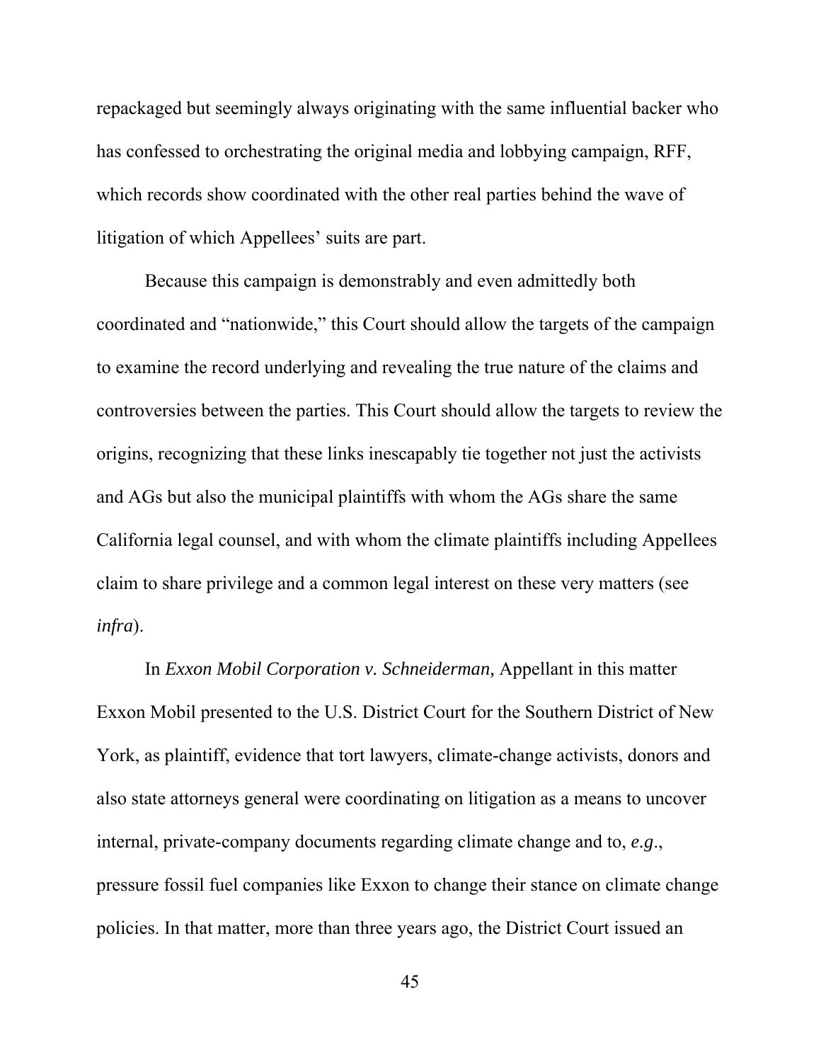repackaged but seemingly always originating with the same influential backer who has confessed to orchestrating the original media and lobbying campaign, RFF, which records show coordinated with the other real parties behind the wave of litigation of which Appellees' suits are part.

Because this campaign is demonstrably and even admittedly both coordinated and "nationwide," this Court should allow the targets of the campaign to examine the record underlying and revealing the true nature of the claims and controversies between the parties. This Court should allow the targets to review the origins, recognizing that these links inescapably tie together not just the activists and AGs but also the municipal plaintiffs with whom the AGs share the same California legal counsel, and with whom the climate plaintiffs including Appellees claim to share privilege and a common legal interest on these very matters (see *infra*).

In *Exxon Mobil Corporation v. Schneiderman,* Appellant in this matter Exxon Mobil presented to the U.S. District Court for the Southern District of New York, as plaintiff, evidence that tort lawyers, climate-change activists, donors and also state attorneys general were coordinating on litigation as a means to uncover internal, private-company documents regarding climate change and to, *e.g.*, pressure fossil fuel companies like Exxon to change their stance on climate change policies. In that matter, more than three years ago, the District Court issued an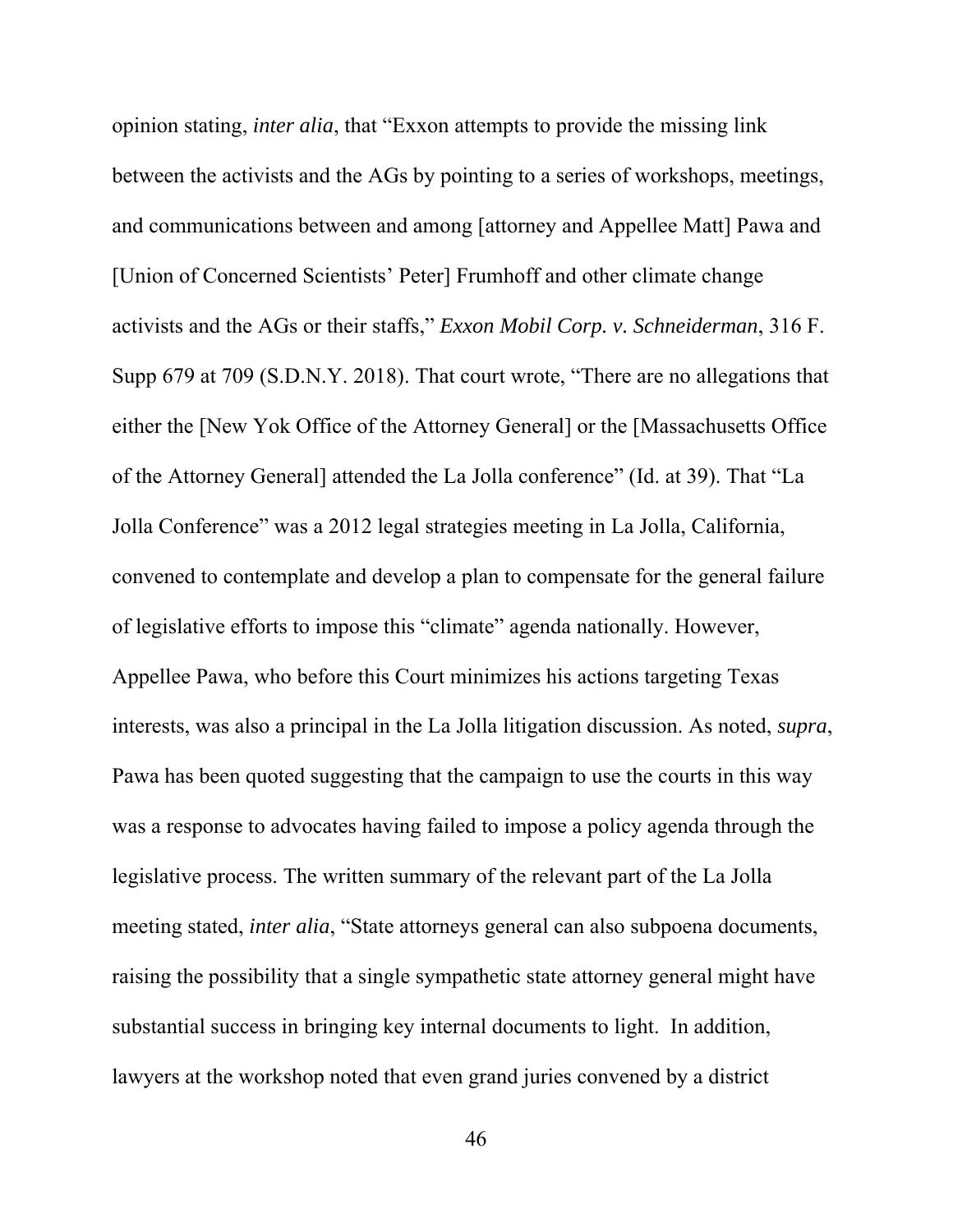opinion stating, *inter alia*, that "Exxon attempts to provide the missing link between the activists and the AGs by pointing to a series of workshops, meetings, and communications between and among [attorney and Appellee Matt] Pawa and [Union of Concerned Scientists' Peter] Frumhoff and other climate change activists and the AGs or their staffs," *Exxon Mobil Corp. v. Schneiderman*, 316 F. Supp 679 at 709 (S.D.N.Y. 2018). That court wrote, "There are no allegations that either the [New Yok Office of the Attorney General] or the [Massachusetts Office of the Attorney General] attended the La Jolla conference" (Id. at 39). That "La Jolla Conference" was a 2012 legal strategies meeting in La Jolla, California, convened to contemplate and develop a plan to compensate for the general failure of legislative efforts to impose this "climate" agenda nationally. However, Appellee Pawa, who before this Court minimizes his actions targeting Texas interests, was also a principal in the La Jolla litigation discussion. As noted, *supra*, Pawa has been quoted suggesting that the campaign to use the courts in this way was a response to advocates having failed to impose a policy agenda through the legislative process. The written summary of the relevant part of the La Jolla meeting stated, *inter alia*, "State attorneys general can also subpoena documents, raising the possibility that a single sympathetic state attorney general might have substantial success in bringing key internal documents to light.  In addition, lawyers at the workshop noted that even grand juries convened by a district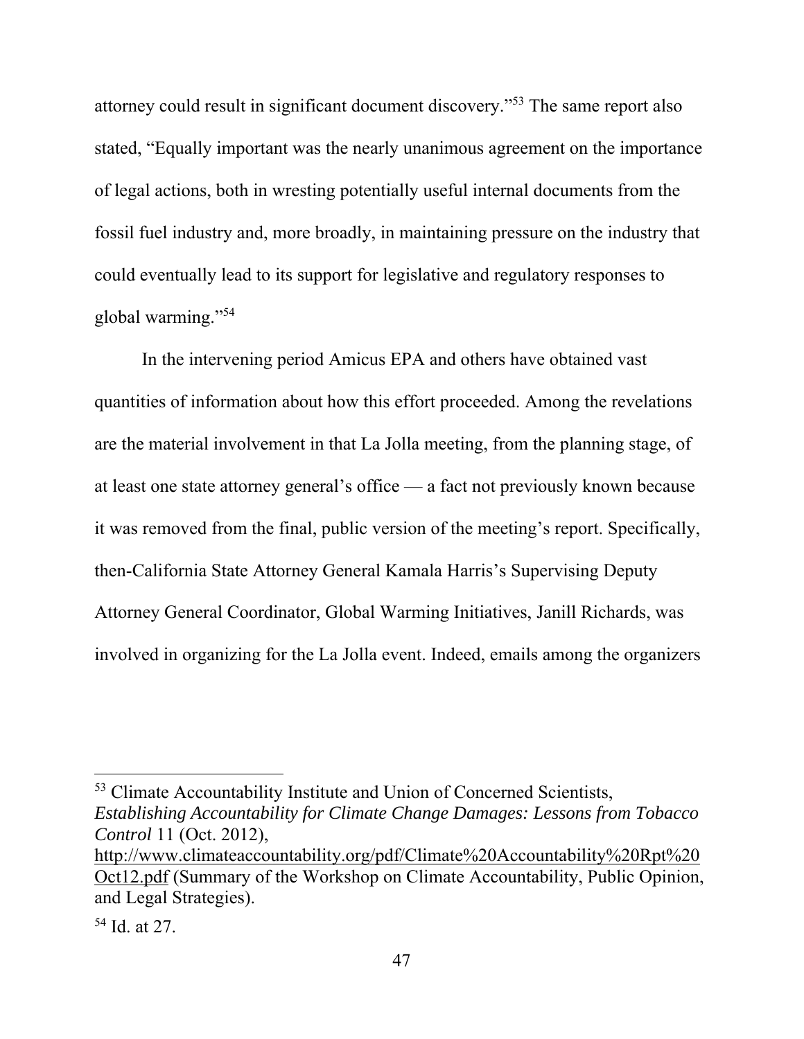attorney could result in significant document discovery."[53] The same report also stated, "Equally important was the nearly unanimous agreement on the importance of legal actions, both in wresting potentially useful internal documents from the fossil fuel industry and, more broadly, in maintaining pressure on the industry that could eventually lead to its support for legislative and regulatory responses to global warming."[54]

In the intervening period Amicus EPA and others have obtained vast quantities of information about how this effort proceeded. Among the revelations are the material involvement in that La Jolla meeting, from the planning stage, of at least one state attorney general's office — a fact not previously known because it was removed from the final, public version of the meeting's report. Specifically, then-California State Attorney General Kamala Harris's Supervising Deputy Attorney General Coordinator, Global Warming Initiatives, Janill Richards, was involved in organizing for the La Jolla event. Indeed, emails among the organizers

---

[53] Climate Accountability Institute and Union of Concerned Scientists, *Establishing Accountability for Climate Change Damages: Lessons from Tobacco Control* 11 (Oct. 2012), http://www.climateaccountability.org/pdf/Climate%20Accountability%20Rpt%20Oct12.pdf (Summary of the Workshop on Climate Accountability, Public Opinion, and Legal Strategies).

[54] Id. at 27.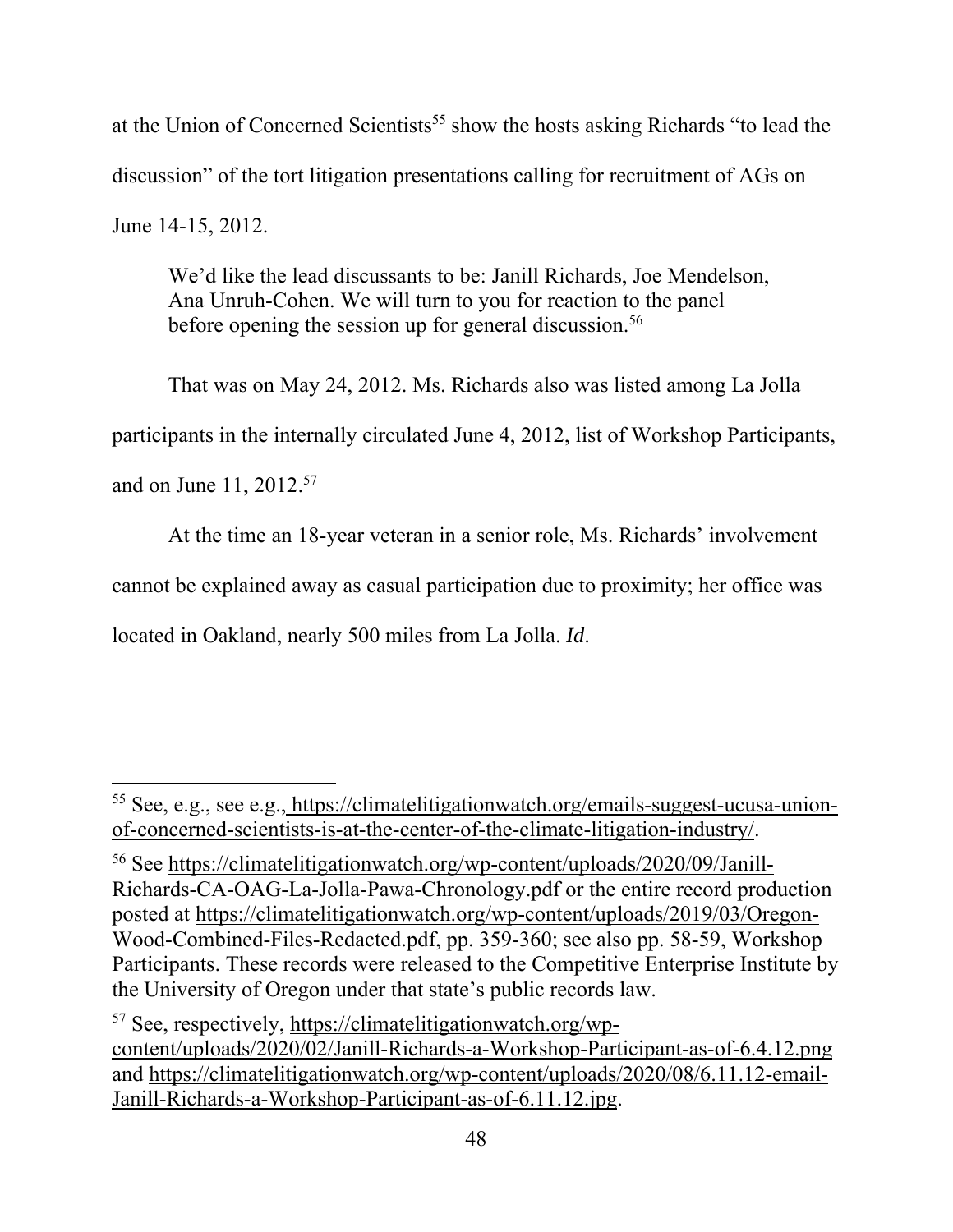at the Union of Concerned Scientists[55] show the hosts asking Richards "to lead the discussion" of the tort litigation presentations calling for recruitment of AGs on June 14-15, 2012.

> We'd like the lead discussants to be: Janill Richards, Joe Mendelson, Ana Unruh-Cohen. We will turn to you for reaction to the panel before opening the session up for general discussion.[56]

That was on May 24, 2012. Ms. Richards also was listed among La Jolla participants in the internally circulated June 4, 2012, list of Workshop Participants, and on June 11, 2012.[57]

At the time an 18-year veteran in a senior role, Ms. Richards' involvement cannot be explained away as casual participation due to proximity; her office was located in Oakland, nearly 500 miles from La Jolla. *Id.*

---

[55] See, e.g., see e.g., https://climatelitigationwatch.org/emails-suggest-ucusa-union-of-concerned-scientists-is-at-the-center-of-the-climate-litigation-industry/.

[56] See https://climatelitigationwatch.org/wp-content/uploads/2020/09/Janill-Richards-CA-OAG-La-Jolla-Pawa-Chronology.pdf or the entire record production posted at https://climatelitigationwatch.org/wp-content/uploads/2019/03/Oregon-Wood-Combined-Files-Redacted.pdf, pp. 359-360; see also pp. 58-59, Workshop Participants. These records were released to the Competitive Enterprise Institute by the University of Oregon under that state's public records law.

[57] See, respectively, https://climatelitigationwatch.org/wp-content/uploads/2020/02/Janill-Richards-a-Workshop-Participant-as-of-6.4.12.png and https://climatelitigationwatch.org/wp-content/uploads/2020/08/6.11.12-email-Janill-Richards-a-Workshop-Participant-as-of-6.11.12.jpg.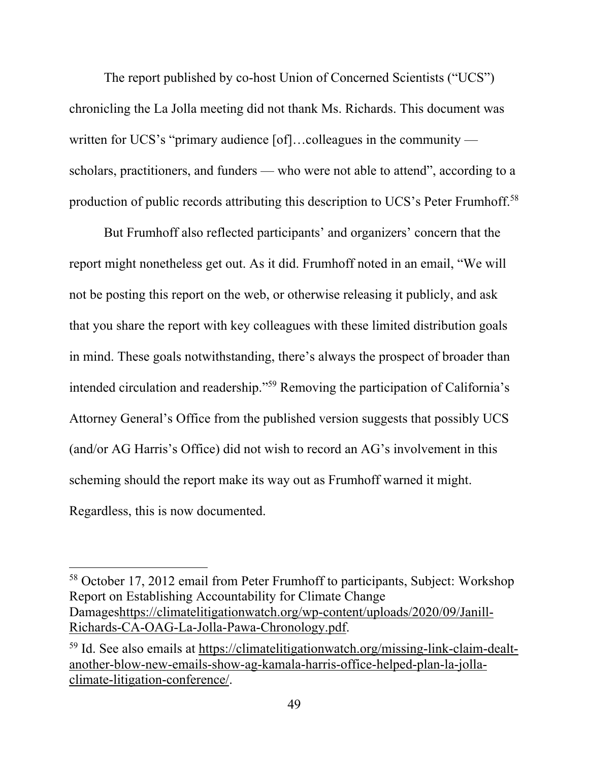The report published by co-host Union of Concerned Scientists ("UCS") chronicling the La Jolla meeting did not thank Ms. Richards. This document was written for UCS's "primary audience [of]…colleagues in the community — scholars, practitioners, and funders — who were not able to attend", according to a production of public records attributing this description to UCS's Peter Frumhoff.[58]

But Frumhoff also reflected participants' and organizers' concern that the report might nonetheless get out. As it did. Frumhoff noted in an email, "We will not be posting this report on the web, or otherwise releasing it publicly, and ask that you share the report with key colleagues with these limited distribution goals in mind. These goals notwithstanding, there's always the prospect of broader than intended circulation and readership."[59] Removing the participation of California's Attorney General's Office from the published version suggests that possibly UCS (and/or AG Harris's Office) did not wish to record an AG's involvement in this scheming should the report make its way out as Frumhoff warned it might. Regardless, this is now documented.

---

[58] October 17, 2012 email from Peter Frumhoff to participants, Subject: Workshop Report on Establishing Accountability for Climate Change Damageshttps://climatelitigationwatch.org/wp-content/uploads/2020/09/Janill-Richards-CA-OAG-La-Jolla-Pawa-Chronology.pdf.

[59] Id. See also emails at https://climatelitigationwatch.org/missing-link-claim-dealt-another-blow-new-emails-show-ag-kamala-harris-office-helped-plan-la-jolla-climate-litigation-conference/.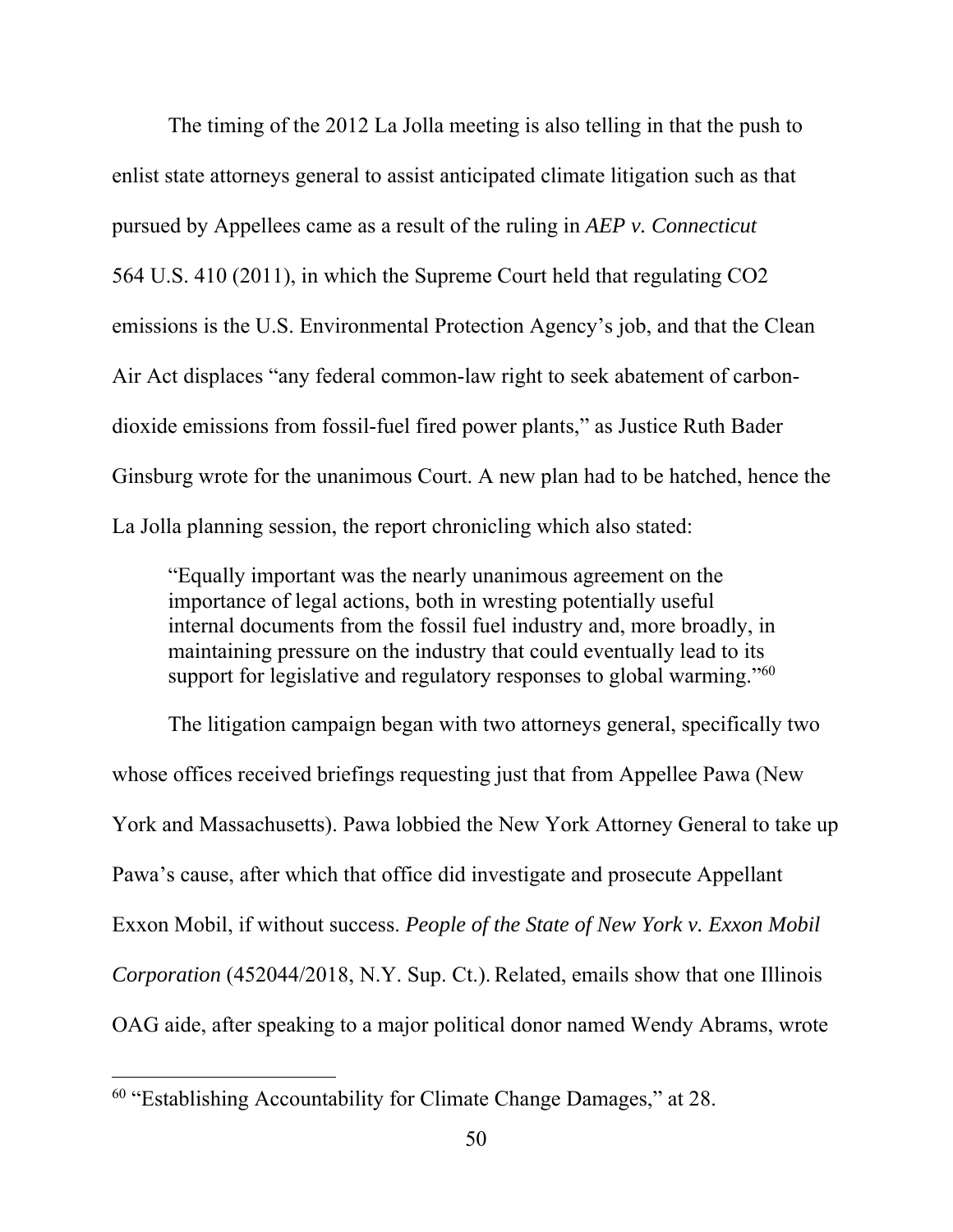The timing of the 2012 La Jolla meeting is also telling in that the push to enlist state attorneys general to assist anticipated climate litigation such as that pursued by Appellees came as a result of the ruling in *AEP v. Connecticut* 564 U.S. 410 (2011), in which the Supreme Court held that regulating CO2 emissions is the U.S. Environmental Protection Agency's job, and that the Clean Air Act displaces "any federal common-law right to seek abatement of carbon-dioxide emissions from fossil-fuel fired power plants," as Justice Ruth Bader Ginsburg wrote for the unanimous Court. A new plan had to be hatched, hence the La Jolla planning session, the report chronicling which also stated:

> "Equally important was the nearly unanimous agreement on the importance of legal actions, both in wresting potentially useful internal documents from the fossil fuel industry and, more broadly, in maintaining pressure on the industry that could eventually lead to its support for legislative and regulatory responses to global warming."[60]

The litigation campaign began with two attorneys general, specifically two whose offices received briefings requesting just that from Appellee Pawa (New York and Massachusetts). Pawa lobbied the New York Attorney General to take up Pawa's cause, after which that office did investigate and prosecute Appellant Exxon Mobil, if without success. *People of the State of New York v. Exxon Mobil Corporation* (452044/2018, N.Y. Sup. Ct.). Related, emails show that one Illinois OAG aide, after speaking to a major political donor named Wendy Abrams, wrote

[60] "Establishing Accountability for Climate Change Damages," at 28.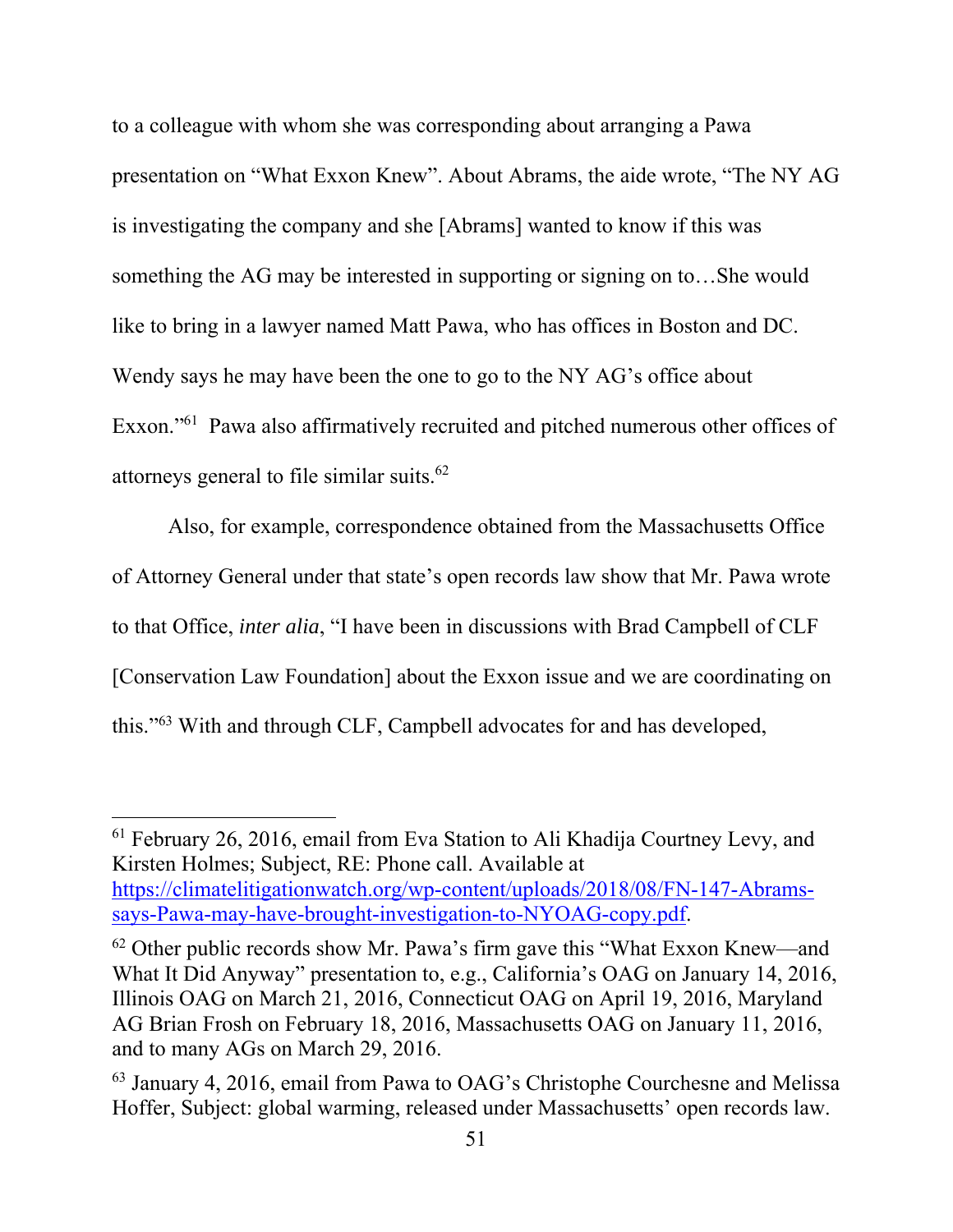to a colleague with whom she was corresponding about arranging a Pawa presentation on "What Exxon Knew". About Abrams, the aide wrote, "The NY AG is investigating the company and she [Abrams] wanted to know if this was something the AG may be interested in supporting or signing on to…She would like to bring in a lawyer named Matt Pawa, who has offices in Boston and DC. Wendy says he may have been the one to go to the NY AG's office about Exxon."[61] Pawa also affirmatively recruited and pitched numerous other offices of attorneys general to file similar suits.[62]

Also, for example, correspondence obtained from the Massachusetts Office of Attorney General under that state's open records law show that Mr. Pawa wrote to that Office, *inter alia*, "I have been in discussions with Brad Campbell of CLF [Conservation Law Foundation] about the Exxon issue and we are coordinating on this."[63] With and through CLF, Campbell advocates for and has developed,

---

[61] February 26, 2016, email from Eva Station to Ali Khadija Courtney Levy, and Kirsten Holmes; Subject, RE: Phone call. Available at https://climatelitigationwatch.org/wp-content/uploads/2018/08/FN-147-Abrams-says-Pawa-may-have-brought-investigation-to-NYOAG-copy.pdf.

[62] Other public records show Mr. Pawa's firm gave this "What Exxon Knew—and What It Did Anyway" presentation to, e.g., California's OAG on January 14, 2016, Illinois OAG on March 21, 2016, Connecticut OAG on April 19, 2016, Maryland AG Brian Frosh on February 18, 2016, Massachusetts OAG on January 11, 2016, and to many AGs on March 29, 2016.

[63] January 4, 2016, email from Pawa to OAG's Christophe Courchesne and Melissa Hoffer, Subject: global warming, released under Massachusetts' open records law.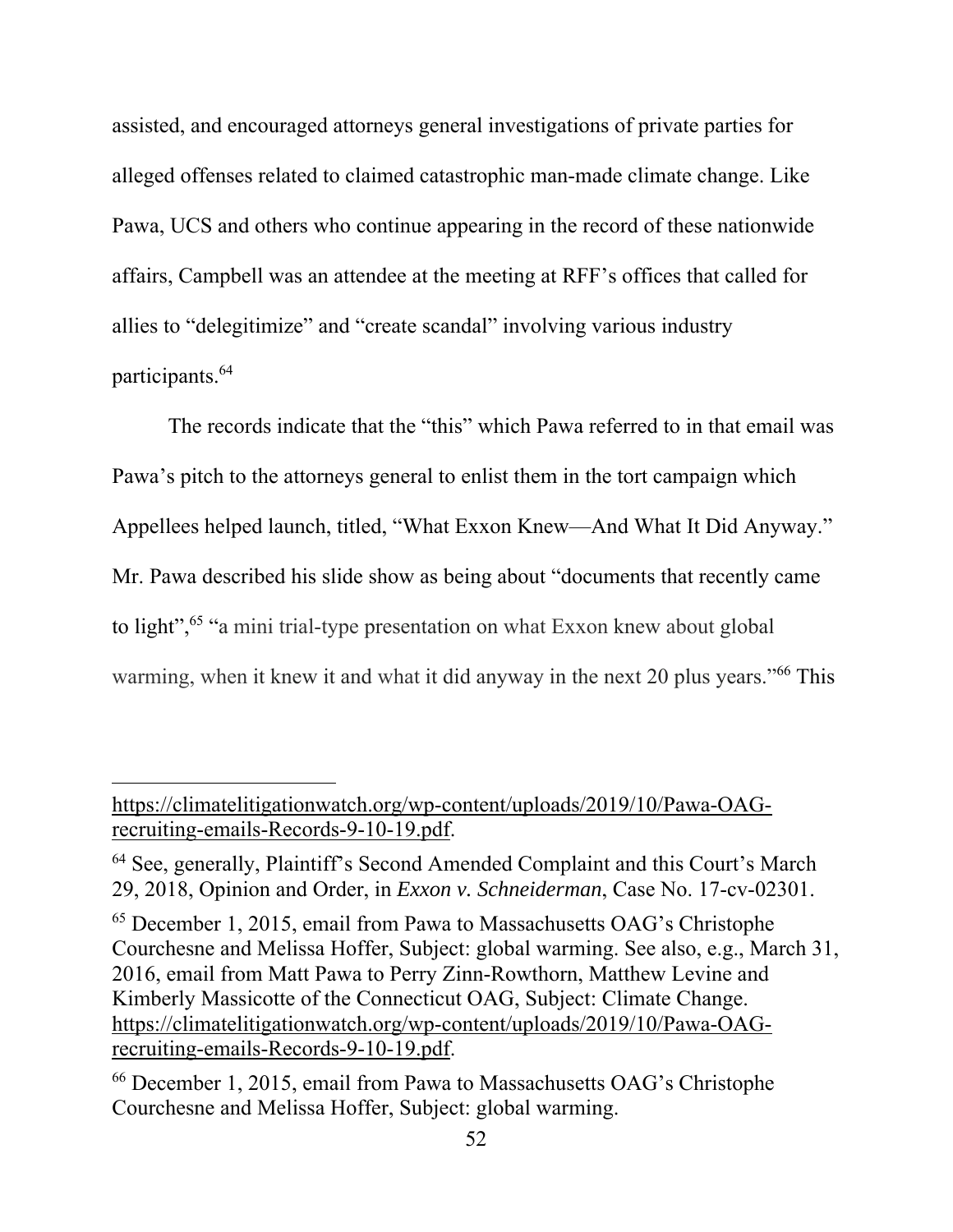assisted, and encouraged attorneys general investigations of private parties for alleged offenses related to claimed catastrophic man-made climate change. Like Pawa, UCS and others who continue appearing in the record of these nationwide affairs, Campbell was an attendee at the meeting at RFF's offices that called for allies to "delegitimize" and "create scandal" involving various industry participants.[64]

The records indicate that the "this" which Pawa referred to in that email was Pawa's pitch to the attorneys general to enlist them in the tort campaign which Appellees helped launch, titled, "What Exxon Knew—And What It Did Anyway." Mr. Pawa described his slide show as being about "documents that recently came to light",[65] "a mini trial-type presentation on what Exxon knew about global warming, when it knew it and what it did anyway in the next 20 plus years."[66] This

---

https://climatelitigationwatch.org/wp-content/uploads/2019/10/Pawa-OAG-recruiting-emails-Records-9-10-19.pdf.

[64] See, generally, Plaintiff's Second Amended Complaint and this Court's March 29, 2018, Opinion and Order, in *Exxon v. Schneiderman*, Case No. 17-cv-02301.

[65] December 1, 2015, email from Pawa to Massachusetts OAG's Christophe Courchesne and Melissa Hoffer, Subject: global warming. See also, e.g., March 31, 2016, email from Matt Pawa to Perry Zinn-Rowthorn, Matthew Levine and Kimberly Massicotte of the Connecticut OAG, Subject: Climate Change. https://climatelitigationwatch.org/wp-content/uploads/2019/10/Pawa-OAG-recruiting-emails-Records-9-10-19.pdf.

[66] December 1, 2015, email from Pawa to Massachusetts OAG's Christophe Courchesne and Melissa Hoffer, Subject: global warming.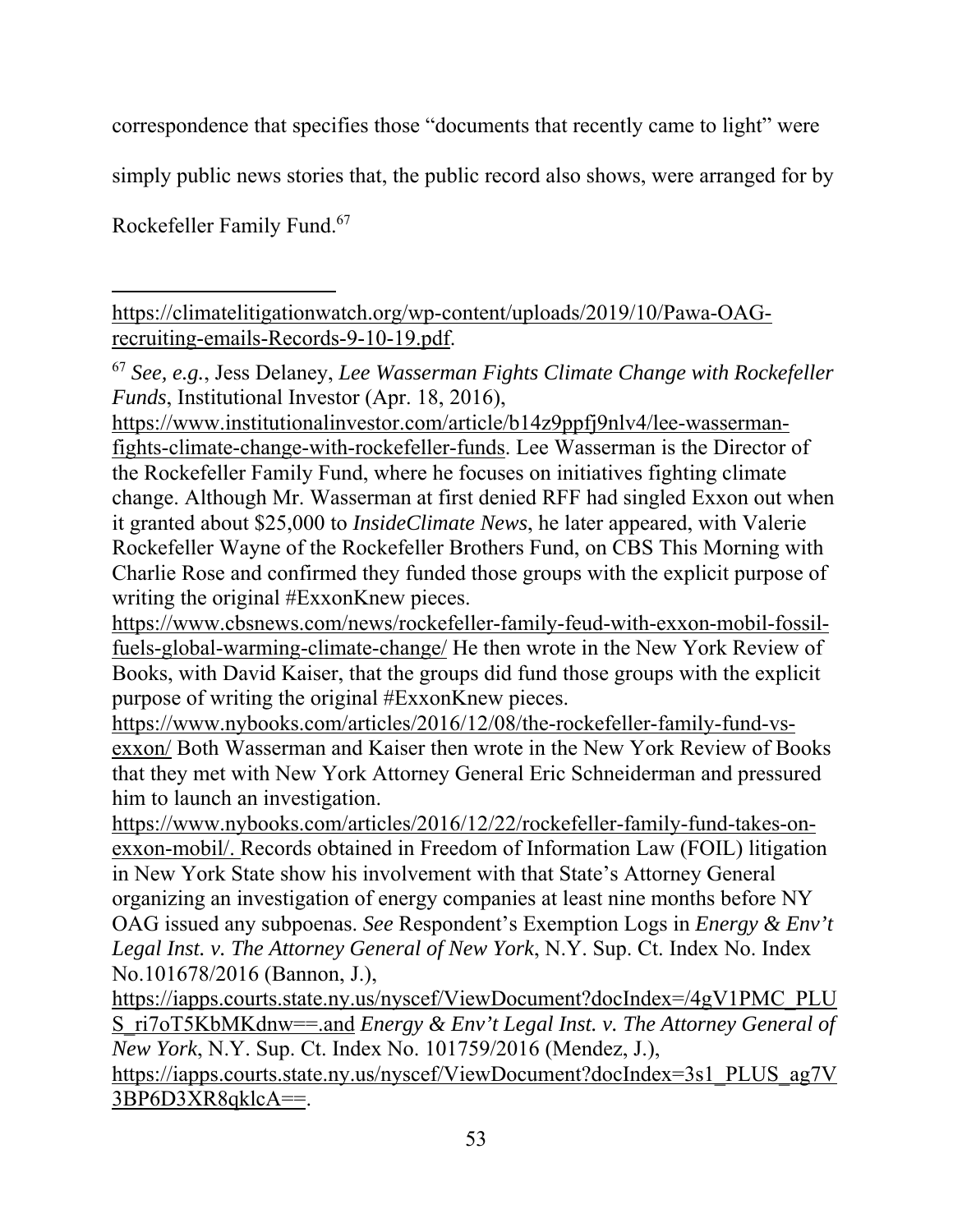correspondence that specifies those "documents that recently came to light" were simply public news stories that, the public record also shows, were arranged for by Rockefeller Family Fund.[67]

---

https://climatelitigationwatch.org/wp-content/uploads/2019/10/Pawa-OAG-recruiting-emails-Records-9-10-19.pdf.

[67] *See, e.g.*, Jess Delaney, *Lee Wasserman Fights Climate Change with Rockefeller Funds*, Institutional Investor (Apr. 18, 2016), https://www.institutionalinvestor.com/article/b14z9ppfj9nlv4/lee-wasserman-fights-climate-change-with-rockefeller-funds. Lee Wasserman is the Director of the Rockefeller Family Fund, where he focuses on initiatives fighting climate change. Although Mr. Wasserman at first denied RFF had singled Exxon out when it granted about $25,000 to *InsideClimate News*, he later appeared, with Valerie Rockefeller Wayne of the Rockefeller Brothers Fund, on CBS This Morning with Charlie Rose and confirmed they funded those groups with the explicit purpose of writing the original #ExxonKnew pieces. https://www.cbsnews.com/news/rockefeller-family-feud-with-exxon-mobil-fossil-fuels-global-warming-climate-change/ He then wrote in the New York Review of Books, with David Kaiser, that the groups did fund those groups with the explicit purpose of writing the original #ExxonKnew pieces. https://www.nybooks.com/articles/2016/12/08/the-rockefeller-family-fund-vs-exxon/ Both Wasserman and Kaiser then wrote in the New York Review of Books that they met with New York Attorney General Eric Schneiderman and pressured him to launch an investigation. https://www.nybooks.com/articles/2016/12/22/rockefeller-family-fund-takes-on-exxon-mobil/. Records obtained in Freedom of Information Law (FOIL) litigation in New York State show his involvement with that State's Attorney General organizing an investigation of energy companies at least nine months before NY OAG issued any subpoenas. *See* Respondent's Exemption Logs in *Energy & Env't Legal Inst. v. The Attorney General of New York*, N.Y. Sup. Ct. Index No. Index No.101678/2016 (Bannon, J.), https://iapps.courts.state.ny.us/nyscef/ViewDocument?docIndex=/4gV1PMC_PLUS_ri7oT5KbMKdnw==.and *Energy & Env't Legal Inst. v. The Attorney General of New York*, N.Y. Sup. Ct. Index No. 101759/2016 (Mendez, J.), https://iapps.courts.state.ny.us/nyscef/ViewDocument?docIndex=3s1_PLUS_ag7V3BP6D3XR8qklcA==.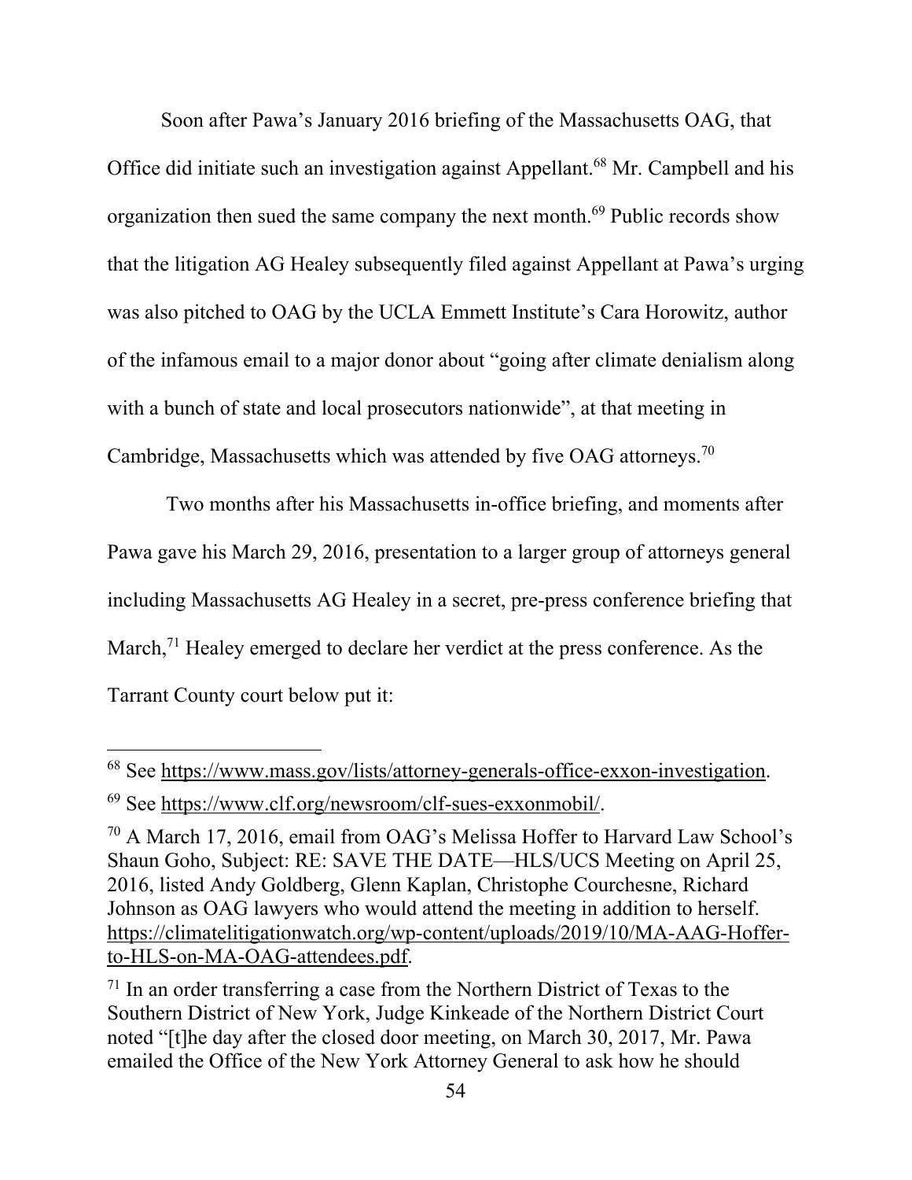Soon after Pawa's January 2016 briefing of the Massachusetts OAG, that Office did initiate such an investigation against Appellant.[68] Mr. Campbell and his organization then sued the same company the next month.[69] Public records show that the litigation AG Healey subsequently filed against Appellant at Pawa's urging was also pitched to OAG by the UCLA Emmett Institute's Cara Horowitz, author of the infamous email to a major donor about "going after climate denialism along with a bunch of state and local prosecutors nationwide", at that meeting in Cambridge, Massachusetts which was attended by five OAG attorneys.[70]

Two months after his Massachusetts in-office briefing, and moments after Pawa gave his March 29, 2016, presentation to a larger group of attorneys general including Massachusetts AG Healey in a secret, pre-press conference briefing that March,[71] Healey emerged to declare her verdict at the press conference. As the Tarrant County court below put it:

---

[68] See https://www.mass.gov/lists/attorney-generals-office-exxon-investigation.

[69] See https://www.clf.org/newsroom/clf-sues-exxonmobil/.

[70] A March 17, 2016, email from OAG's Melissa Hoffer to Harvard Law School's Shaun Goho, Subject: RE: SAVE THE DATE—HLS/UCS Meeting on April 25, 2016, listed Andy Goldberg, Glenn Kaplan, Christophe Courchesne, Richard Johnson as OAG lawyers who would attend the meeting in addition to herself. https://climatelitigationwatch.org/wp-content/uploads/2019/10/MA-AAG-Hoffer-to-HLS-on-MA-OAG-attendees.pdf.

[71] In an order transferring a case from the Northern District of Texas to the Southern District of New York, Judge Kinkeade of the Northern District Court noted "[t]he day after the closed door meeting, on March 30, 2017, Mr. Pawa emailed the Office of the New York Attorney General to ask how he should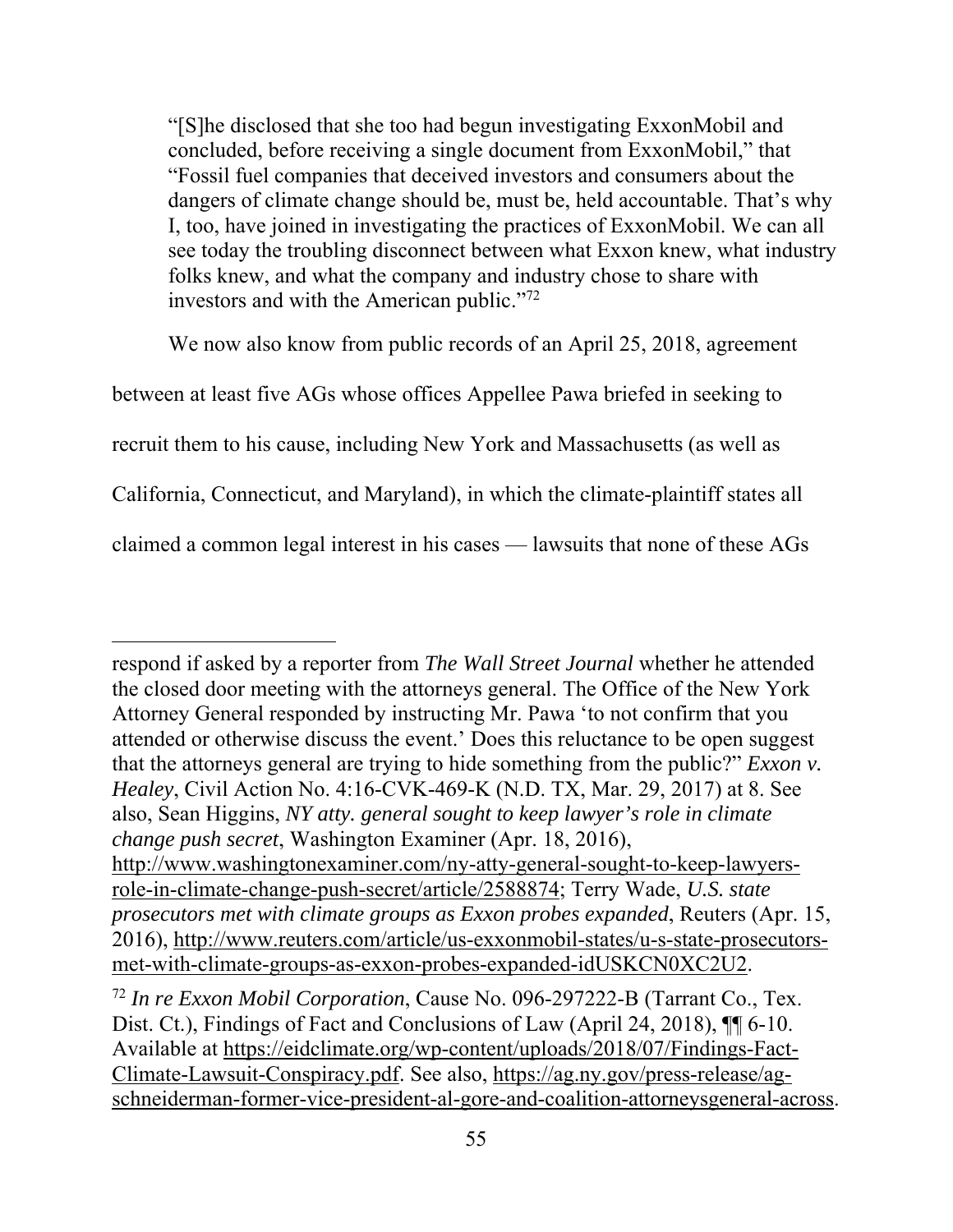"[S]he disclosed that she too had begun investigating ExxonMobil and concluded, before receiving a single document from ExxonMobil," that "Fossil fuel companies that deceived investors and consumers about the dangers of climate change should be, must be, held accountable. That's why I, too, have joined in investigating the practices of ExxonMobil. We can all see today the troubling disconnect between what Exxon knew, what industry folks knew, and what the company and industry chose to share with investors and with the American public."[72]

We now also know from public records of an April 25, 2018, agreement between at least five AGs whose offices Appellee Pawa briefed in seeking to recruit them to his cause, including New York and Massachusetts (as well as California, Connecticut, and Maryland), in which the climate-plaintiff states all claimed a common legal interest in his cases — lawsuits that none of these AGs

---

respond if asked by a reporter from *The Wall Street Journal* whether he attended the closed door meeting with the attorneys general. The Office of the New York Attorney General responded by instructing Mr. Pawa 'to not confirm that you attended or otherwise discuss the event.' Does this reluctance to be open suggest that the attorneys general are trying to hide something from the public?" *Exxon v. Healey*, Civil Action No. 4:16-CVK-469-K (N.D. TX, Mar. 29, 2017) at 8. See also, Sean Higgins, *NY atty. general sought to keep lawyer's role in climate change push secret*, Washington Examiner (Apr. 18, 2016), http://www.washingtonexaminer.com/ny-atty-general-sought-to-keep-lawyers-role-in-climate-change-push-secret/article/2588874; Terry Wade, *U.S. state prosecutors met with climate groups as Exxon probes expanded*, Reuters (Apr. 15, 2016), http://www.reuters.com/article/us-exxonmobil-states/u-s-state-prosecutors-met-with-climate-groups-as-exxon-probes-expanded-idUSKCN0XC2U2.

[72] *In re Exxon Mobil Corporation*, Cause No. 096-297222-B (Tarrant Co., Tex. Dist. Ct.), Findings of Fact and Conclusions of Law (April 24, 2018), ¶¶ 6-10. Available at https://eidclimate.org/wp-content/uploads/2018/07/Findings-Fact-Climate-Lawsuit-Conspiracy.pdf. See also, https://ag.ny.gov/press-release/ag-schneiderman-former-vice-president-al-gore-and-coalition-attorneysgeneral-across.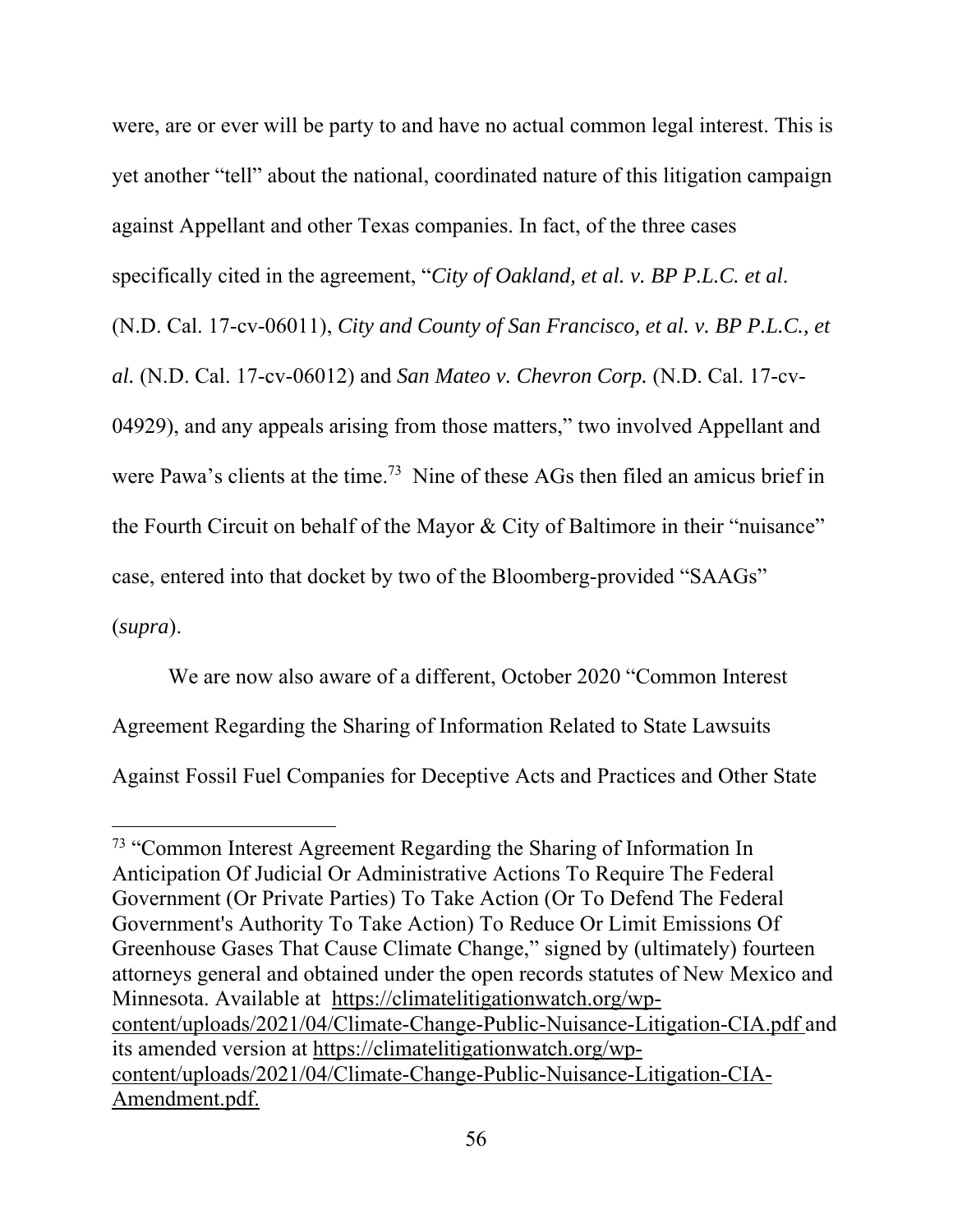were, are or ever will be party to and have no actual common legal interest. This is yet another "tell" about the national, coordinated nature of this litigation campaign against Appellant and other Texas companies. In fact, of the three cases specifically cited in the agreement, "*City of Oakland, et al. v. BP P.L.C. et al.* (N.D. Cal. 17-cv-06011), *City and County of San Francisco, et al. v. BP P.L.C., et al.* (N.D. Cal. 17-cv-06012) and *San Mateo v. Chevron Corp.* (N.D. Cal. 17-cv-04929), and any appeals arising from those matters," two involved Appellant and were Pawa's clients at the time.[73] Nine of these AGs then filed an amicus brief in the Fourth Circuit on behalf of the Mayor & City of Baltimore in their "nuisance" case, entered into that docket by two of the Bloomberg-provided "SAAGs" (*supra*).

We are now also aware of a different, October 2020 "Common Interest Agreement Regarding the Sharing of Information Related to State Lawsuits Against Fossil Fuel Companies for Deceptive Acts and Practices and Other State

---

[73] "Common Interest Agreement Regarding the Sharing of Information In Anticipation Of Judicial Or Administrative Actions To Require The Federal Government (Or Private Parties) To Take Action (Or To Defend The Federal Government's Authority To Take Action) To Reduce Or Limit Emissions Of Greenhouse Gases That Cause Climate Change," signed by (ultimately) fourteen attorneys general and obtained under the open records statutes of New Mexico and Minnesota. Available at https://climatelitigationwatch.org/wp-content/uploads/2021/04/Climate-Change-Public-Nuisance-Litigation-CIA.pdf and its amended version at https://climatelitigationwatch.org/wp-content/uploads/2021/04/Climate-Change-Public-Nuisance-Litigation-CIA-Amendment.pdf.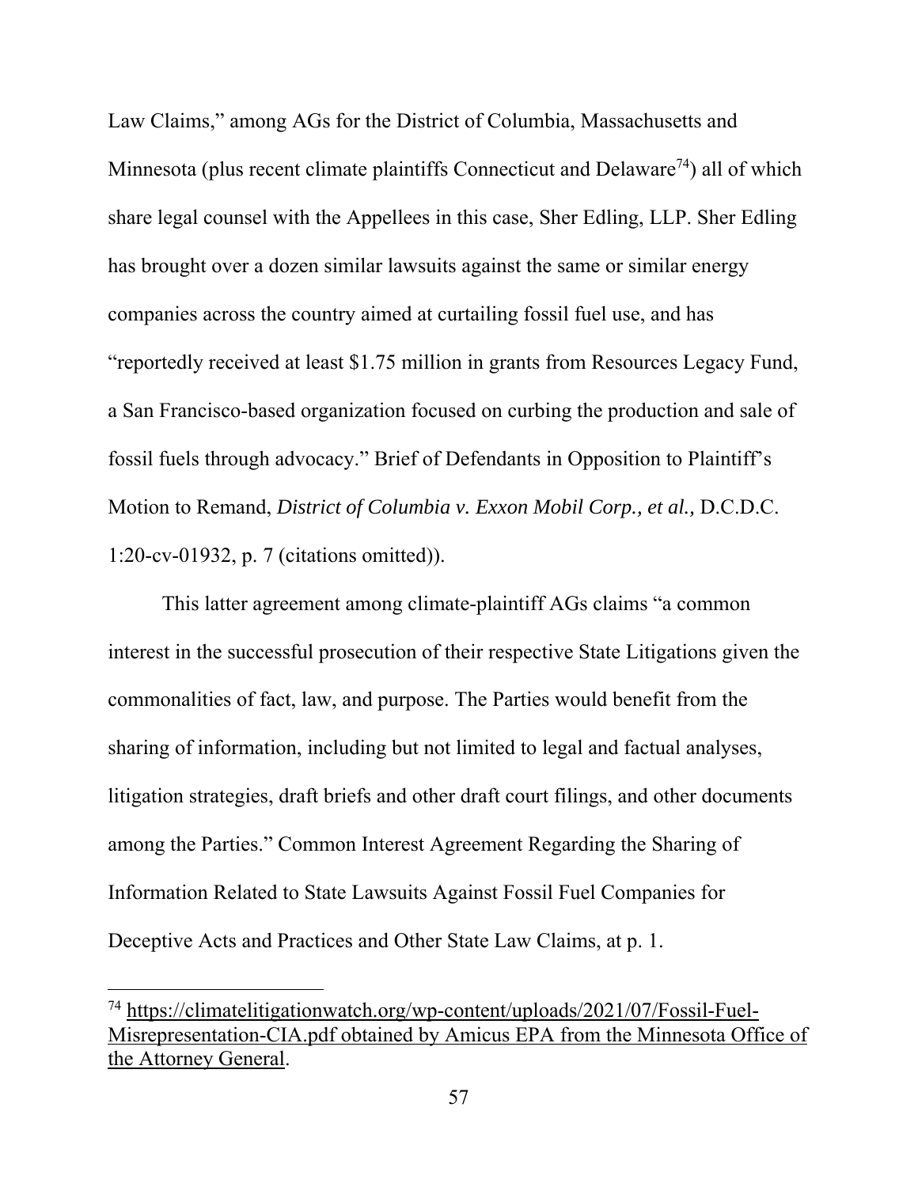Law Claims," among AGs for the District of Columbia, Massachusetts and Minnesota (plus recent climate plaintiffs Connecticut and Delaware[74]) all of which share legal counsel with the Appellees in this case, Sher Edling, LLP. Sher Edling has brought over a dozen similar lawsuits against the same or similar energy companies across the country aimed at curtailing fossil fuel use, and has "reportedly received at least $1.75 million in grants from Resources Legacy Fund, a San Francisco-based organization focused on curbing the production and sale of fossil fuels through advocacy." Brief of Defendants in Opposition to Plaintiff's Motion to Remand, *District of Columbia v. Exxon Mobil Corp., et al.,* D.C.D.C. 1:20-cv-01932, p. 7 (citations omitted)).

This latter agreement among climate-plaintiff AGs claims "a common interest in the successful prosecution of their respective State Litigations given the commonalities of fact, law, and purpose. The Parties would benefit from the sharing of information, including but not limited to legal and factual analyses, litigation strategies, draft briefs and other draft court filings, and other documents among the Parties." Common Interest Agreement Regarding the Sharing of Information Related to State Lawsuits Against Fossil Fuel Companies for Deceptive Acts and Practices and Other State Law Claims, at p. 1.

---

[74] https://climatelitigationwatch.org/wp-content/uploads/2021/07/Fossil-Fuel-Misrepresentation-CIA.pdf obtained by Amicus EPA from the Minnesota Office of the Attorney General.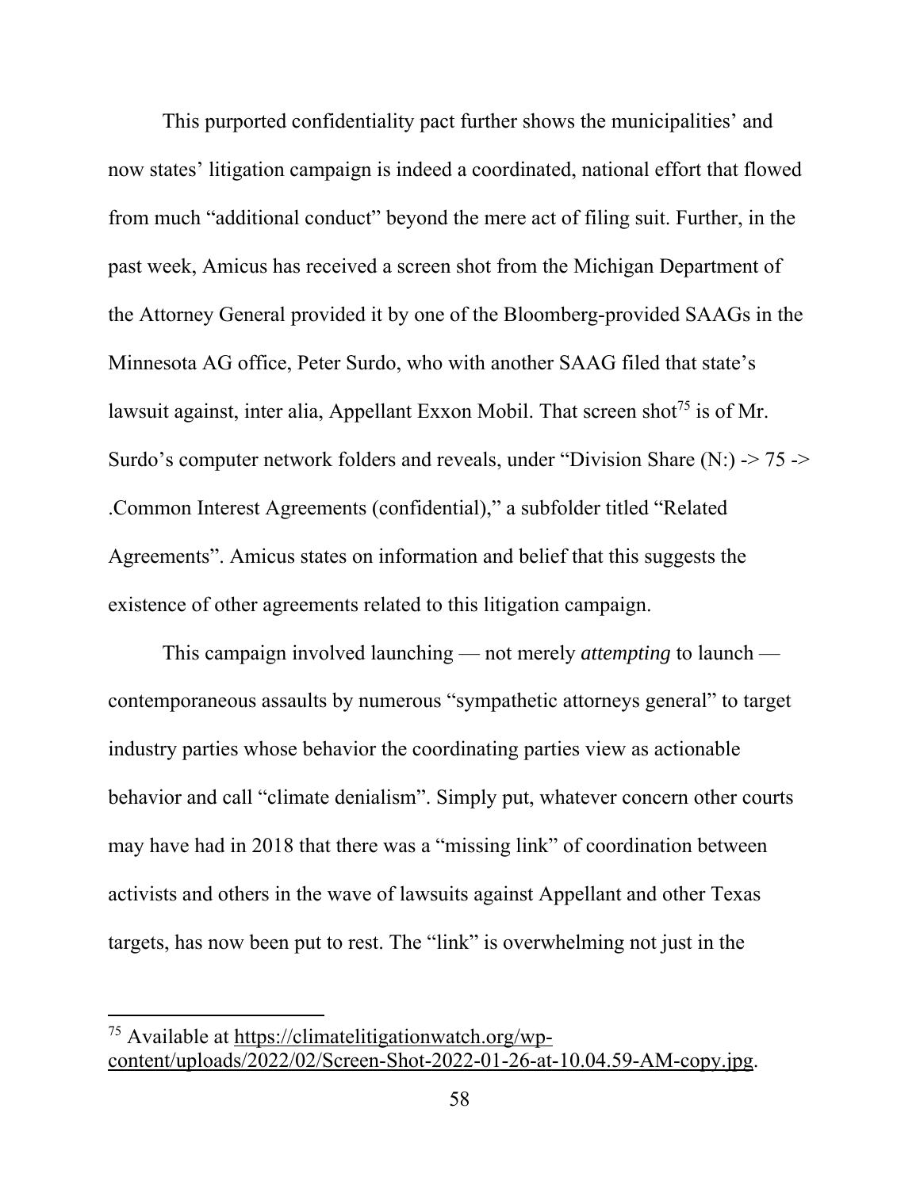This purported confidentiality pact further shows the municipalities' and now states' litigation campaign is indeed a coordinated, national effort that flowed from much "additional conduct" beyond the mere act of filing suit. Further, in the past week, Amicus has received a screen shot from the Michigan Department of the Attorney General provided it by one of the Bloomberg-provided SAAGs in the Minnesota AG office, Peter Surdo, who with another SAAG filed that state's lawsuit against, inter alia, Appellant Exxon Mobil. That screen shot[75] is of Mr. Surdo's computer network folders and reveals, under "Division Share (N:) -> 75 -> .Common Interest Agreements (confidential)," a subfolder titled "Related Agreements". Amicus states on information and belief that this suggests the existence of other agreements related to this litigation campaign.

This campaign involved launching — not merely *attempting* to launch — contemporaneous assaults by numerous "sympathetic attorneys general" to target industry parties whose behavior the coordinating parties view as actionable behavior and call "climate denialism". Simply put, whatever concern other courts may have had in 2018 that there was a "missing link" of coordination between activists and others in the wave of lawsuits against Appellant and other Texas targets, has now been put to rest. The "link" is overwhelming not just in the

---

[75] Available at https://climatelitigationwatch.org/wp-content/uploads/2022/02/Screen-Shot-2022-01-26-at-10.04.59-AM-copy.jpg.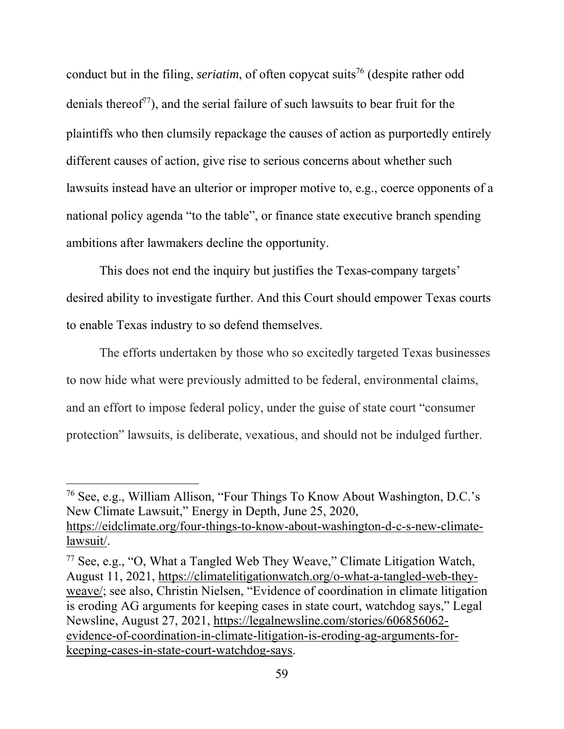conduct but in the filing, *seriatim*, of often copycat suits[76] (despite rather odd denials thereof[77]), and the serial failure of such lawsuits to bear fruit for the plaintiffs who then clumsily repackage the causes of action as purportedly entirely different causes of action, give rise to serious concerns about whether such lawsuits instead have an ulterior or improper motive to, e.g., coerce opponents of a national policy agenda "to the table", or finance state executive branch spending ambitions after lawmakers decline the opportunity.

This does not end the inquiry but justifies the Texas-company targets' desired ability to investigate further. And this Court should empower Texas courts to enable Texas industry to so defend themselves.

The efforts undertaken by those who so excitedly targeted Texas businesses to now hide what were previously admitted to be federal, environmental claims, and an effort to impose federal policy, under the guise of state court "consumer protection" lawsuits, is deliberate, vexatious, and should not be indulged further.

---

[76] See, e.g., William Allison, "Four Things To Know About Washington, D.C.'s New Climate Lawsuit," Energy in Depth, June 25, 2020, https://eidclimate.org/four-things-to-know-about-washington-d-c-s-new-climate-lawsuit/.

[77] See, e.g., "O, What a Tangled Web They Weave," Climate Litigation Watch, August 11, 2021, https://climatelitigationwatch.org/o-what-a-tangled-web-they-weave/; see also, Christin Nielsen, "Evidence of coordination in climate litigation is eroding AG arguments for keeping cases in state court, watchdog says," Legal Newsline, August 27, 2021, https://legalnewsline.com/stories/606856062-evidence-of-coordination-in-climate-litigation-is-eroding-ag-arguments-for-keeping-cases-in-state-court-watchdog-says.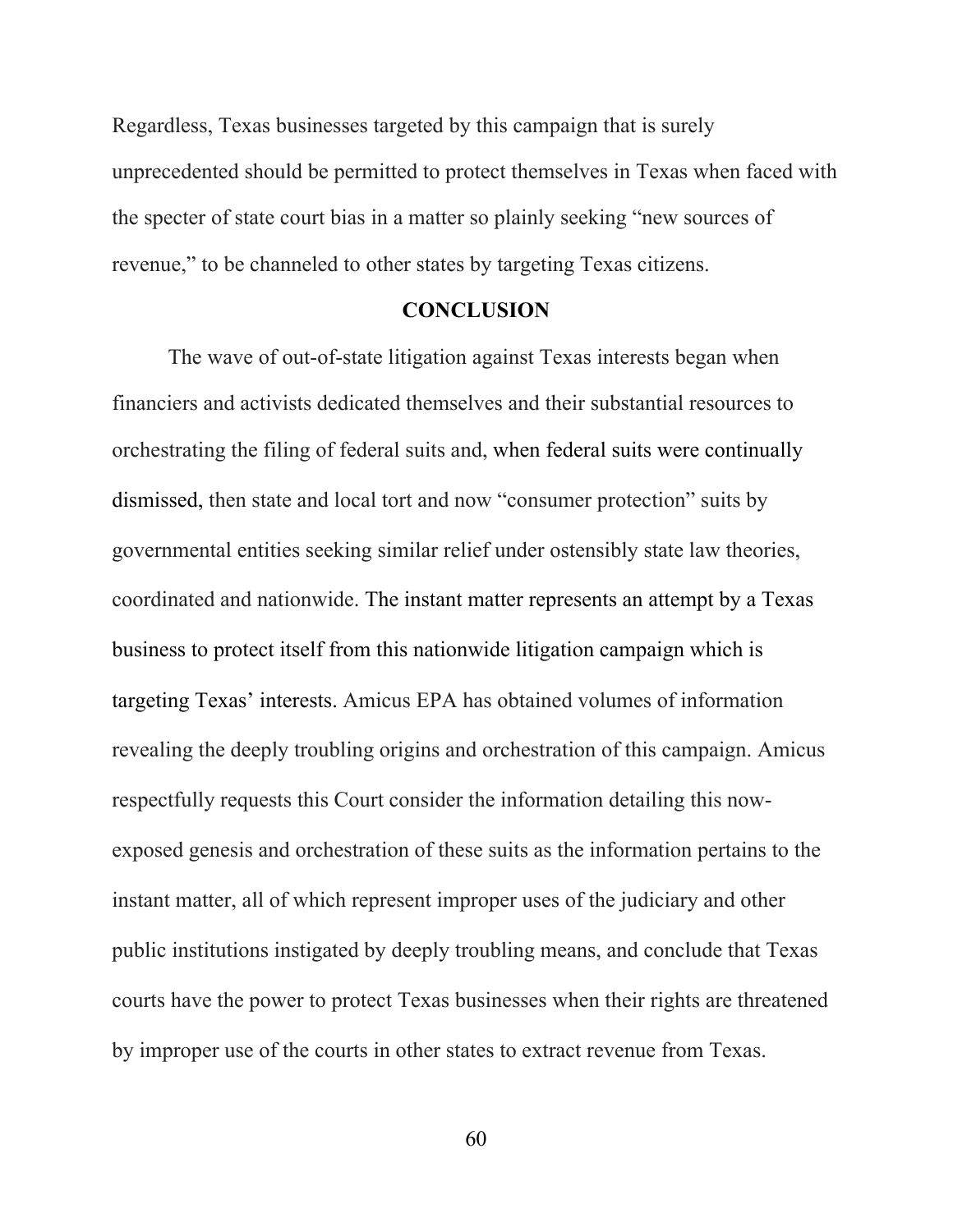Regardless, Texas businesses targeted by this campaign that is surely unprecedented should be permitted to protect themselves in Texas when faced with the specter of state court bias in a matter so plainly seeking "new sources of revenue," to be channeled to other states by targeting Texas citizens.

## CONCLUSION

The wave of out-of-state litigation against Texas interests began when financiers and activists dedicated themselves and their substantial resources to orchestrating the filing of federal suits and, when federal suits were continually dismissed, then state and local tort and now "consumer protection" suits by governmental entities seeking similar relief under ostensibly state law theories, coordinated and nationwide. The instant matter represents an attempt by a Texas business to protect itself from this nationwide litigation campaign which is targeting Texas' interests. Amicus EPA has obtained volumes of information revealing the deeply troubling origins and orchestration of this campaign. Amicus respectfully requests this Court consider the information detailing this now-exposed genesis and orchestration of these suits as the information pertains to the instant matter, all of which represent improper uses of the judiciary and other public institutions instigated by deeply troubling means, and conclude that Texas courts have the power to protect Texas businesses when their rights are threatened by improper use of the courts in other states to extract revenue from Texas.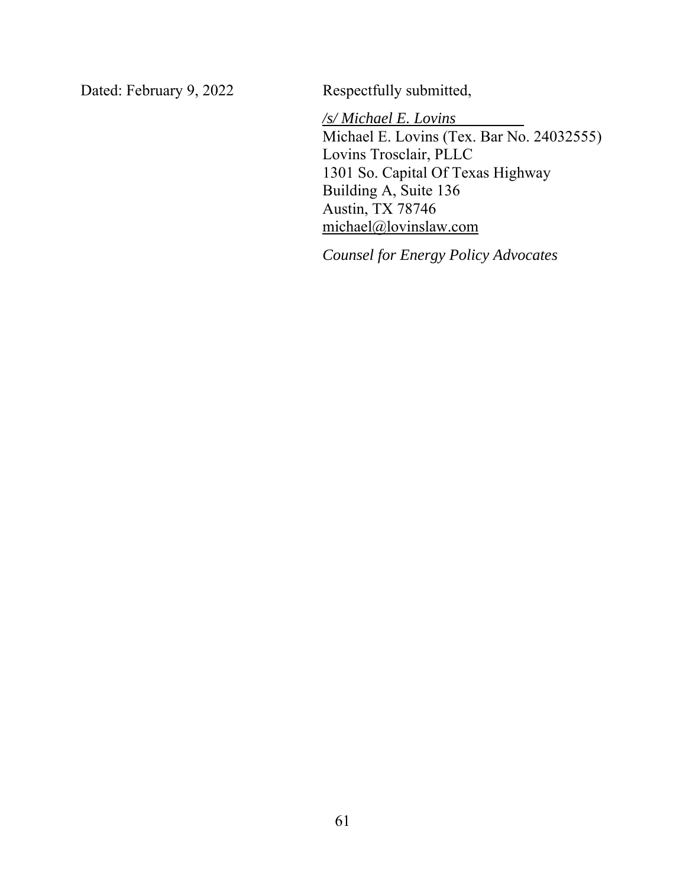Dated: February 9, 2022

Respectfully submitted,

*/s/ Michael E. Lovins*
Michael E. Lovins (Tex. Bar No. 24032555)
Lovins Trosclair, PLLC
1301 So. Capital Of Texas Highway
Building A, Suite 136
Austin, TX 78746
michael@lovinslaw.com

*Counsel for Energy Policy Advocates*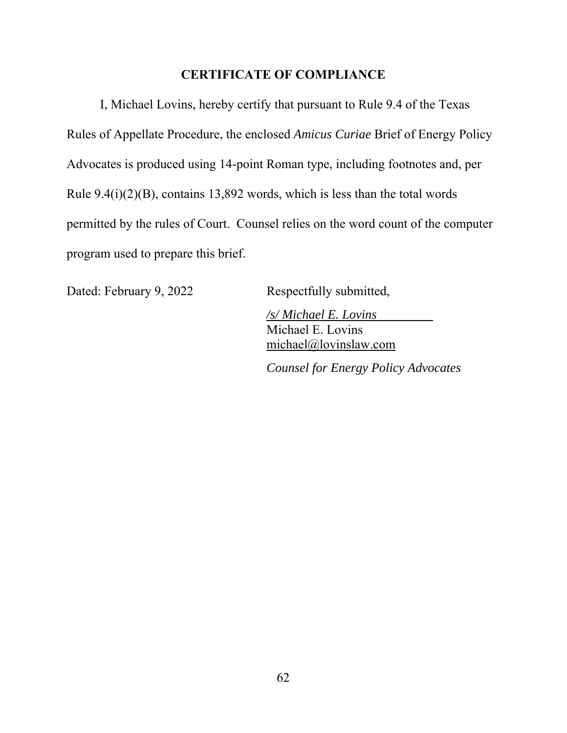## CERTIFICATE OF COMPLIANCE

I, Michael Lovins, hereby certify that pursuant to Rule 9.4 of the Texas Rules of Appellate Procedure, the enclosed *Amicus Curiae* Brief of Energy Policy Advocates is produced using 14-point Roman type, including footnotes and, per Rule 9.4(i)(2)(B), contains 13,892 words, which is less than the total words permitted by the rules of Court. Counsel relies on the word count of the computer program used to prepare this brief.

Dated: February 9, 2022

Respectfully submitted,

*/s/ Michael E. Lovins*
Michael E. Lovins
michael@lovinslaw.com

*Counsel for Energy Policy Advocates*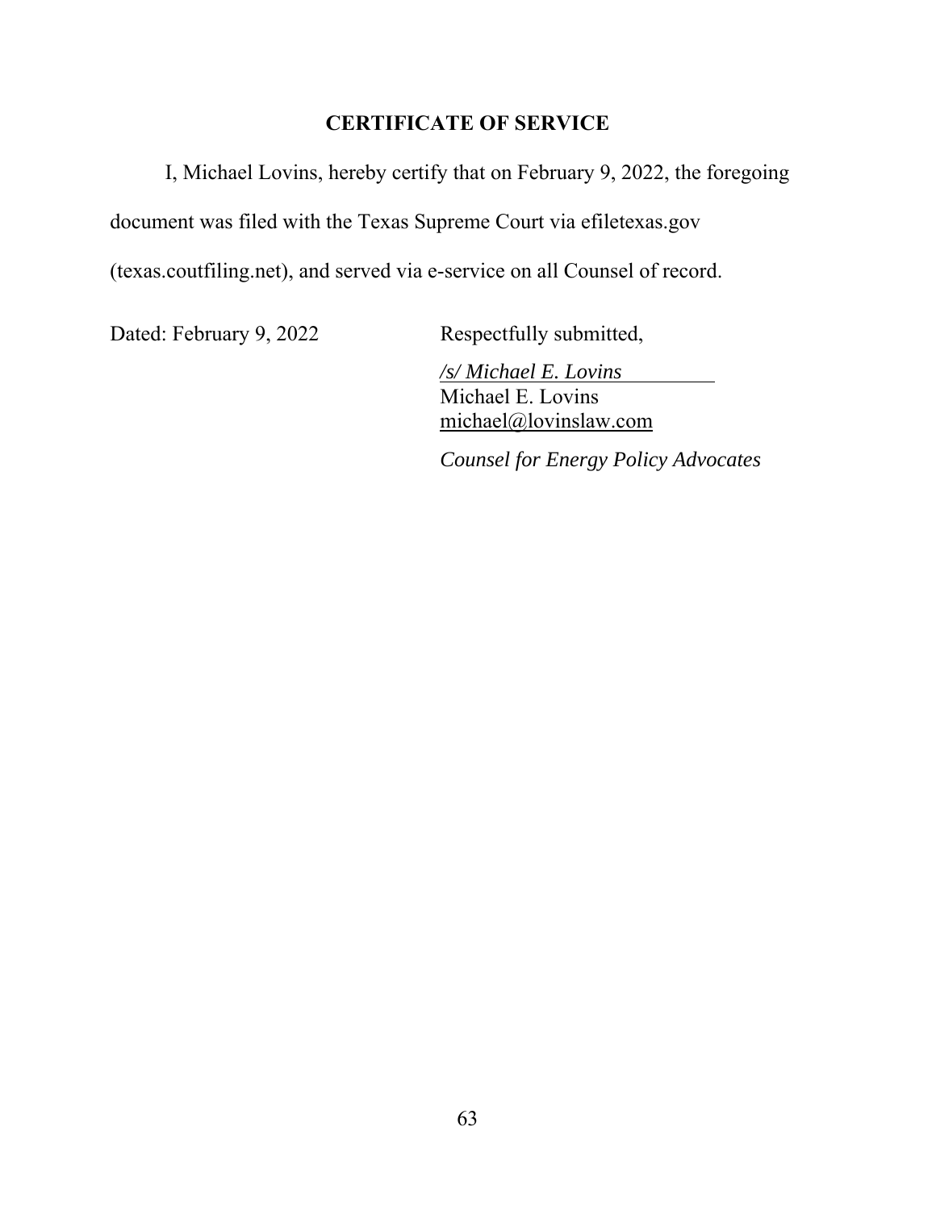## CERTIFICATE OF SERVICE

I, Michael Lovins, hereby certify that on February 9, 2022, the foregoing document was filed with the Texas Supreme Court via efiletexas.gov (texas.coutfiling.net), and served via e-service on all Counsel of record.

Dated: February 9, 2022

Respectfully submitted,

*/s/ Michael E. Lovins*
Michael E. Lovins
michael@lovinslaw.com

*Counsel for Energy Policy Advocates*